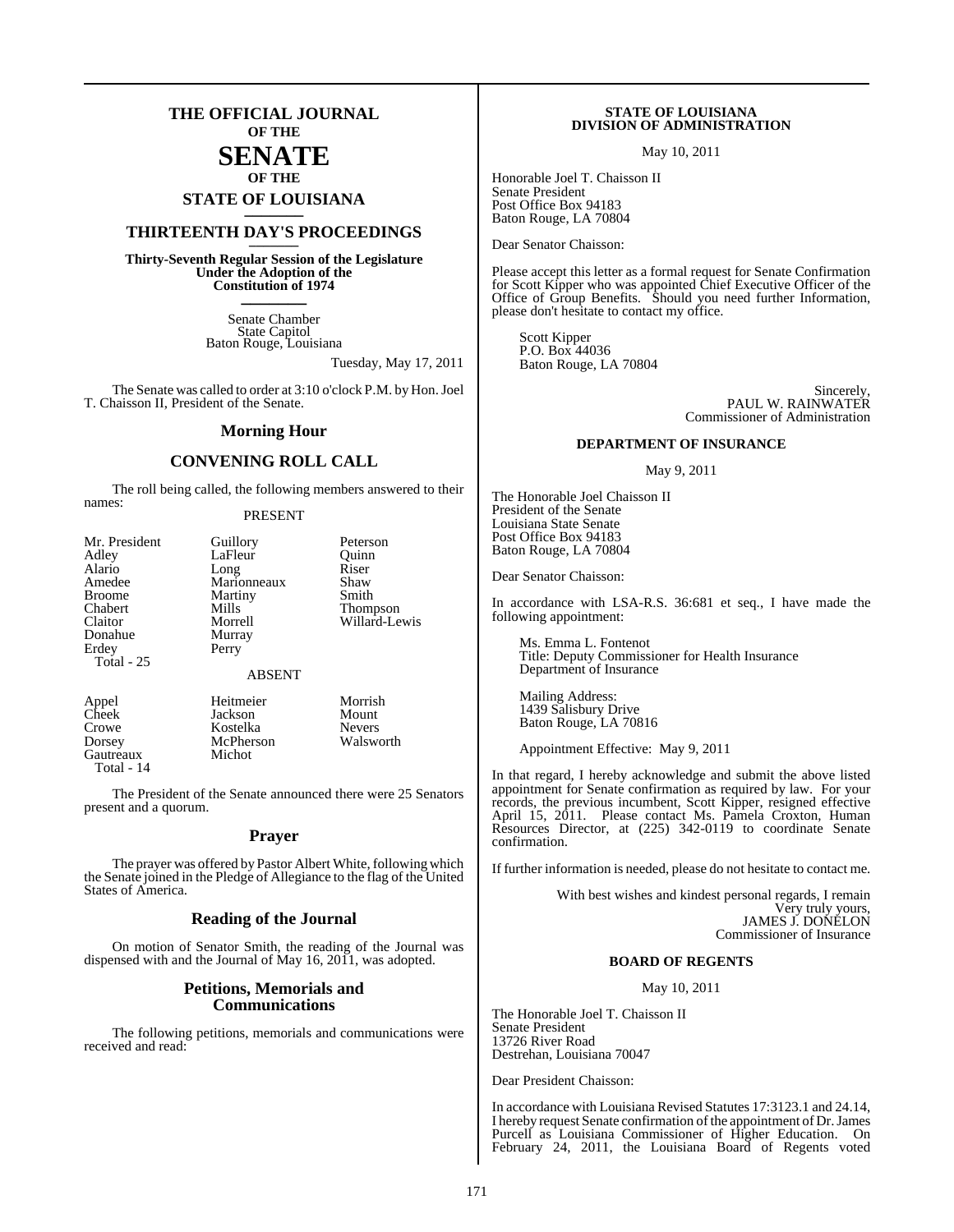# THE OFFICIAL JOURNAL OF THE SENATE OF THE STATE OF LOUISIANA

## THIRTEENTH DAY'S PROCEEDINGS

**Thirty-Seventh Regular Session of the Legislature Under the Adoption of the Constitution of 1974**

Senate Chamber
State Capitol
Baton Rouge, Louisiana

Tuesday, May 17, 2011

The Senate was called to order at 3:10 o'clock P.M. by Hon. Joel T. Chaisson II, President of the Senate.

## Morning Hour

## CONVENING ROLL CALL

The roll being called, the following members answered to their names:

PRESENT

| | | |
|---|---|---|
| Mr. President | Guillory | Peterson |
| Adley | LaFleur | Quinn |
| Alario | Long | Riser |
| Amedee | Marionneaux | Shaw |
| Broome | Martiny | Smith |
| Chabert | Mills | Thompson |
| Claitor | Morrell | Willard-Lewis |
| Donahue | Murray | |
| Erdey | Perry | |

Total - 25

ABSENT

| | | |
|---|---|---|
| Appel | Heitmeier | Morrish |
| Cheek | Jackson | Mount |
| Crowe | Kostelka | Nevers |
| Dorsey | McPherson | Walsworth |
| Gautreaux | Michot | |

Total - 14

The President of the Senate announced there were 25 Senators present and a quorum.

## Prayer

The prayer was offered by Pastor Albert White, following which the Senate joined in the Pledge of Allegiance to the flag of the United States of America.

## Reading of the Journal

On motion of Senator Smith, the reading of the Journal was dispensed with and the Journal of May 16, 2011, was adopted.

## Petitions, Memorials and Communications

The following petitions, memorials and communications were received and read:

**STATE OF LOUISIANA DIVISION OF ADMINISTRATION**

May 10, 2011

Honorable Joel T. Chaisson II
Senate President
Post Office Box 94183
Baton Rouge, LA 70804

Dear Senator Chaisson:

Please accept this letter as a formal request for Senate Confirmation for Scott Kipper who was appointed Chief Executive Officer of the Office of Group Benefits. Should you need further Information, please don't hesitate to contact my office.

Scott Kipper
P.O. Box 44036
Baton Rouge, LA 70804

Sincerely,
PAUL W. RAINWATER
Commissioner of Administration

**DEPARTMENT OF INSURANCE**

May 9, 2011

The Honorable Joel Chaisson II
President of the Senate
Louisiana State Senate
Post Office Box 94183
Baton Rouge, LA 70804

Dear Senator Chaisson:

In accordance with LSA-R.S. 36:681 et seq., I have made the following appointment:

Ms. Emma L. Fontenot
Title: Deputy Commissioner for Health Insurance
Department of Insurance

Mailing Address:
1439 Salisbury Drive
Baton Rouge, LA 70816

Appointment Effective: May 9, 2011

In that regard, I hereby acknowledge and submit the above listed appointment for Senate confirmation as required by law. For your records, the previous incumbent, Scott Kipper, resigned effective April 15, 2011. Please contact Ms. Pamela Croxton, Human Resources Director, at (225) 342-0119 to coordinate Senate confirmation.

If further information is needed, please do not hesitate to contact me.

With best wishes and kindest personal regards, I remain
Very truly yours,
JAMES J. DONELON
Commissioner of Insurance

**BOARD OF REGENTS**

May 10, 2011

The Honorable Joel T. Chaisson II
Senate President
13726 River Road
Destrehan, Louisiana 70047

Dear President Chaisson:

In accordance with Louisiana Revised Statutes 17:3123.1 and 24.14, I hereby request Senate confirmation of the appointment of Dr. James Purcell as Louisiana Commissioner of Higher Education. On February 24, 2011, the Louisiana Board of Regents voted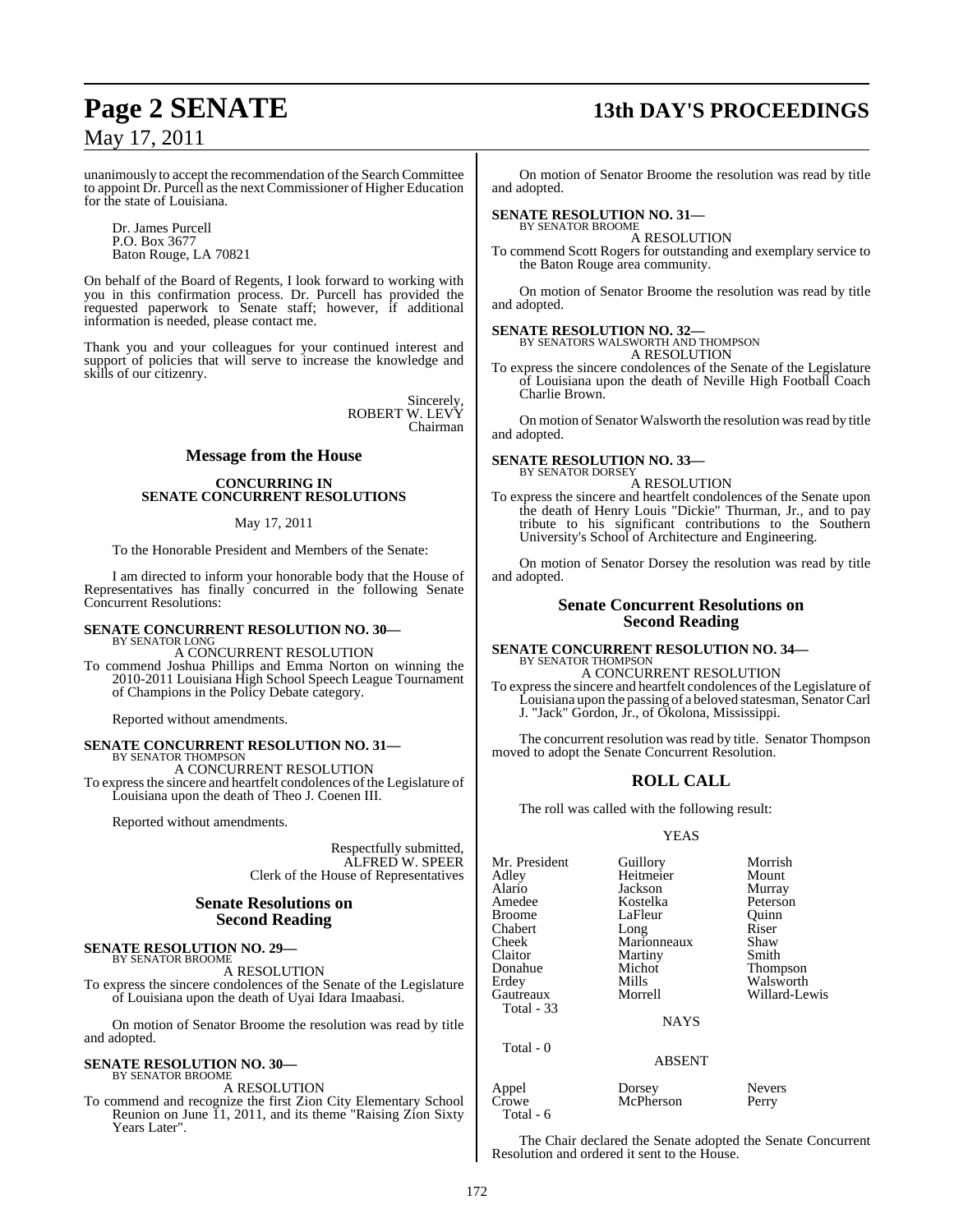unanimously to accept the recommendation of the Search Committee to appoint Dr. Purcell as the next Commissioner of Higher Education for the state of Louisiana.

Dr. James Purcell
P.O. Box 3677
Baton Rouge, LA 70821

On behalf of the Board of Regents, I look forward to working with you in this confirmation process. Dr. Purcell has provided the requested paperwork to Senate staff; however, if additional information is needed, please contact me.

Thank you and your colleagues for your continued interest and support of policies that will serve to increase the knowledge and skills of our citizenry.

Sincerely,
ROBERT W. LEVY
Chairman

## Message from the House

### CONCURRING IN SENATE CONCURRENT RESOLUTIONS

May 17, 2011

To the Honorable President and Members of the Senate:

I am directed to inform your honorable body that the House of Representatives has finally concurred in the following Senate Concurrent Resolutions:

**SENATE CONCURRENT RESOLUTION NO. 30—**
BY SENATOR LONG
A CONCURRENT RESOLUTION
To commend Joshua Phillips and Emma Norton on winning the 2010-2011 Louisiana High School Speech League Tournament of Champions in the Policy Debate category.

Reported without amendments.

**SENATE CONCURRENT RESOLUTION NO. 31—**
BY SENATOR THOMPSON
A CONCURRENT RESOLUTION
To express the sincere and heartfelt condolences of the Legislature of Louisiana upon the death of Theo J. Coenen III.

Reported without amendments.

Respectfully submitted,
ALFRED W. SPEER
Clerk of the House of Representatives

## Senate Resolutions on Second Reading

**SENATE RESOLUTION NO. 29—**
BY SENATOR BROOME
A RESOLUTION
To express the sincere condolences of the Senate of the Legislature of Louisiana upon the death of Uyai Idara Imaabasi.

On motion of Senator Broome the resolution was read by title and adopted.

**SENATE RESOLUTION NO. 30—**
BY SENATOR BROOME
A RESOLUTION
To commend and recognize the first Zion City Elementary School Reunion on June 11, 2011, and its theme "Raising Zion Sixty Years Later".

On motion of Senator Broome the resolution was read by title and adopted.

**SENATE RESOLUTION NO. 31—**
BY SENATOR BROOME
A RESOLUTION
To commend Scott Rogers for outstanding and exemplary service to the Baton Rouge area community.

On motion of Senator Broome the resolution was read by title and adopted.

**SENATE RESOLUTION NO. 32—**
BY SENATORS WALSWORTH AND THOMPSON
A RESOLUTION
To express the sincere condolences of the Senate of the Legislature of Louisiana upon the death of Neville High Football Coach Charlie Brown.

On motion of Senator Walsworth the resolution was read by title and adopted.

**SENATE RESOLUTION NO. 33—**
BY SENATOR DORSEY
A RESOLUTION
To express the sincere and heartfelt condolences of the Senate upon the death of Henry Louis "Dickie" Thurman, Jr., and to pay tribute to his significant contributions to the Southern University's School of Architecture and Engineering.

On motion of Senator Dorsey the resolution was read by title and adopted.

## Senate Concurrent Resolutions on Second Reading

**SENATE CONCURRENT RESOLUTION NO. 34—**
BY SENATOR THOMPSON
A CONCURRENT RESOLUTION
To express the sincere and heartfelt condolences of the Legislature of Louisiana upon the passing of a beloved statesman, Senator Carl J. "Jack" Gordon, Jr., of Okolona, Mississippi.

The concurrent resolution was read by title. Senator Thompson moved to adopt the Senate Concurrent Resolution.

## ROLL CALL

The roll was called with the following result:

YEAS

| | | |
|---|---|---|
| Mr. President | Guillory | Morrish |
| Adley | Heitmeier | Mount |
| Alario | Jackson | Murray |
| Amedee | Kostelka | Peterson |
| Broome | LaFleur | Quinn |
| Chabert | Long | Riser |
| Cheek | Marionneaux | Shaw |
| Claitor | Martiny | Smith |
| Donahue | Michot | Thompson |
| Erdey | Mills | Walsworth |
| Gautreaux | Morrell | Willard-Lewis |

Total - 33

NAYS

Total - 0

ABSENT

| | | |
|---|---|---|
| Appel | Dorsey | Nevers |
| Crowe | McPherson | Perry |

Total - 6

The Chair declared the Senate adopted the Senate Concurrent Resolution and ordered it sent to the House.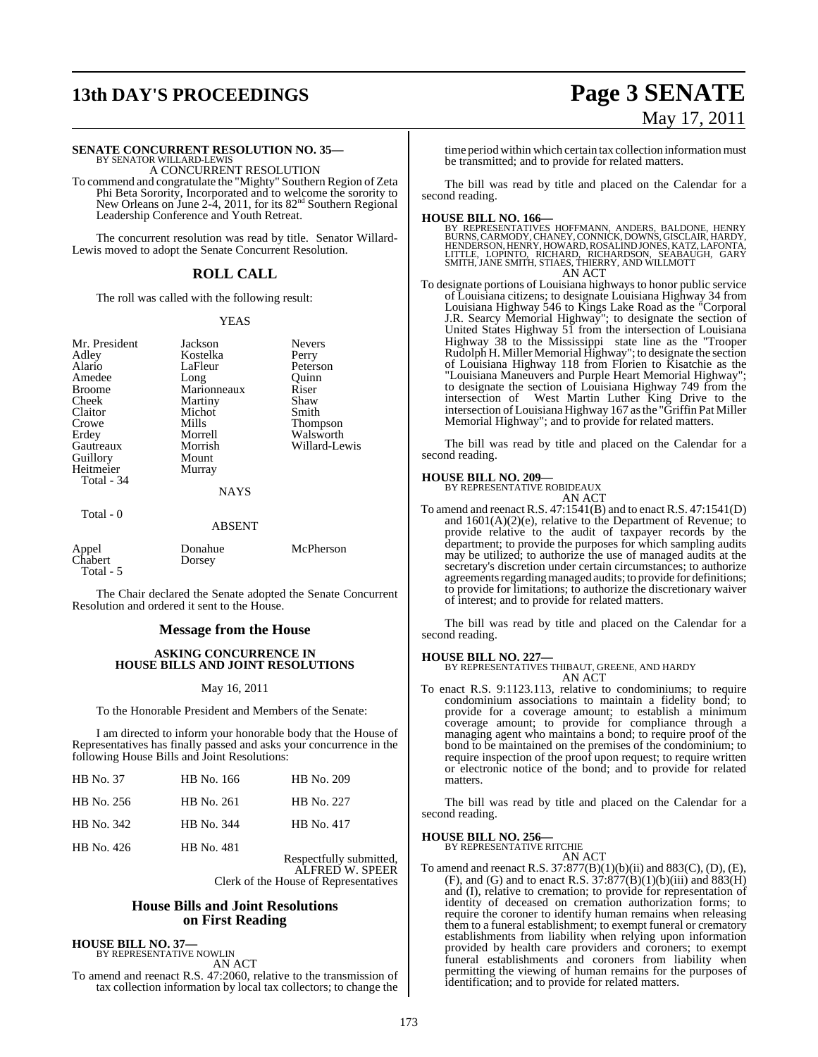**SENATE CONCURRENT RESOLUTION NO. 35—**
BY SENATOR WILLARD-LEWIS

A CONCURRENT RESOLUTION

To commend and congratulate the "Mighty" Southern Region of Zeta Phi Beta Sorority, Incorporated and to welcome the sorority to New Orleans on June 2-4, 2011, for its 82nd Southern Regional Leadership Conference and Youth Retreat.

The concurrent resolution was read by title. Senator Willard-Lewis moved to adopt the Senate Concurrent Resolution.

## ROLL CALL

The roll was called with the following result:

YEAS

| | | |
|---|---|---|
| Mr. President | Jackson | Nevers |
| Adley | Kostelka | Perry |
| Alario | LaFleur | Peterson |
| Amedee | Long | Quinn |
| Broome | Marionneaux | Riser |
| Cheek | Martiny | Shaw |
| Claitor | Michot | Smith |
| Crowe | Mills | Thompson |
| Erdey | Morrell | Walsworth |
| Gautreaux | Morrish | Willard-Lewis |
| Guillory | Mount | |
| Heitmeier | Murray | |

Total - 34

NAYS

Total - 0

ABSENT

| | | |
|---|---|---|
| Appel | Donahue | McPherson |
| Chabert | Dorsey | |

Total - 5

The Chair declared the Senate adopted the Senate Concurrent Resolution and ordered it sent to the House.

## Message from the House

**ASKING CONCURRENCE IN HOUSE BILLS AND JOINT RESOLUTIONS**

May 16, 2011

To the Honorable President and Members of the Senate:

I am directed to inform your honorable body that the House of Representatives has finally passed and asks your concurrence in the following House Bills and Joint Resolutions:

| | | |
|---|---|---|
| HB No. 37 | HB No. 166 | HB No. 209 |
| HB No. 256 | HB No. 261 | HB No. 227 |
| HB No. 342 | HB No. 344 | HB No. 417 |
| HB No. 426 | HB No. 481 | |

Respectfully submitted,
ALFRED W. SPEER
Clerk of the House of Representatives

## House Bills and Joint Resolutions on First Reading

**HOUSE BILL NO. 37—**
BY REPRESENTATIVE NOWLIN

AN ACT

To amend and reenact R.S. 47:2060, relative to the transmission of tax collection information by local tax collectors; to change the time period within which certain tax collection information must be transmitted; and to provide for related matters.

The bill was read by title and placed on the Calendar for a second reading.

**HOUSE BILL NO. 166—**
BY REPRESENTATIVES HOFFMANN, ANDERS, BALDONE, HENRY BURNS, CARMODY, CHANEY, CONNICK, DOWNS, GISCLAIR, HARDY, HENDERSON, HENRY, HOWARD, ROSALIND JONES, KATZ, LAFONTA, LITTLE, LOPINTO, RICHARD, RICHARDSON, SEABAUGH, GARY SMITH, JANE SMITH, STIAES, THIERRY, AND WILLMOTT

AN ACT

To designate portions of Louisiana highways to honor public service of Louisiana citizens; to designate Louisiana Highway 34 from Louisiana Highway 546 to Kings Lake Road as the "Corporal J.R. Searcy Memorial Highway"; to designate the section of United States Highway 51 from the intersection of Louisiana Highway 38 to the Mississippi state line as the "Trooper Rudolph H. Miller Memorial Highway"; to designate the section of Louisiana Highway 118 from Florien to Kisatchie as the "Louisiana Maneuvers and Purple Heart Memorial Highway"; to designate the section of Louisiana Highway 749 from the intersection of West Martin Luther King Drive to the intersection of Louisiana Highway 167 as the "Griffin Pat Miller Memorial Highway"; and to provide for related matters.

The bill was read by title and placed on the Calendar for a second reading.

**HOUSE BILL NO. 209—**
BY REPRESENTATIVE ROBIDEAUX

AN ACT

To amend and reenact R.S. 47:1541(B) and to enact R.S. 47:1541(D) and 1601(A)(2)(e), relative to the Department of Revenue; to provide relative to the audit of taxpayer records by the department; to provide the purposes for which sampling audits may be utilized; to authorize the use of managed audits at the secretary's discretion under certain circumstances; to authorize agreements regarding managed audits; to provide for definitions; to provide for limitations; to authorize the discretionary waiver of interest; and to provide for related matters.

The bill was read by title and placed on the Calendar for a second reading.

**HOUSE BILL NO. 227—**
BY REPRESENTATIVES THIBAUT, GREENE, AND HARDY

AN ACT

To enact R.S. 9:1123.113, relative to condominiums; to require condominium associations to maintain a fidelity bond; to provide for a coverage amount; to establish a minimum coverage amount; to provide for compliance through a managing agent who maintains a bond; to require proof of the bond to be maintained on the premises of the condominium; to require inspection of the proof upon request; to require written or electronic notice of the bond; and to provide for related matters.

The bill was read by title and placed on the Calendar for a second reading.

**HOUSE BILL NO. 256—**
BY REPRESENTATIVE RITCHIE

AN ACT

To amend and reenact R.S. 37:877(B)(1)(b)(ii) and 883(C), (D), (E), (F), and (G) and to enact R.S. 37:877(B)(1)(b)(iii) and 883(H) and (I), relative to cremation; to provide for representation of identity of deceased on cremation authorization forms; to require the coroner to identify human remains when releasing them to a funeral establishment; to exempt funeral or crematory establishments from liability when relying upon information provided by health care providers and coroners; to exempt funeral establishments and coroners from liability when permitting the viewing of human remains for the purposes of identification; and to provide for related matters.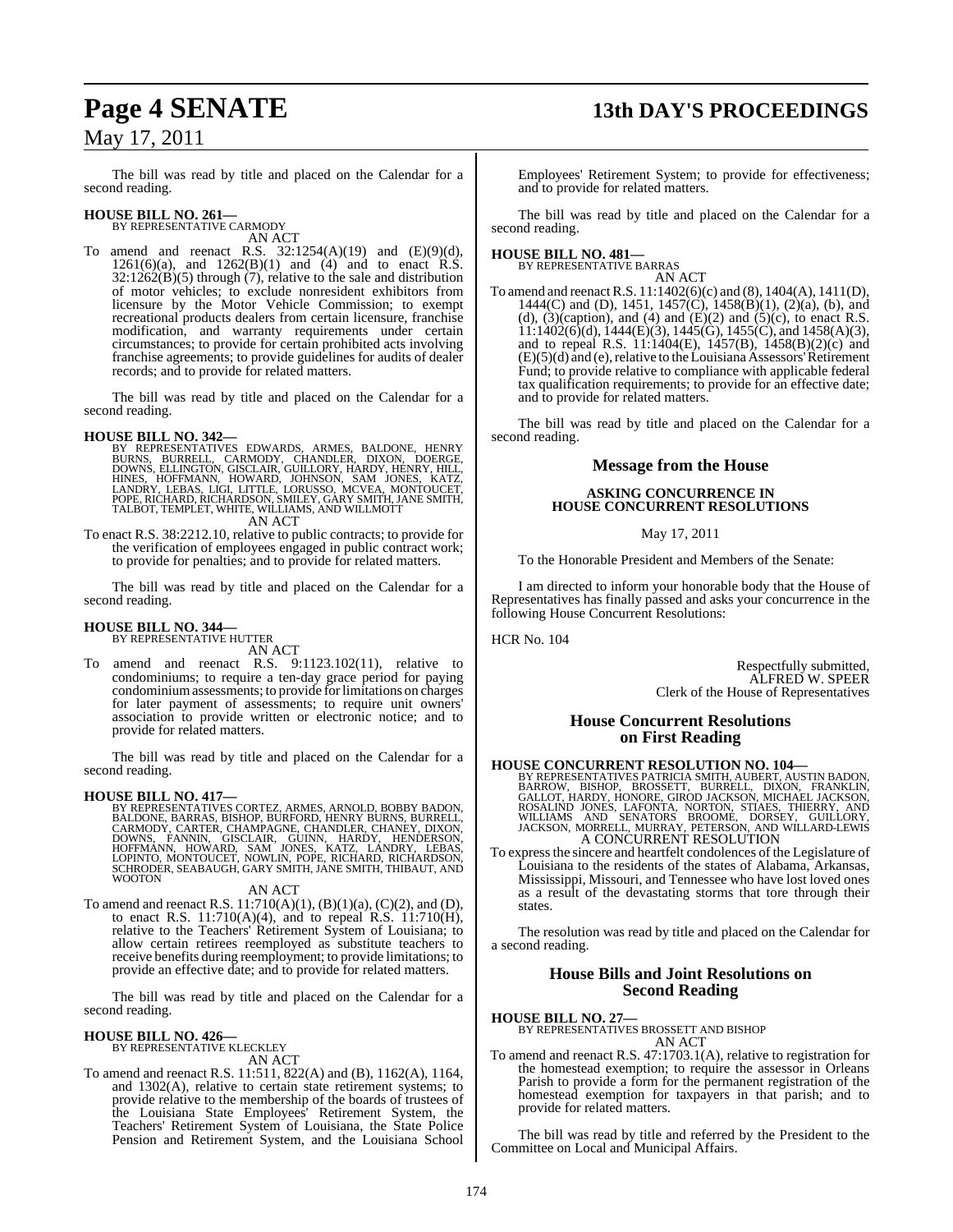The bill was read by title and placed on the Calendar for a second reading.

**HOUSE BILL NO. 261—**
BY REPRESENTATIVE CARMODY
AN ACT

To amend and reenact R.S. 32:1254(A)(19) and (E)(9)(d), 1261(6)(a), and 1262(B)(1) and (4) and to enact R.S. 32:1262(B)(5) through (7), relative to the sale and distribution of motor vehicles; to exclude nonresident exhibitors from licensure by the Motor Vehicle Commission; to exempt recreational products dealers from certain licensure, franchise modification, and warranty requirements under certain circumstances; to provide for certain prohibited acts involving franchise agreements; to provide guidelines for audits of dealer records; and to provide for related matters.

The bill was read by title and placed on the Calendar for a second reading.

**HOUSE BILL NO. 342—**
BY REPRESENTATIVES EDWARDS, ARMES, BALDONE, HENRY BURNS, BURRELL, CARMODY, CHANDLER, DIXON, DOERGE, DOWNS, ELLINGTON, GISCLAIR, GUILLORY, HARDY, HENRY, HILL, HINES, HOFFMANN, HOWARD, JOHNSON, SAM JONES, KATZ, LANDRY, LEBAS, LIGI, LITTLE, LORUSSO, MCVEA, MONTOUCET, POPE, RICHARD, RICHARDSON, SMILEY, GARY SMITH, JANE SMITH, TALBOT, TEMPLET, WHITE, WILLIAMS, AND WILLMOTT
AN ACT

To enact R.S. 38:2212.10, relative to public contracts; to provide for the verification of employees engaged in public contract work; to provide for penalties; and to provide for related matters.

The bill was read by title and placed on the Calendar for a second reading.

**HOUSE BILL NO. 344—**
BY REPRESENTATIVE HUTTER
AN ACT

To amend and reenact R.S. 9:1123.102(11), relative to condominiums; to require a ten-day grace period for paying condominium assessments; to provide for limitations on charges for later payment of assessments; to require unit owners' association to provide written or electronic notice; and to provide for related matters.

The bill was read by title and placed on the Calendar for a second reading.

**HOUSE BILL NO. 417—**
BY REPRESENTATIVES CORTEZ, ARMES, ARNOLD, BOBBY BADON, BALDONE, BARRAS, BISHOP, BURFORD, HENRY BURNS, BURRELL, CARMODY, CARTER, CHAMPAGNE, CHANDLER, CHANEY, DIXON, DOWNS, FANNIN, GISCLAIR, GUINN, HARDY, HENDERSON, HOFFMANN, HOWARD, SAM JONES, KATZ, LANDRY, LEBAS, LOPINTO, MONTOUCET, NOWLIN, POPE, RICHARD, RICHARDSON, SCHRODER, SEABAUGH, GARY SMITH, JANE SMITH, THIBAUT, AND WOOTON
AN ACT

To amend and reenact R.S. 11:710(A)(1), (B)(1)(a), (C)(2), and (D), to enact R.S. 11:710(A)(4), and to repeal R.S. 11:710(H), relative to the Teachers' Retirement System of Louisiana; to allow certain retirees reemployed as substitute teachers to receive benefits during reemployment; to provide limitations; to provide an effective date; and to provide for related matters.

The bill was read by title and placed on the Calendar for a second reading.

**HOUSE BILL NO. 426—**
BY REPRESENTATIVE KLECKLEY
AN ACT

To amend and reenact R.S. 11:511, 822(A) and (B), 1162(A), 1164, and 1302(A), relative to certain state retirement systems; to provide relative to the membership of the boards of trustees of the Louisiana State Employees' Retirement System, the Teachers' Retirement System of Louisiana, the State Police Pension and Retirement System, and the Louisiana School Employees' Retirement System; to provide for effectiveness; and to provide for related matters.

The bill was read by title and placed on the Calendar for a second reading.

**HOUSE BILL NO. 481—**
BY REPRESENTATIVE BARRAS
AN ACT

To amend and reenact R.S. 11:1402(6)(c) and (8), 1404(A), 1411(D), 1444(C) and (D), 1451, 1457(C), 1458(B)(1), (2)(a), (b), and (d), (3)(caption), and (4) and (E)(2) and (5)(c), to enact R.S. 11:1402(6)(d), 1444(E)(3), 1445(G), 1455(C), and 1458(A)(3), and to repeal R.S. 11:1404(E), 1457(B), 1458(B)(2)(c) and (E)(5)(d) and (e), relative to the Louisiana Assessors' Retirement Fund; to provide relative to compliance with applicable federal tax qualification requirements; to provide for an effective date; and to provide for related matters.

The bill was read by title and placed on the Calendar for a second reading.

## Message from the House

### ASKING CONCURRENCE IN HOUSE CONCURRENT RESOLUTIONS

May 17, 2011

To the Honorable President and Members of the Senate:

I am directed to inform your honorable body that the House of Representatives has finally passed and asks your concurrence in the following House Concurrent Resolutions:

HCR No. 104

Respectfully submitted,
ALFRED W. SPEER
Clerk of the House of Representatives

## House Concurrent Resolutions on First Reading

**HOUSE CONCURRENT RESOLUTION NO. 104—**
BY REPRESENTATIVES PATRICIA SMITH, AUBERT, AUSTIN BADON, BARROW, BISHOP, BROSSETT, BURRELL, DIXON, FRANKLIN, GALLOT, HARDY, HONORE, GIROD JACKSON, MICHAEL JACKSON, ROSALIND JONES, LAFONTA, NORTON, STIAES, THIERRY, AND WILLIAMS AND SENATORS BROOME, DORSEY, GUILLORY, JACKSON, MORRELL, MURRAY, PETERSON, AND WILLARD-LEWIS
A CONCURRENT RESOLUTION

To express the sincere and heartfelt condolences of the Legislature of Louisiana to the residents of the states of Alabama, Arkansas, Mississippi, Missouri, and Tennessee who have lost loved ones as a result of the devastating storms that tore through their states.

The resolution was read by title and placed on the Calendar for a second reading.

## House Bills and Joint Resolutions on Second Reading

**HOUSE BILL NO. 27—**
BY REPRESENTATIVES BROSSETT AND BISHOP
AN ACT

To amend and reenact R.S. 47:1703.1(A), relative to registration for the homestead exemption; to require the assessor in Orleans Parish to provide a form for the permanent registration of the homestead exemption for taxpayers in that parish; and to provide for related matters.

The bill was read by title and referred by the President to the Committee on Local and Municipal Affairs.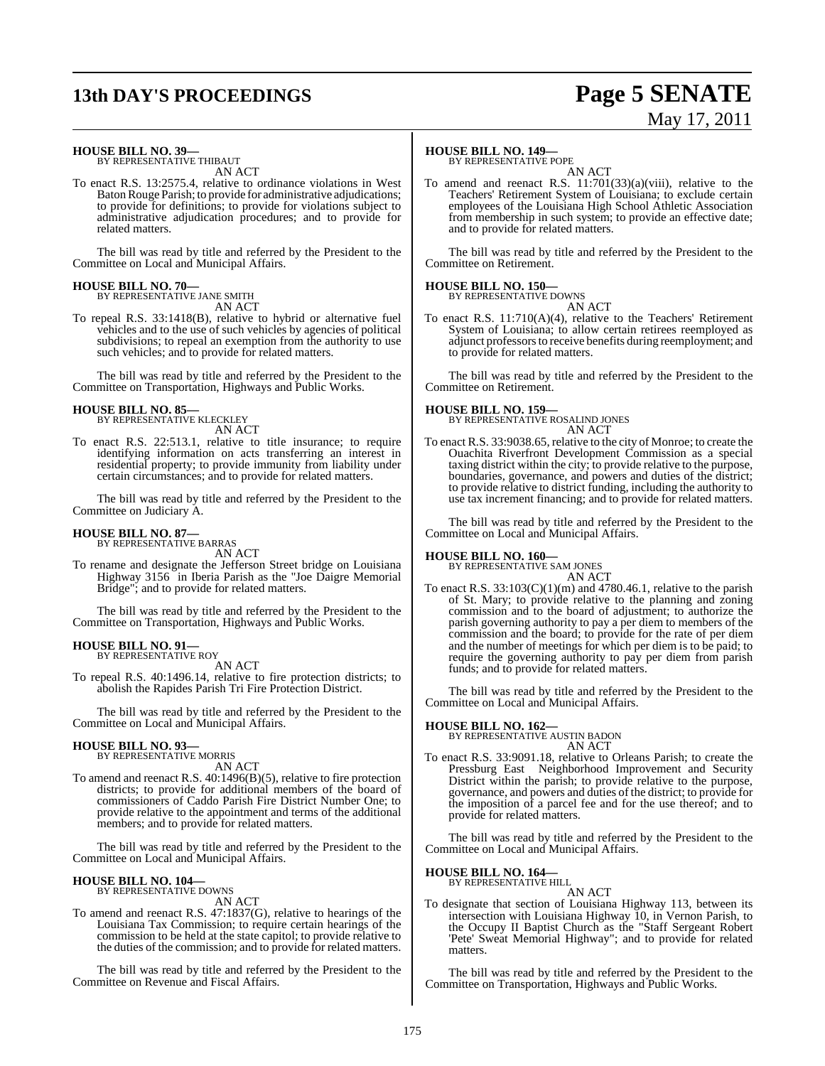**HOUSE BILL NO. 39—**
BY REPRESENTATIVE THIBAUT
AN ACT

To enact R.S. 13:2575.4, relative to ordinance violations in West Baton Rouge Parish; to provide for administrative adjudications; to provide for definitions; to provide for violations subject to administrative adjudication procedures; and to provide for related matters.

The bill was read by title and referred by the President to the Committee on Local and Municipal Affairs.

**HOUSE BILL NO. 70—**
BY REPRESENTATIVE JANE SMITH
AN ACT

To repeal R.S. 33:1418(B), relative to hybrid or alternative fuel vehicles and to the use of such vehicles by agencies of political subdivisions; to repeal an exemption from the authority to use such vehicles; and to provide for related matters.

The bill was read by title and referred by the President to the Committee on Transportation, Highways and Public Works.

**HOUSE BILL NO. 85—**
BY REPRESENTATIVE KLECKLEY
AN ACT

To enact R.S. 22:513.1, relative to title insurance; to require identifying information on acts transferring an interest in residential property; to provide immunity from liability under certain circumstances; and to provide for related matters.

The bill was read by title and referred by the President to the Committee on Judiciary A.

**HOUSE BILL NO. 87—**
BY REPRESENTATIVE BARRAS
AN ACT

To rename and designate the Jefferson Street bridge on Louisiana Highway 3156 in Iberia Parish as the "Joe Daigre Memorial Bridge"; and to provide for related matters.

The bill was read by title and referred by the President to the Committee on Transportation, Highways and Public Works.

**HOUSE BILL NO. 91—**
BY REPRESENTATIVE ROY
AN ACT

To repeal R.S. 40:1496.14, relative to fire protection districts; to abolish the Rapides Parish Tri Fire Protection District.

The bill was read by title and referred by the President to the Committee on Local and Municipal Affairs.

**HOUSE BILL NO. 93—**
BY REPRESENTATIVE MORRIS
AN ACT

To amend and reenact R.S. 40:1496(B)(5), relative to fire protection districts; to provide for additional members of the board of commissioners of Caddo Parish Fire District Number One; to provide relative to the appointment and terms of the additional members; and to provide for related matters.

The bill was read by title and referred by the President to the Committee on Local and Municipal Affairs.

**HOUSE BILL NO. 104—**
BY REPRESENTATIVE DOWNS
AN ACT

To amend and reenact R.S. 47:1837(G), relative to hearings of the Louisiana Tax Commission; to require certain hearings of the commission to be held at the state capitol; to provide relative to the duties of the commission; and to provide for related matters.

The bill was read by title and referred by the President to the Committee on Revenue and Fiscal Affairs.

**HOUSE BILL NO. 149—**
BY REPRESENTATIVE POPE
AN ACT

To amend and reenact R.S. 11:701(33)(a)(viii), relative to the Teachers' Retirement System of Louisiana; to exclude certain employees of the Louisiana High School Athletic Association from membership in such system; to provide an effective date; and to provide for related matters.

The bill was read by title and referred by the President to the Committee on Retirement.

**HOUSE BILL NO. 150—**
BY REPRESENTATIVE DOWNS
AN ACT

To enact R.S. 11:710(A)(4), relative to the Teachers' Retirement System of Louisiana; to allow certain retirees reemployed as adjunct professors to receive benefits during reemployment; and to provide for related matters.

The bill was read by title and referred by the President to the Committee on Retirement.

**HOUSE BILL NO. 159—**
BY REPRESENTATIVE ROSALIND JONES
AN ACT

To enact R.S. 33:9038.65, relative to the city of Monroe; to create the Ouachita Riverfront Development Commission as a special taxing district within the city; to provide relative to the purpose, boundaries, governance, and powers and duties of the district; to provide relative to district funding, including the authority to use tax increment financing; and to provide for related matters.

The bill was read by title and referred by the President to the Committee on Local and Municipal Affairs.

**HOUSE BILL NO. 160—**
BY REPRESENTATIVE SAM JONES
AN ACT

To enact R.S. 33:103(C)(1)(m) and 4780.46.1, relative to the parish of St. Mary; to provide relative to the planning and zoning commission and to the board of adjustment; to authorize the parish governing authority to pay a per diem to members of the commission and the board; to provide for the rate of per diem and the number of meetings for which per diem is to be paid; to require the governing authority to pay per diem from parish funds; and to provide for related matters.

The bill was read by title and referred by the President to the Committee on Local and Municipal Affairs.

**HOUSE BILL NO. 162—**
BY REPRESENTATIVE AUSTIN BADON
AN ACT

To enact R.S. 33:9091.18, relative to Orleans Parish; to create the Pressburg East Neighborhood Improvement and Security District within the parish; to provide relative to the purpose, governance, and powers and duties of the district; to provide for the imposition of a parcel fee and for the use thereof; and to provide for related matters.

The bill was read by title and referred by the President to the Committee on Local and Municipal Affairs.

**HOUSE BILL NO. 164—**
BY REPRESENTATIVE HILL
AN ACT

To designate that section of Louisiana Highway 113, between its intersection with Louisiana Highway 10, in Vernon Parish, to the Occupy II Baptist Church as the "Staff Sergeant Robert 'Pete' Sweat Memorial Highway"; and to provide for related matters.

The bill was read by title and referred by the President to the Committee on Transportation, Highways and Public Works.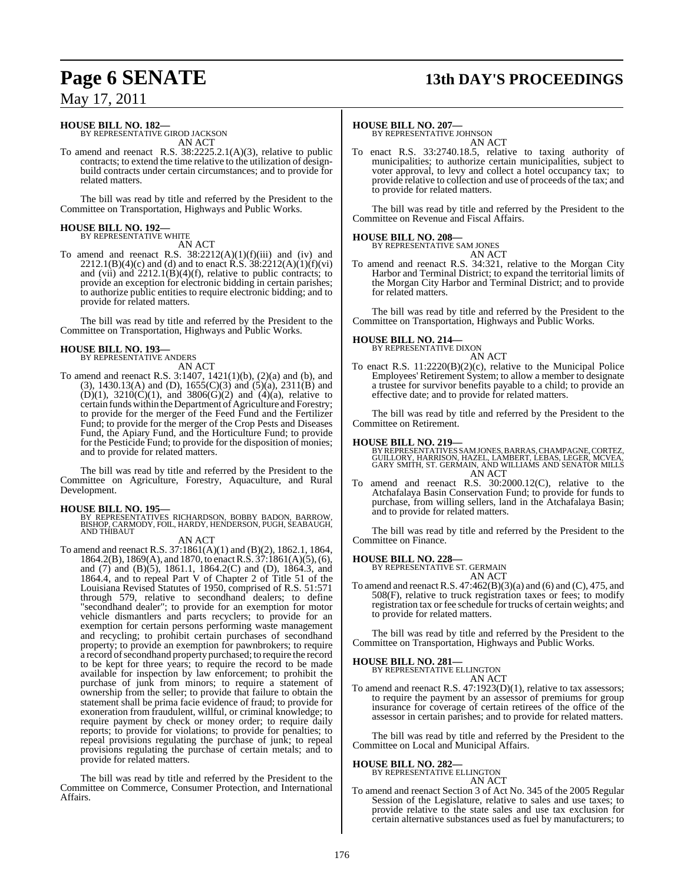**HOUSE BILL NO. 182—**
BY REPRESENTATIVE GIROD JACKSON
AN ACT

To amend and reenact R.S. 38:2225.2.1(A)(3), relative to public contracts; to extend the time relative to the utilization of design-build contracts under certain circumstances; and to provide for related matters.

The bill was read by title and referred by the President to the Committee on Transportation, Highways and Public Works.

**HOUSE BILL NO. 192—**
BY REPRESENTATIVE WHITE
AN ACT

To amend and reenact R.S. 38:2212(A)(1)(f)(iii) and (iv) and 2212.1(B)(4)(c) and (d) and to enact R.S. 38:2212(A)(1)(f)(vi) and (vii) and 2212.1(B)(4)(f), relative to public contracts; to provide an exception for electronic bidding in certain parishes; to authorize public entities to require electronic bidding; and to provide for related matters.

The bill was read by title and referred by the President to the Committee on Transportation, Highways and Public Works.

**HOUSE BILL NO. 193—**
BY REPRESENTATIVE ANDERS
AN ACT

To amend and reenact R.S. 3:1407, 1421(1)(b), (2)(a) and (b), and (3), 1430.13(A) and (D), 1655(C)(3) and (5)(a), 2311(B) and (D)(1), 3210(C)(1), and 3806(G)(2) and (4)(a), relative to certain funds within the Department of Agriculture and Forestry; to provide for the merger of the Feed Fund and the Fertilizer Fund; to provide for the merger of the Crop Pests and Diseases Fund, the Apiary Fund, and the Horticulture Fund; to provide for the Pesticide Fund; to provide for the disposition of monies; and to provide for related matters.

The bill was read by title and referred by the President to the Committee on Agriculture, Forestry, Aquaculture, and Rural Development.

**HOUSE BILL NO. 195—**
BY REPRESENTATIVES RICHARDSON, BOBBY BADON, BARROW, BISHOP, CARMODY, FOIL, HARDY, HENDERSON, PUGH, SEABAUGH, AND THIBAUT
AN ACT

To amend and reenact R.S. 37:1861(A)(1) and (B)(2), 1862.1, 1864, 1864.2(B), 1869(A), and 1870, to enact R.S. 37:1861(A)(5), (6), and (7) and (B)(5), 1861.1, 1864.2(C) and (D), 1864.3, and 1864.4, and to repeal Part V of Chapter 2 of Title 51 of the Louisiana Revised Statutes of 1950, comprised of R.S. 51:571 through 579, relative to secondhand dealers; to define "secondhand dealer"; to provide for an exemption for motor vehicle dismantlers and parts recyclers; to provide for an exemption for certain persons performing waste management and recycling; to prohibit certain purchases of secondhand property; to provide an exemption for pawnbrokers; to require a record of secondhand property purchased; to require the record to be kept for three years; to require the record to be made available for inspection by law enforcement; to prohibit the purchase of junk from minors; to require a statement of ownership from the seller; to provide that failure to obtain the statement shall be prima facie evidence of fraud; to provide for exoneration from fraudulent, willful, or criminal knowledge; to require payment by check or money order; to require daily reports; to provide for violations; to provide for penalties; to repeal provisions regulating the purchase of junk; to repeal provisions regulating the purchase of certain metals; and to provide for related matters.

The bill was read by title and referred by the President to the Committee on Commerce, Consumer Protection, and International Affairs.

**HOUSE BILL NO. 207—**
BY REPRESENTATIVE JOHNSON
AN ACT

To enact R.S. 33:2740.18.5, relative to taxing authority of municipalities; to authorize certain municipalities, subject to voter approval, to levy and collect a hotel occupancy tax; to provide relative to collection and use of proceeds of the tax; and to provide for related matters.

The bill was read by title and referred by the President to the Committee on Revenue and Fiscal Affairs.

**HOUSE BILL NO. 208—**
BY REPRESENTATIVE SAM JONES
AN ACT

To amend and reenact R.S. 34:321, relative to the Morgan City Harbor and Terminal District; to expand the territorial limits of the Morgan City Harbor and Terminal District; and to provide for related matters.

The bill was read by title and referred by the President to the Committee on Transportation, Highways and Public Works.

**HOUSE BILL NO. 214—**
BY REPRESENTATIVE DIXON
AN ACT

To enact R.S. 11:2220(B)(2)(c), relative to the Municipal Police Employees' Retirement System; to allow a member to designate a trustee for survivor benefits payable to a child; to provide an effective date; and to provide for related matters.

The bill was read by title and referred by the President to the Committee on Retirement.

**HOUSE BILL NO. 219—**
BY REPRESENTATIVES SAM JONES, BARRAS, CHAMPAGNE, CORTEZ, GUILLORY, HARRISON, HAZEL, LAMBERT, LEBAS, LEGER, MCVEA, GARY SMITH, ST. GERMAIN, AND WILLIAMS AND SENATOR MILLS
AN ACT

To amend and reenact R.S. 30:2000.12(C), relative to the Atchafalaya Basin Conservation Fund; to provide for funds to purchase, from willing sellers, land in the Atchafalaya Basin; and to provide for related matters.

The bill was read by title and referred by the President to the Committee on Finance.

**HOUSE BILL NO. 228—**
BY REPRESENTATIVE ST. GERMAIN
AN ACT

To amend and reenact R.S. 47:462(B)(3)(a) and (6) and (C), 475, and 508(F), relative to truck registration taxes or fees; to modify registration tax or fee schedule for trucks of certain weights; and to provide for related matters.

The bill was read by title and referred by the President to the Committee on Transportation, Highways and Public Works.

**HOUSE BILL NO. 281—**
BY REPRESENTATIVE ELLINGTON
AN ACT

To amend and reenact R.S. 47:1923(D)(1), relative to tax assessors; to require the payment by an assessor of premiums for group insurance for coverage of certain retirees of the office of the assessor in certain parishes; and to provide for related matters.

The bill was read by title and referred by the President to the Committee on Local and Municipal Affairs.

**HOUSE BILL NO. 282—**
BY REPRESENTATIVE ELLINGTON
AN ACT

To amend and reenact Section 3 of Act No. 345 of the 2005 Regular Session of the Legislature, relative to sales and use taxes; to provide relative to the state sales and use tax exclusion for certain alternative substances used as fuel by manufacturers; to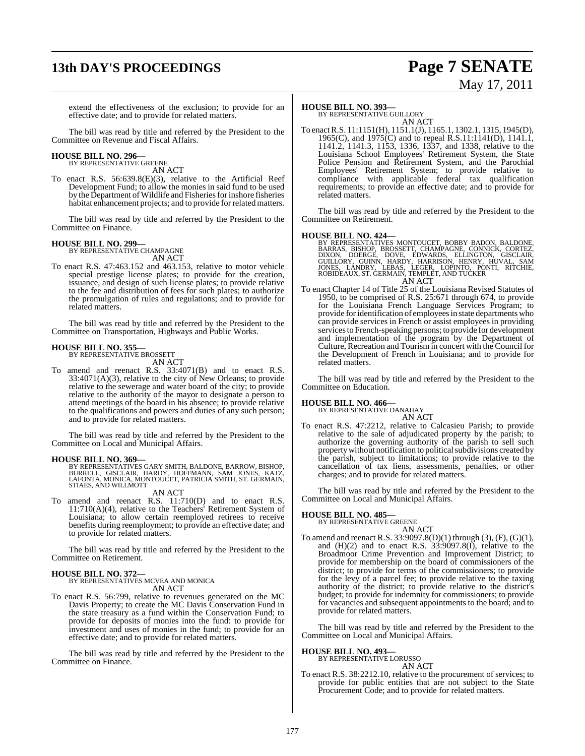extend the effectiveness of the exclusion; to provide for an effective date; and to provide for related matters.

The bill was read by title and referred by the President to the Committee on Revenue and Fiscal Affairs.

**HOUSE BILL NO. 296—**
BY REPRESENTATIVE GREENE
AN ACT

To enact R.S. 56:639.8(E)(3), relative to the Artificial Reef Development Fund; to allow the monies in said fund to be used by the Department of Wildlife and Fisheries for inshore fisheries habitat enhancement projects; and to provide for related matters.

The bill was read by title and referred by the President to the Committee on Finance.

**HOUSE BILL NO. 299—**
BY REPRESENTATIVE CHAMPAGNE
AN ACT

To enact R.S. 47:463.152 and 463.153, relative to motor vehicle special prestige license plates; to provide for the creation, issuance, and design of such license plates; to provide relative to the fee and distribution of fees for such plates; to authorize the promulgation of rules and regulations; and to provide for related matters.

The bill was read by title and referred by the President to the Committee on Transportation, Highways and Public Works.

**HOUSE BILL NO. 355—**
BY REPRESENTATIVE BROSSETT
AN ACT

To amend and reenact R.S. 33:4071(B) and to enact R.S. 33:4071(A)(3), relative to the city of New Orleans; to provide relative to the sewerage and water board of the city; to provide relative to the authority of the mayor to designate a person to attend meetings of the board in his absence; to provide relative to the qualifications and powers and duties of any such person; and to provide for related matters.

The bill was read by title and referred by the President to the Committee on Local and Municipal Affairs.

**HOUSE BILL NO. 369—**
BY REPRESENTATIVES GARY SMITH, BALDONE, BARROW, BISHOP, BURRELL, GISCLAIR, HARDY, HOFFMANN, SAM JONES, KATZ, LAFONTA, MONICA, MONTOUCET, PATRICIA SMITH, ST. GERMAIN, STIAES, AND WILLMOTT
AN ACT

To amend and reenact R.S. 11:710(D) and to enact R.S. 11:710(A)(4), relative to the Teachers' Retirement System of Louisiana; to allow certain reemployed retirees to receive benefits during reemployment; to provide an effective date; and to provide for related matters.

The bill was read by title and referred by the President to the Committee on Retirement.

**HOUSE BILL NO. 372—**
BY REPRESENTATIVES MCVEA AND MONICA
AN ACT

To enact R.S. 56:799, relative to revenues generated on the MC Davis Property; to create the MC Davis Conservation Fund in the state treasury as a fund within the Conservation Fund; to provide for deposits of monies into the fund: to provide for investment and uses of monies in the fund; to provide for an effective date; and to provide for related matters.

The bill was read by title and referred by the President to the Committee on Finance.

**HOUSE BILL NO. 393—**
BY REPRESENTATIVE GUILLORY
AN ACT

To enact R.S. 11:1151(H), 1151.1(J), 1165.1, 1302.1, 1315, 1945(D), 1965(C), and 1975(C) and to repeal R.S.11:1141(D), 1141.1, 1141.2, 1141.3, 1153, 1336, 1337, and 1338, relative to the Louisiana School Employees' Retirement System, the State Police Pension and Retirement System, and the Parochial Employees' Retirement System; to provide relative to compliance with applicable federal tax qualification requirements; to provide an effective date; and to provide for related matters.

The bill was read by title and referred by the President to the Committee on Retirement.

**HOUSE BILL NO. 424—**
BY REPRESENTATIVES MONTOUCET, BOBBY BADON, BALDONE, BARRAS, BISHOP, BROSSETT, CHAMPAGNE, CONNICK, CORTEZ, DIXON, DOERGE, DOVE, EDWARDS, ELLINGTON, GISCLAIR, GUILLORY, GUINN, HARDY, HARRISON, HENRY, HUVAL, SAM JONES, LANDRY, LEBAS, LEGER, LOPINTO, PONTI, RITCHIE, ROBIDEAUX, ST. GERMAIN, TEMPLET, AND TUCKER
AN ACT

To enact Chapter 14 of Title 25 of the Louisiana Revised Statutes of 1950, to be comprised of R.S. 25:671 through 674, to provide for the Louisiana French Language Services Program; to provide for identification of employees in state departments who can provide services in French or assist employees in providing services to French-speaking persons; to provide for development and implementation of the program by the Department of Culture, Recreation and Tourism in concert with the Council for the Development of French in Louisiana; and to provide for related matters.

The bill was read by title and referred by the President to the Committee on Education.

**HOUSE BILL NO. 466—**
BY REPRESENTATIVE DANAHAY
AN ACT

To enact R.S. 47:2212, relative to Calcasieu Parish; to provide relative to the sale of adjudicated property by the parish; to authorize the governing authority of the parish to sell such property without notification to political subdivisions created by the parish, subject to limitations; to provide relative to the cancellation of tax liens, assessments, penalties, or other charges; and to provide for related matters.

The bill was read by title and referred by the President to the Committee on Local and Municipal Affairs.

**HOUSE BILL NO. 485—**
BY REPRESENTATIVE GREENE
AN ACT

To amend and reenact R.S. 33:9097.8(D)(1) through (3), (F), (G)(1), and (H)(2) and to enact R.S. 33:9097.8(I), relative to the Broadmoor Crime Prevention and Improvement District; to provide for membership on the board of commissioners of the district; to provide for terms of the commissioners; to provide for the levy of a parcel fee; to provide relative to the taxing authority of the district; to provide relative to the district's budget; to provide for indemnity for commissioners; to provide for vacancies and subsequent appointments to the board; and to provide for related matters.

The bill was read by title and referred by the President to the Committee on Local and Municipal Affairs.

**HOUSE BILL NO. 493—**
BY REPRESENTATIVE LORUSSO
AN ACT

To enact R.S. 38:2212.10, relative to the procurement of services; to provide for public entities that are not subject to the State Procurement Code; and to provide for related matters.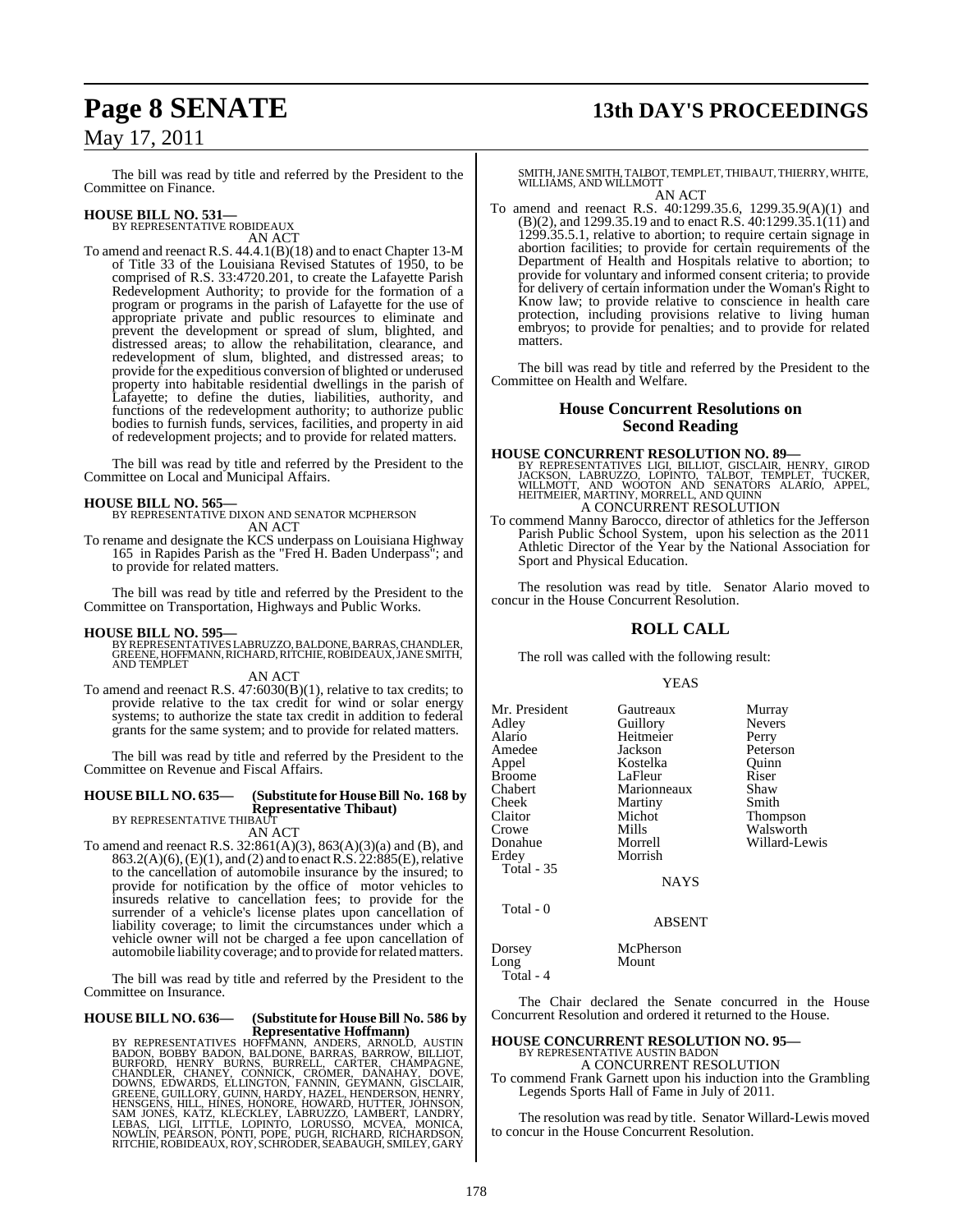The bill was read by title and referred by the President to the Committee on Finance.

**HOUSE BILL NO. 531—**
BY REPRESENTATIVE ROBIDEAUX
AN ACT

To amend and reenact R.S. 44.4.1(B)(18) and to enact Chapter 13-M of Title 33 of the Louisiana Revised Statutes of 1950, to be comprised of R.S. 33:4720.201, to create the Lafayette Parish Redevelopment Authority; to provide for the formation of a program or programs in the parish of Lafayette for the use of appropriate private and public resources to eliminate and prevent the development or spread of slum, blighted, and distressed areas; to allow the rehabilitation, clearance, and redevelopment of slum, blighted, and distressed areas; to provide for the expeditious conversion of blighted or underused property into habitable residential dwellings in the parish of Lafayette; to define the duties, liabilities, authority, and functions of the redevelopment authority; to authorize public bodies to furnish funds, services, facilities, and property in aid of redevelopment projects; and to provide for related matters.

The bill was read by title and referred by the President to the Committee on Local and Municipal Affairs.

**HOUSE BILL NO. 565—**
BY REPRESENTATIVE DIXON AND SENATOR MCPHERSON
AN ACT

To rename and designate the KCS underpass on Louisiana Highway 165 in Rapides Parish as the "Fred H. Baden Underpass"; and to provide for related matters.

The bill was read by title and referred by the President to the Committee on Transportation, Highways and Public Works.

**HOUSE BILL NO. 595—**
BY REPRESENTATIVES LABRUZZO, BALDONE, BARRAS, CHANDLER, GREENE, HOFFMANN, RICHARD, RITCHIE, ROBIDEAUX, JANE SMITH, AND TEMPLET
AN ACT

To amend and reenact R.S. 47:6030(B)(1), relative to tax credits; to provide relative to the tax credit for wind or solar energy systems; to authorize the state tax credit in addition to federal grants for the same system; and to provide for related matters.

The bill was read by title and referred by the President to the Committee on Revenue and Fiscal Affairs.

**HOUSE BILL NO. 635— (Substitute for House Bill No. 168 by Representative Thibaut)**
BY REPRESENTATIVE THIBAUT
AN ACT

To amend and reenact R.S. 32:861(A)(3), 863(A)(3)(a) and (B), and 863.2(A)(6), (E)(1), and (2) and to enact R.S. 22:885(E), relative to the cancellation of automobile insurance by the insured; to provide for notification by the office of motor vehicles to insureds relative to cancellation fees; to provide for the surrender of a vehicle's license plates upon cancellation of liability coverage; to limit the circumstances under which a vehicle owner will not be charged a fee upon cancellation of automobile liability coverage; and to provide for related matters.

The bill was read by title and referred by the President to the Committee on Insurance.

**HOUSE BILL NO. 636— (Substitute for House Bill No. 586 by Representative Hoffmann)**
BY REPRESENTATIVES HOFFMANN, ANDERS, ARNOLD, AUSTIN BADON, BOBBY BADON, BALDONE, BARRAS, BARROW, BILLIOT, BURFORD, HENRY BURNS, BURRELL, CARTER, CHAMPAGNE, CHANDLER, CHANEY, CONNICK, CROMER, DANAHAY, DOVE, DOWNS, EDWARDS, ELLINGTON, FANNIN, GEYMANN, GISCLAIR, GREENE, GUILLORY, GUINN, HARDY, HAZEL, HENDERSON, HENRY, HENSGENS, HILL, HINES, HONORE, HOWARD, HUTTER, JOHNSON, SAM JONES, KATZ, KLECKLEY, LABRUZZO, LAMBERT, LANDRY, LEBAS, LIGI, LITTLE, LOPINTO, LORUSSO, MCVEA, MONICA, NOWLIN, PEARSON, PONTI, POPE, PUGH, RICHARD, RICHARDSON, RITCHIE, ROBIDEAUX, ROY, SCHRODER, SEABAUGH, SMILEY, GARY SMITH, JANE SMITH, TALBOT, TEMPLET, THIBAUT, THIERRY, WHITE, WILLIAMS, AND WILLMOTT
AN ACT

To amend and reenact R.S. 40:1299.35.6, 1299.35.9(A)(1) and (B)(2), and 1299.35.19 and to enact R.S. 40:1299.35.1(11) and 1299.35.5.1, relative to abortion; to require certain signage in abortion facilities; to provide for certain requirements of the Department of Health and Hospitals relative to abortion; to provide for voluntary and informed consent criteria; to provide for delivery of certain information under the Woman's Right to Know law; to provide relative to conscience in health care protection, including provisions relative to living human embryos; to provide for penalties; and to provide for related matters.

The bill was read by title and referred by the President to the Committee on Health and Welfare.

## House Concurrent Resolutions on Second Reading

**HOUSE CONCURRENT RESOLUTION NO. 89—**
BY REPRESENTATIVES LIGI, BILLIOT, GISCLAIR, HENRY, GIROD JACKSON, LABRUZZO, LOPINTO, TALBOT, TEMPLET, TUCKER, WILLMOTT, AND WOOTON AND SENATORS ALARIO, APPEL, HEITMEIER, MARTINY, MORRELL, AND QUINN
A CONCURRENT RESOLUTION

To commend Manny Barocco, director of athletics for the Jefferson Parish Public School System, upon his selection as the 2011 Athletic Director of the Year by the National Association for Sport and Physical Education.

The resolution was read by title. Senator Alario moved to concur in the House Concurrent Resolution.

## ROLL CALL

The roll was called with the following result:

YEAS

| | | |
|---|---|---|
| Mr. President | Gautreaux | Murray |
| Adley | Guillory | Nevers |
| Alario | Heitmeier | Perry |
| Amedee | Jackson | Peterson |
| Appel | Kostelka | Quinn |
| Broome | LaFleur | Riser |
| Chabert | Marionneaux | Shaw |
| Cheek | Martiny | Smith |
| Claitor | Michot | Thompson |
| Crowe | Mills | Walsworth |
| Donahue | Morrell | Willard-Lewis |
| Erdey | Morrish | |

Total - 35

NAYS

Total - 0

ABSENT

| | |
|---|---|
| Dorsey | McPherson |
| Long | Mount |

Total - 4

The Chair declared the Senate concurred in the House Concurrent Resolution and ordered it returned to the House.

**HOUSE CONCURRENT RESOLUTION NO. 95—**
BY REPRESENTATIVE AUSTIN BADON
A CONCURRENT RESOLUTION

To commend Frank Garnett upon his induction into the Grambling Legends Sports Hall of Fame in July of 2011.

The resolution was read by title. Senator Willard-Lewis moved to concur in the House Concurrent Resolution.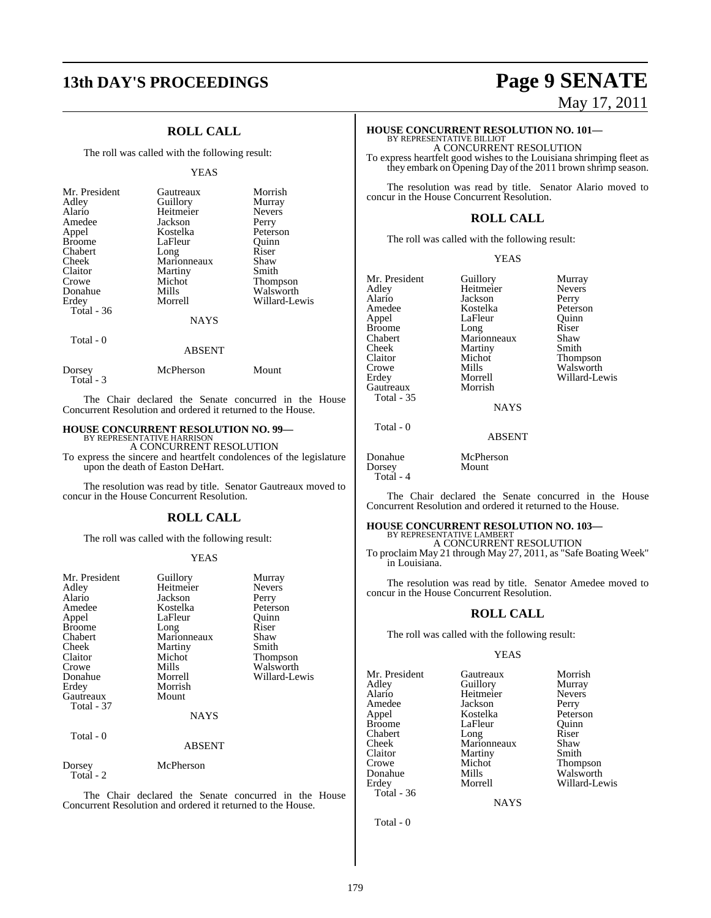## ROLL CALL

The roll was called with the following result:

YEAS

| | | |
|---|---|---|
| Mr. President | Gautreaux | Morrish |
| Adley | Guillory | Murray |
| Alario | Heitmeier | Nevers |
| Amedee | Jackson | Perry |
| Appel | Kostelka | Peterson |
| Broome | LaFleur | Quinn |
| Chabert | Long | Riser |
| Cheek | Marionneaux | Shaw |
| Claitor | Martiny | Smith |
| Crowe | Michot | Thompson |
| Donahue | Mills | Walsworth |
| Erdey | Morrell | Willard-Lewis |
| Total - 36 | | |

NAYS

Total - 0

ABSENT

| | | |
|---|---|---|
| Dorsey | McPherson | Mount |
| Total - 3 | | |

The Chair declared the Senate concurred in the House Concurrent Resolution and ordered it returned to the House.

### HOUSE CONCURRENT RESOLUTION NO. 99—

BY REPRESENTATIVE HARRISON

A CONCURRENT RESOLUTION

To express the sincere and heartfelt condolences of the legislature upon the death of Easton DeHart.

The resolution was read by title. Senator Gautreaux moved to concur in the House Concurrent Resolution.

## ROLL CALL

The roll was called with the following result:

YEAS

| | | |
|---|---|---|
| Mr. President | Guillory | Murray |
| Adley | Heitmeier | Nevers |
| Alario | Jackson | Perry |
| Amedee | Kostelka | Peterson |
| Appel | LaFleur | Quinn |
| Broome | Long | Riser |
| Chabert | Marionneaux | Shaw |
| Cheek | Martiny | Smith |
| Claitor | Michot | Thompson |
| Crowe | Mills | Walsworth |
| Donahue | Morrell | Willard-Lewis |
| Erdey | Morrish | |
| Gautreaux | Mount | |
| Total - 37 | | |

NAYS

Total - 0

ABSENT

| | |
|---|---|
| Dorsey | McPherson |
| Total - 2 | |

The Chair declared the Senate concurred in the House Concurrent Resolution and ordered it returned to the House.

### HOUSE CONCURRENT RESOLUTION NO. 101—

BY REPRESENTATIVE BILLIOT

A CONCURRENT RESOLUTION

To express heartfelt good wishes to the Louisiana shrimping fleet as they embark on Opening Day of the 2011 brown shrimp season.

The resolution was read by title. Senator Alario moved to concur in the House Concurrent Resolution.

## ROLL CALL

The roll was called with the following result:

YEAS

| | | |
|---|---|---|
| Mr. President | Guillory | Murray |
| Adley | Heitmeier | Nevers |
| Alario | Jackson | Perry |
| Amedee | Kostelka | Peterson |
| Appel | LaFleur | Quinn |
| Broome | Long | Riser |
| Chabert | Marionneaux | Shaw |
| Cheek | Martiny | Smith |
| Claitor | Michot | Thompson |
| Crowe | Mills | Walsworth |
| Erdey | Morrell | Willard-Lewis |
| Gautreaux | Morrish | |
| Total - 35 | | |

NAYS

Total - 0

ABSENT

| | |
|---|---|
| Donahue | McPherson |
| Dorsey | Mount |
| Total - 4 | |

The Chair declared the Senate concurred in the House Concurrent Resolution and ordered it returned to the House.

### HOUSE CONCURRENT RESOLUTION NO. 103—

BY REPRESENTATIVE LAMBERT

A CONCURRENT RESOLUTION

To proclaim May 21 through May 27, 2011, as "Safe Boating Week" in Louisiana.

The resolution was read by title. Senator Amedee moved to concur in the House Concurrent Resolution.

## ROLL CALL

The roll was called with the following result:

YEAS

| | | |
|---|---|---|
| Mr. President | Gautreaux | Morrish |
| Adley | Guillory | Murray |
| Alario | Heitmeier | Nevers |
| Amedee | Jackson | Perry |
| Appel | Kostelka | Peterson |
| Broome | LaFleur | Quinn |
| Chabert | Long | Riser |
| Cheek | Marionneaux | Shaw |
| Claitor | Martiny | Smith |
| Crowe | Michot | Thompson |
| Donahue | Mills | Walsworth |
| Erdey | Morrell | Willard-Lewis |
| Total - 36 | | |

NAYS

Total - 0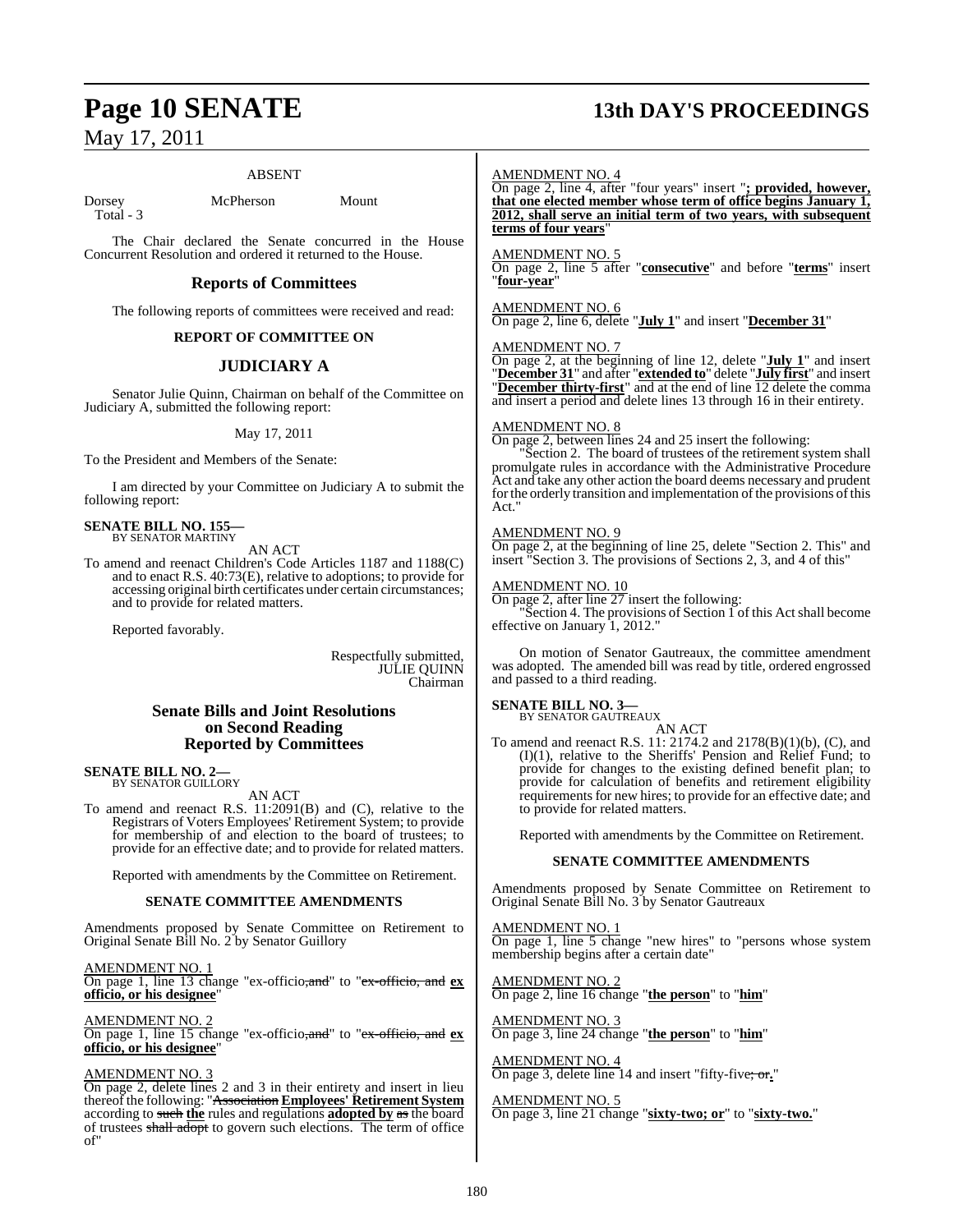ABSENT

Dorsey McPherson Mount
Total - 3

The Chair declared the Senate concurred in the House Concurrent Resolution and ordered it returned to the House.

## Reports of Committees

The following reports of committees were received and read:

### REPORT OF COMMITTEE ON

## JUDICIARY A

Senator Julie Quinn, Chairman on behalf of the Committee on Judiciary A, submitted the following report:

May 17, 2011

To the President and Members of the Senate:

I am directed by your Committee on Judiciary A to submit the following report:

**SENATE BILL NO. 155—**
BY SENATOR MARTINY

AN ACT

To amend and reenact Children's Code Articles 1187 and 1188(C) and to enact R.S. 40:73(E), relative to adoptions; to provide for accessing original birth certificates under certain circumstances; and to provide for related matters.

Reported favorably.

Respectfully submitted,
JULIE QUINN
Chairman

## Senate Bills and Joint Resolutions on Second Reading Reported by Committees

**SENATE BILL NO. 2—**
BY SENATOR GUILLORY

AN ACT

To amend and reenact R.S. 11:2091(B) and (C), relative to the Registrars of Voters Employees' Retirement System; to provide for membership of and election to the board of trustees; to provide for an effective date; and to provide for related matters.

Reported with amendments by the Committee on Retirement.

### SENATE COMMITTEE AMENDMENTS

Amendments proposed by Senate Committee on Retirement to Original Senate Bill No. 2 by Senator Guillory

AMENDMENT NO. 1
On page 1, line 13 change "ex-officio, and" to "~~ex-officio, and~~ **ex officio, or his designee**"

AMENDMENT NO. 2
On page 1, line 15 change "ex-officio, and" to "~~ex-officio, and~~ **ex officio, or his designee**"

AMENDMENT NO. 3
On page 2, delete lines 2 and 3 in their entirety and insert in lieu thereof the following: "~~Association~~ **Employees' Retirement System** according to ~~such~~ **the** rules and regulations **adopted by** ~~as~~ the board of trustees ~~shall adopt~~ to govern such elections. The term of office of"

AMENDMENT NO. 4
On page 2, line 4, after "four years" insert "**; provided, however, that one elected member whose term of office begins January 1, 2012, shall serve an initial term of two years, with subsequent terms of four years**"

AMENDMENT NO. 5
On page 2, line 5 after "**consecutive**" and before "**terms**" insert "**four-year**"

AMENDMENT NO. 6
On page 2, line 6, delete "**July 1**" and insert "**December 31**"

AMENDMENT NO. 7
On page 2, at the beginning of line 12, delete "**July 1**" and insert "**December 31**" and after "**extended to**" delete "**July first**" and insert "**December thirty-first**" and at the end of line 12 delete the comma and insert a period and delete lines 13 through 16 in their entirety.

AMENDMENT NO. 8
On page 2, between lines 24 and 25 insert the following:

"Section 2. The board of trustees of the retirement system shall promulgate rules in accordance with the Administrative Procedure Act and take any other action the board deems necessary and prudent for the orderly transition and implementation of the provisions of this Act."

AMENDMENT NO. 9
On page 2, at the beginning of line 25, delete "Section 2. This" and insert "Section 3. The provisions of Sections 2, 3, and 4 of this"

AMENDMENT NO. 10
On page 2, after line 27 insert the following:

"Section 4. The provisions of Section 1 of this Act shall become effective on January 1, 2012."

On motion of Senator Gautreaux, the committee amendment was adopted. The amended bill was read by title, ordered engrossed and passed to a third reading.

**SENATE BILL NO. 3—**
BY SENATOR GAUTREAUX

AN ACT

To amend and reenact R.S. 11: 2174.2 and 2178(B)(1)(b), (C), and (I)(1), relative to the Sheriffs' Pension and Relief Fund; to provide for changes to the existing defined benefit plan; to provide for calculation of benefits and retirement eligibility requirements for new hires; to provide for an effective date; and to provide for related matters.

Reported with amendments by the Committee on Retirement.

### SENATE COMMITTEE AMENDMENTS

Amendments proposed by Senate Committee on Retirement to Original Senate Bill No. 3 by Senator Gautreaux

AMENDMENT NO. 1
On page 1, line 5 change "new hires" to "persons whose system membership begins after a certain date"

AMENDMENT NO. 2
On page 2, line 16 change "**the person**" to "**him**"

AMENDMENT NO. 3
On page 3, line 24 change "**the person**" to "**him**"

AMENDMENT NO. 4
On page 3, delete line 14 and insert "fifty-five~~; or~~**.**"

AMENDMENT NO. 5
On page 3, line 21 change "**sixty-two; or**" to "**sixty-two.**"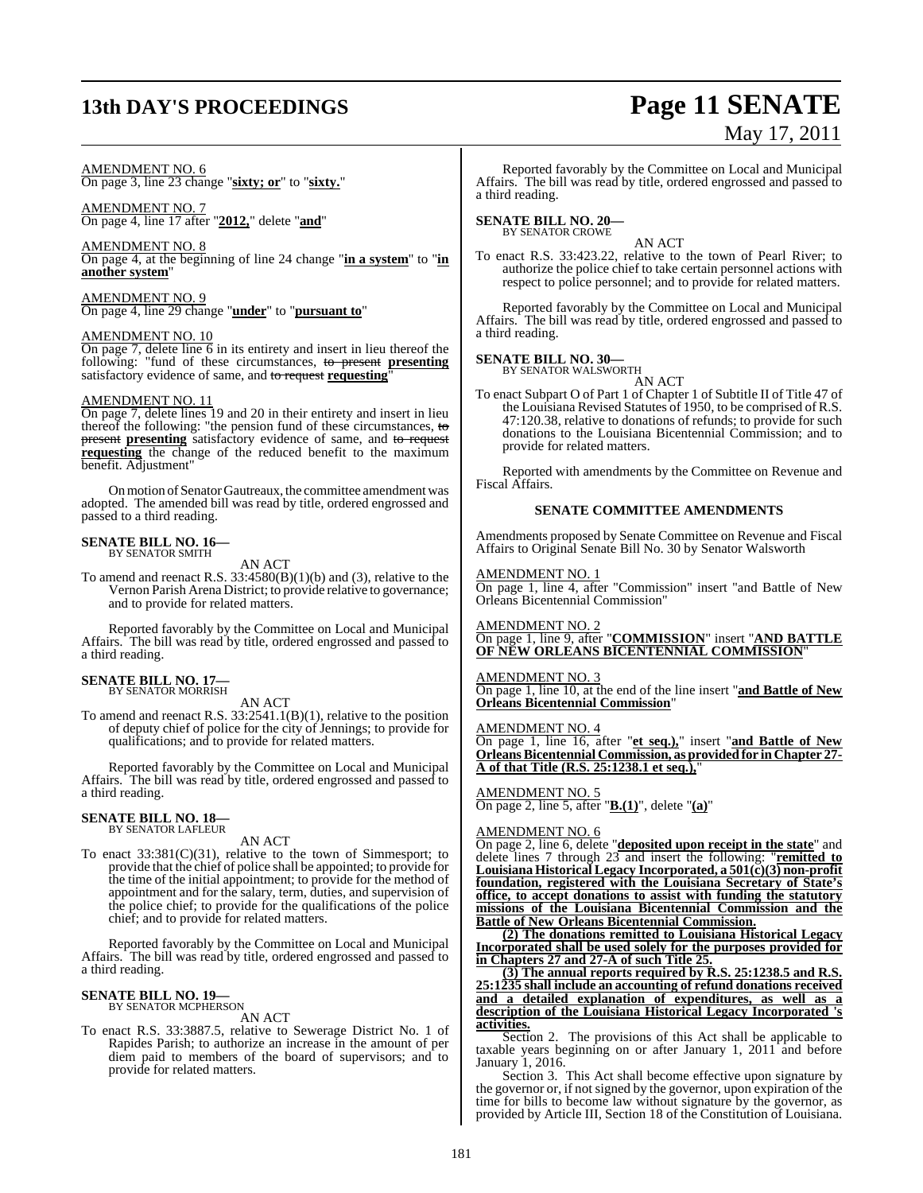AMENDMENT NO. 6
On page 3, line 23 change "**sixty; or**" to "**sixty.**"

AMENDMENT NO. 7
On page 4, line 17 after "**2012,**" delete "**and**"

AMENDMENT NO. 8
On page 4, at the beginning of line 24 change "**in a system**" to "**in another system**"

AMENDMENT NO. 9
On page 4, line 29 change "**under**" to "**pursuant to**"

AMENDMENT NO. 10
On page 7, delete line 6 in its entirety and insert in lieu thereof the following: "fund of these circumstances, ~~to present~~ **presenting** satisfactory evidence of same, and ~~to request~~ **requesting**"

AMENDMENT NO. 11
On page 7, delete lines 19 and 20 in their entirety and insert in lieu thereof the following: "the pension fund of these circumstances, ~~to present~~ **presenting** satisfactory evidence of same, and ~~to request~~ **requesting** the change of the reduced benefit to the maximum benefit. Adjustment"

On motion of Senator Gautreaux, the committee amendment was adopted. The amended bill was read by title, ordered engrossed and passed to a third reading.

**SENATE BILL NO. 16—**
BY SENATOR SMITH

AN ACT

To amend and reenact R.S. 33:4580(B)(1)(b) and (3), relative to the Vernon Parish Arena District; to provide relative to governance; and to provide for related matters.

Reported favorably by the Committee on Local and Municipal Affairs. The bill was read by title, ordered engrossed and passed to a third reading.

**SENATE BILL NO. 17—**
BY SENATOR MORRISH

AN ACT

To amend and reenact R.S. 33:2541.1(B)(1), relative to the position of deputy chief of police for the city of Jennings; to provide for qualifications; and to provide for related matters.

Reported favorably by the Committee on Local and Municipal Affairs. The bill was read by title, ordered engrossed and passed to a third reading.

**SENATE BILL NO. 18—**
BY SENATOR LAFLEUR

AN ACT

To enact 33:381(C)(31), relative to the town of Simmesport; to provide that the chief of police shall be appointed; to provide for the time of the initial appointment; to provide for the method of appointment and for the salary, term, duties, and supervision of the police chief; to provide for the qualifications of the police chief; and to provide for related matters.

Reported favorably by the Committee on Local and Municipal Affairs. The bill was read by title, ordered engrossed and passed to a third reading.

**SENATE BILL NO. 19—**
BY SENATOR MCPHERSON

AN ACT

To enact R.S. 33:3887.5, relative to Sewerage District No. 1 of Rapides Parish; to authorize an increase in the amount of per diem paid to members of the board of supervisors; and to provide for related matters.

Reported favorably by the Committee on Local and Municipal Affairs. The bill was read by title, ordered engrossed and passed to a third reading.

**SENATE BILL NO. 20—**
BY SENATOR CROWE

AN ACT

To enact R.S. 33:423.22, relative to the town of Pearl River; to authorize the police chief to take certain personnel actions with respect to police personnel; and to provide for related matters.

Reported favorably by the Committee on Local and Municipal Affairs. The bill was read by title, ordered engrossed and passed to a third reading.

**SENATE BILL NO. 30—**
BY SENATOR WALSWORTH

AN ACT

To enact Subpart O of Part 1 of Chapter 1 of Subtitle II of Title 47 of the Louisiana Revised Statutes of 1950, to be comprised of R.S. 47:120.38, relative to donations of refunds; to provide for such donations to the Louisiana Bicentennial Commission; and to provide for related matters.

Reported with amendments by the Committee on Revenue and Fiscal Affairs.

### SENATE COMMITTEE AMENDMENTS

Amendments proposed by Senate Committee on Revenue and Fiscal Affairs to Original Senate Bill No. 30 by Senator Walsworth

AMENDMENT NO. 1
On page 1, line 4, after "Commission" insert "and Battle of New Orleans Bicentennial Commission"

AMENDMENT NO. 2
On page 1, line 9, after "**COMMISSION**" insert "**AND BATTLE OF NEW ORLEANS BICENTENNIAL COMMISSION**"

AMENDMENT NO. 3
On page 1, line 10, at the end of the line insert "**and Battle of New Orleans Bicentennial Commission**"

AMENDMENT NO. 4
On page 1, line 16, after "**et seq.),**" insert "**and Battle of New Orleans Bicentennial Commission, as provided for in Chapter 27-A of that Title (R.S. 25:1238.1 et seq.),**"

AMENDMENT NO. 5
On page 2, line 5, after "**B.(1)**", delete "**(a)**"

AMENDMENT NO. 6
On page 2, line 6, delete "**deposited upon receipt in the state**" and delete lines 7 through 23 and insert the following: "**remitted to Louisiana Historical Legacy Incorporated, a 501(c)(3) non-profit foundation, registered with the Louisiana Secretary of State's office, to accept donations to assist with funding the statutory missions of the Louisiana Bicentennial Commission and the Battle of New Orleans Bicentennial Commission.**

**(2) The donations remitted to Louisiana Historical Legacy Incorporated shall be used solely for the purposes provided for in Chapters 27 and 27-A of such Title 25.**

**(3) The annual reports required by R.S. 25:1238.5 and R.S. 25:1235 shall include an accounting of refund donations received and a detailed explanation of expenditures, as well as a description of the Louisiana Historical Legacy Incorporated 's activities.**

Section 2. The provisions of this Act shall be applicable to taxable years beginning on or after January 1, 2011 and before January 1, 2016.

Section 3. This Act shall become effective upon signature by the governor or, if not signed by the governor, upon expiration of the time for bills to become law without signature by the governor, as provided by Article III, Section 18 of the Constitution of Louisiana.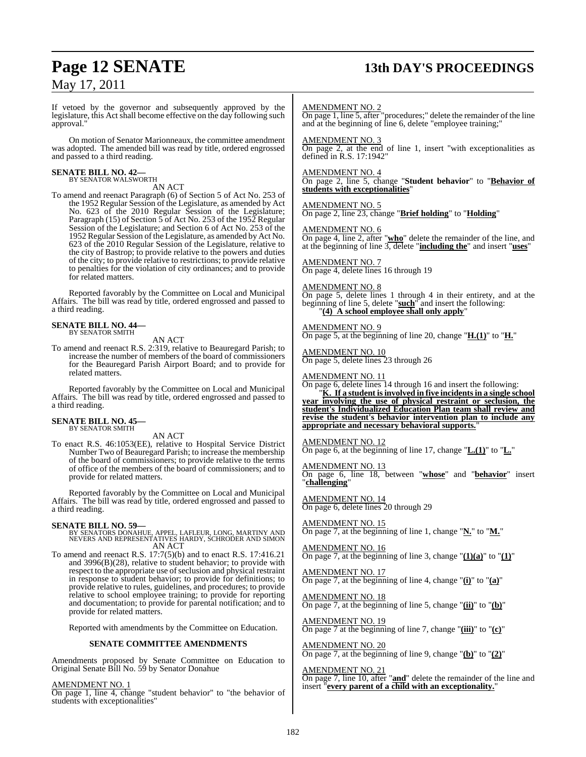If vetoed by the governor and subsequently approved by the legislature, this Act shall become effective on the day following such approval."

On motion of Senator Marionneaux, the committee amendment was adopted. The amended bill was read by title, ordered engrossed and passed to a third reading.

**SENATE BILL NO. 42—**
BY SENATOR WALSWORTH

AN ACT

To amend and reenact Paragraph (6) of Section 5 of Act No. 253 of the 1952 Regular Session of the Legislature, as amended by Act No. 623 of the 2010 Regular Session of the Legislature; Paragraph (15) of Section 5 of Act No. 253 of the 1952 Regular Session of the Legislature; and Section 6 of Act No. 253 of the 1952 Regular Session of the Legislature, as amended by Act No. 623 of the 2010 Regular Session of the Legislature, relative to the city of Bastrop; to provide relative to the powers and duties of the city; to provide relative to restrictions; to provide relative to penalties for the violation of city ordinances; and to provide for related matters.

Reported favorably by the Committee on Local and Municipal Affairs. The bill was read by title, ordered engrossed and passed to a third reading.

**SENATE BILL NO. 44—**
BY SENATOR SMITH

AN ACT

To amend and reenact R.S. 2:319, relative to Beauregard Parish; to increase the number of members of the board of commissioners for the Beauregard Parish Airport Board; and to provide for related matters.

Reported favorably by the Committee on Local and Municipal Affairs. The bill was read by title, ordered engrossed and passed to a third reading.

**SENATE BILL NO. 45—**
BY SENATOR SMITH

AN ACT

To enact R.S. 46:1053(EE), relative to Hospital Service District Number Two of Beauregard Parish; to increase the membership of the board of commissioners; to provide relative to the terms of office of the members of the board of commissioners; and to provide for related matters.

Reported favorably by the Committee on Local and Municipal Affairs. The bill was read by title, ordered engrossed and passed to a third reading.

**SENATE BILL NO. 59—**
BY SENATORS DONAHUE, APPEL, LAFLEUR, LONG, MARTINY AND NEVERS AND REPRESENTATIVES HARDY, SCHRODER AND SIMON

AN ACT

To amend and reenact R.S. 17:7(5)(b) and to enact R.S. 17:416.21 and 3996(B)(28), relative to student behavior; to provide with respect to the appropriate use of seclusion and physical restraint in response to student behavior; to provide for definitions; to provide relative to rules, guidelines, and procedures; to provide relative to school employee training; to provide for reporting and documentation; to provide for parental notification; and to provide for related matters.

Reported with amendments by the Committee on Education.

**SENATE COMMITTEE AMENDMENTS**

Amendments proposed by Senate Committee on Education to Original Senate Bill No. 59 by Senator Donahue

AMENDMENT NO. 1
On page 1, line 4, change "student behavior" to "the behavior of students with exceptionalities"

AMENDMENT NO. 2
On page 1, line 5, after "procedures;" delete the remainder of the line and at the beginning of line 6, delete "employee training;"

AMENDMENT NO. 3
On page 2, at the end of line 1, insert "with exceptionalities as defined in R.S. 17:1942"

AMENDMENT NO. 4
On page 2, line 5, change "**Student behavior**" to "**Behavior of students with exceptionalities**"

AMENDMENT NO. 5
On page 2, line 23, change "**Brief holding**" to "**Holding**"

AMENDMENT NO. 6
On page 4, line 2, after "**who**" delete the remainder of the line, and at the beginning of line 3, delete "**including the**" and insert "**uses**"

AMENDMENT NO. 7
On page 4, delete lines 16 through 19

AMENDMENT NO. 8
On page 5, delete lines 1 through 4 in their entirety, and at the beginning of line 5, delete "**such**" and insert the following:
"**(4) A school employee shall only apply**"

AMENDMENT NO. 9
On page 5, at the beginning of line 20, change "**H.(1)**" to "**H.**"

AMENDMENT NO. 10
On page 5, delete lines 23 through 26

AMENDMENT NO. 11
On page 6, delete lines 14 through 16 and insert the following:
"**K. If a student is involved in five incidents in a single school year involving the use of physical restraint or seclusion, the student's Individualized Education Plan team shall review and revise the student's behavior intervention plan to include any appropriate and necessary behavioral supports.**"

AMENDMENT NO. 12
On page 6, at the beginning of line 17, change "**L.(1)**" to "**L.**"

AMENDMENT NO. 13
On page 6, line 18, between "**whose**" and "**behavior**" insert "**challenging**"

AMENDMENT NO. 14
On page 6, delete lines 20 through 29

AMENDMENT NO. 15
On page 7, at the beginning of line 1, change "**N.**" to "**M.**"

AMENDMENT NO. 16
On page 7, at the beginning of line 3, change "**(1)(a)**" to "**(1)**"

AMENDMENT NO. 17
On page 7, at the beginning of line 4, change "**(i)**" to "**(a)**"

AMENDMENT NO. 18
On page 7, at the beginning of line 5, change "**(ii)**" to "**(b)**"

AMENDMENT NO. 19
On page 7 at the beginning of line 7, change "**(iii)**" to "**(c)**"

AMENDMENT NO. 20
On page 7, at the beginning of line 9, change "**(b)**" to "**(2)**"

AMENDMENT NO. 21
On page 7, line 10, after "**and**" delete the remainder of the line and insert "**every parent of a child with an exceptionality.**"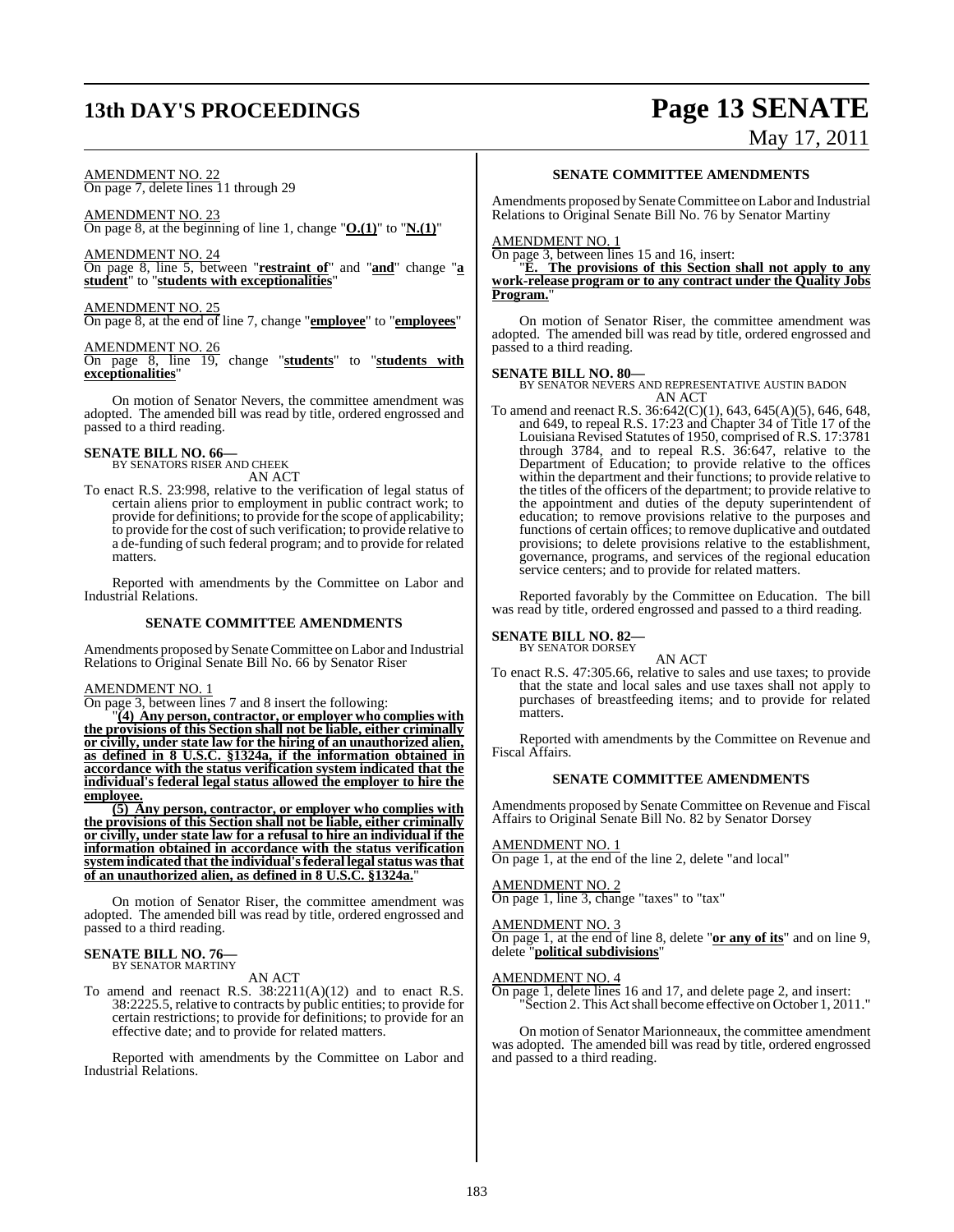AMENDMENT NO. 22
On page 7, delete lines 11 through 29

AMENDMENT NO. 23
On page 8, at the beginning of line 1, change "**O.(1)**" to "**N.(1)**"

AMENDMENT NO. 24
On page 8, line 5, between "**restraint of**" and "**and**" change "**a student**" to "**students with exceptionalities**"

AMENDMENT NO. 25
On page 8, at the end of line 7, change "**employee**" to "**employees**"

AMENDMENT NO. 26
On page 8, line 19, change "**students**" to "**students with exceptionalities**"

On motion of Senator Nevers, the committee amendment was adopted. The amended bill was read by title, ordered engrossed and passed to a third reading.

**SENATE BILL NO. 66—**
BY SENATORS RISER AND CHEEK

AN ACT

To enact R.S. 23:998, relative to the verification of legal status of certain aliens prior to employment in public contract work; to provide for definitions; to provide for the scope of applicability; to provide for the cost of such verification; to provide relative to a de-funding of such federal program; and to provide for related matters.

Reported with amendments by the Committee on Labor and Industrial Relations.

## SENATE COMMITTEE AMENDMENTS

Amendments proposed by Senate Committee on Labor and Industrial Relations to Original Senate Bill No. 66 by Senator Riser

AMENDMENT NO. 1
On page 3, between lines 7 and 8 insert the following:

"**(4) Any person, contractor, or employer who complies with the provisions of this Section shall not be liable, either criminally or civilly, under state law for the hiring of an unauthorized alien, as defined in 8 U.S.C. §1324a, if the information obtained in accordance with the status verification system indicated that the individual's federal legal status allowed the employer to hire the employee.**

**(5) Any person, contractor, or employer who complies with the provisions of this Section shall not be liable, either criminally or civilly, under state law for a refusal to hire an individual if the information obtained in accordance with the status verification system indicated that the individual's federal legal status was that of an unauthorized alien, as defined in 8 U.S.C. §1324a.**"

On motion of Senator Riser, the committee amendment was adopted. The amended bill was read by title, ordered engrossed and passed to a third reading.

**SENATE BILL NO. 76—**
BY SENATOR MARTINY

AN ACT

To amend and reenact R.S. 38:2211(A)(12) and to enact R.S. 38:2225.5, relative to contracts by public entities; to provide for certain restrictions; to provide for definitions; to provide for an effective date; and to provide for related matters.

Reported with amendments by the Committee on Labor and Industrial Relations.

## SENATE COMMITTEE AMENDMENTS

Amendments proposed by Senate Committee on Labor and Industrial Relations to Original Senate Bill No. 76 by Senator Martiny

AMENDMENT NO. 1
On page 3, between lines 15 and 16, insert:

"**E. The provisions of this Section shall not apply to any work-release program or to any contract under the Quality Jobs Program.**"

On motion of Senator Riser, the committee amendment was adopted. The amended bill was read by title, ordered engrossed and passed to a third reading.

**SENATE BILL NO. 80—**
BY SENATOR NEVERS AND REPRESENTATIVE AUSTIN BADON

AN ACT

To amend and reenact R.S. 36:642(C)(1), 643, 645(A)(5), 646, 648, and 649, to repeal R.S. 17:23 and Chapter 34 of Title 17 of the Louisiana Revised Statutes of 1950, comprised of R.S. 17:3781 through 3784, and to repeal R.S. 36:647, relative to the Department of Education; to provide relative to the offices within the department and their functions; to provide relative to the titles of the officers of the department; to provide relative to the appointment and duties of the deputy superintendent of education; to remove provisions relative to the purposes and functions of certain offices; to remove duplicative and outdated provisions; to delete provisions relative to the establishment, governance, programs, and services of the regional education service centers; and to provide for related matters.

Reported favorably by the Committee on Education. The bill was read by title, ordered engrossed and passed to a third reading.

**SENATE BILL NO. 82—**
BY SENATOR DORSEY

AN ACT

To enact R.S. 47:305.66, relative to sales and use taxes; to provide that the state and local sales and use taxes shall not apply to purchases of breastfeeding items; and to provide for related matters.

Reported with amendments by the Committee on Revenue and Fiscal Affairs.

## SENATE COMMITTEE AMENDMENTS

Amendments proposed by Senate Committee on Revenue and Fiscal Affairs to Original Senate Bill No. 82 by Senator Dorsey

AMENDMENT NO. 1
On page 1, at the end of the line 2, delete "and local"

AMENDMENT NO. 2
On page 1, line 3, change "taxes" to "tax"

AMENDMENT NO. 3
On page 1, at the end of line 8, delete "**or any of its**" and on line 9, delete "**political subdivisions**"

AMENDMENT NO. 4
On page 1, delete lines 16 and 17, and delete page 2, and insert:
"Section 2. This Act shall become effective on October 1, 2011."

On motion of Senator Marionneaux, the committee amendment was adopted. The amended bill was read by title, ordered engrossed and passed to a third reading.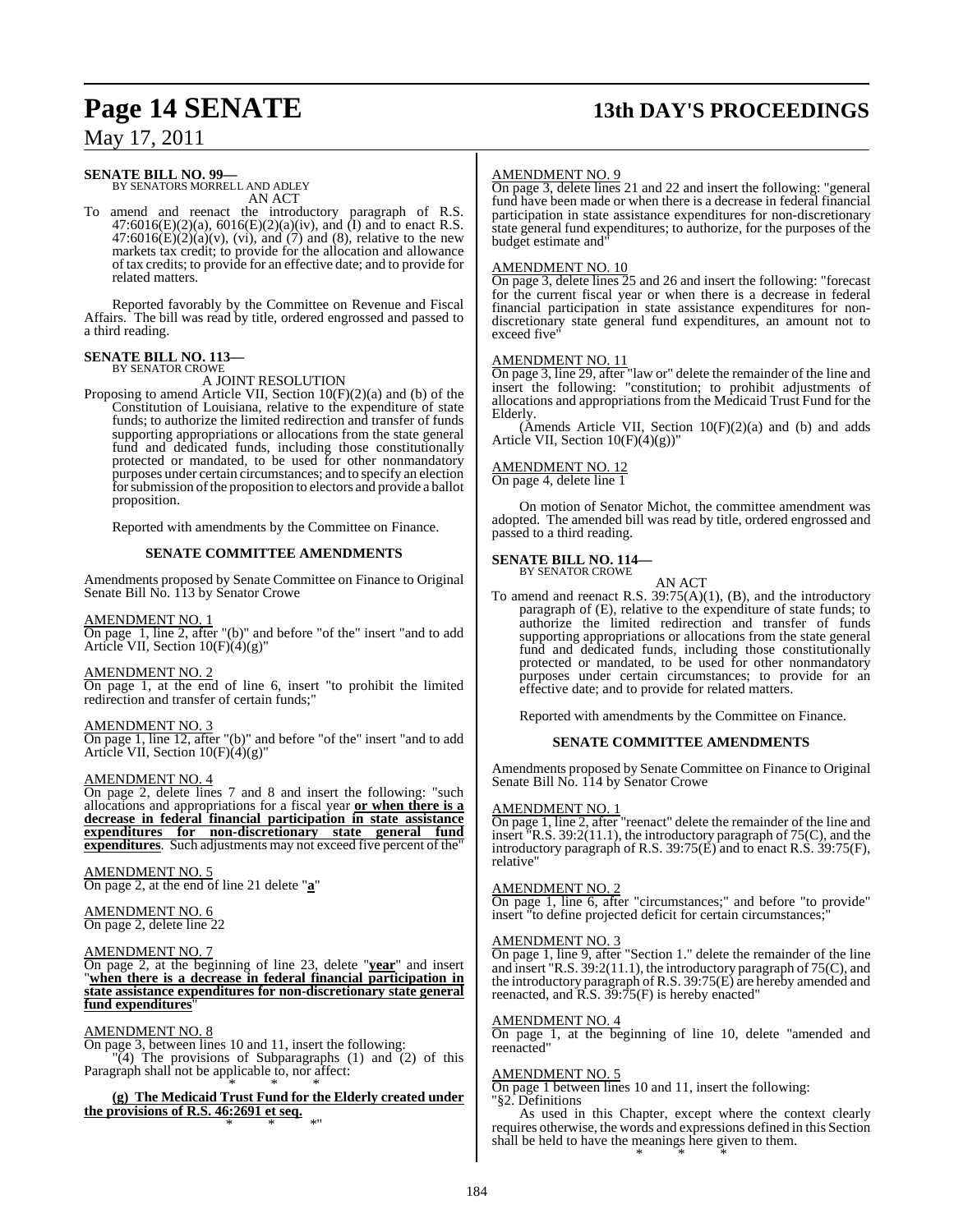**SENATE BILL NO. 99—**
BY SENATORS MORRELL AND ADLEY

AN ACT

To amend and reenact the introductory paragraph of R.S. 47:6016(E)(2)(a), 6016(E)(2)(a)(iv), and (I) and to enact R.S. 47:6016(E)(2)(a)(v), (vi), and (7) and (8), relative to the new markets tax credit; to provide for the allocation and allowance of tax credits; to provide for an effective date; and to provide for related matters.

Reported favorably by the Committee on Revenue and Fiscal Affairs. The bill was read by title, ordered engrossed and passed to a third reading.

**SENATE BILL NO. 113—**
BY SENATOR CROWE

A JOINT RESOLUTION

Proposing to amend Article VII, Section 10(F)(2)(a) and (b) of the Constitution of Louisiana, relative to the expenditure of state funds; to authorize the limited redirection and transfer of funds supporting appropriations or allocations from the state general fund and dedicated funds, including those constitutionally protected or mandated, to be used for other nonmandatory purposes under certain circumstances; and to specify an election for submission of the proposition to electors and provide a ballot proposition.

Reported with amendments by the Committee on Finance.

**SENATE COMMITTEE AMENDMENTS**

Amendments proposed by Senate Committee on Finance to Original Senate Bill No. 113 by Senator Crowe

AMENDMENT NO. 1
On page 1, line 2, after "(b)" and before "of the" insert "and to add Article VII, Section 10(F)(4)(g)"

AMENDMENT NO. 2
On page 1, at the end of line 6, insert "to prohibit the limited redirection and transfer of certain funds;"

AMENDMENT NO. 3
On page 1, line 12, after "(b)" and before "of the" insert "and to add Article VII, Section 10(F)(4)(g)"

AMENDMENT NO. 4
On page 2, delete lines 7 and 8 and insert the following: "such allocations and appropriations for a fiscal year **or when there is a decrease in federal financial participation in state assistance expenditures for non-discretionary state general fund expenditures**. Such adjustments may not exceed five percent of the"

AMENDMENT NO. 5
On page 2, at the end of line 21 delete "**a**"

AMENDMENT NO. 6
On page 2, delete line 22

AMENDMENT NO. 7
On page 2, at the beginning of line 23, delete "**year**" and insert "**when there is a decrease in federal financial participation in state assistance expenditures for non-discretionary state general fund expenditures**"

AMENDMENT NO. 8
On page 3, between lines 10 and 11, insert the following:
"(4) The provisions of Subparagraphs (1) and (2) of this Paragraph shall not be applicable to, nor affect:

\* \* \*

**(g) The Medicaid Trust Fund for the Elderly created under the provisions of R.S. 46:2691 et seq.**

\* \* \*"

AMENDMENT NO. 9
On page 3, delete lines 21 and 22 and insert the following: "general fund have been made or when there is a decrease in federal financial participation in state assistance expenditures for non-discretionary state general fund expenditures; to authorize, for the purposes of the budget estimate and"

AMENDMENT NO. 10
On page 3, delete lines 25 and 26 and insert the following: "forecast for the current fiscal year or when there is a decrease in federal financial participation in state assistance expenditures for non-discretionary state general fund expenditures, an amount not to exceed five"

AMENDMENT NO. 11
On page 3, line 29, after "law or" delete the remainder of the line and insert the following: "constitution; to prohibit adjustments of allocations and appropriations from the Medicaid Trust Fund for the Elderly.
(Amends Article VII, Section 10(F)(2)(a) and (b) and adds Article VII, Section 10(F)(4)(g))"

AMENDMENT NO. 12
On page 4, delete line 1

On motion of Senator Michot, the committee amendment was adopted. The amended bill was read by title, ordered engrossed and passed to a third reading.

**SENATE BILL NO. 114—**
BY SENATOR CROWE

AN ACT

To amend and reenact R.S. 39:75(A)(1), (B), and the introductory paragraph of (E), relative to the expenditure of state funds; to authorize the limited redirection and transfer of funds supporting appropriations or allocations from the state general fund and dedicated funds, including those constitutionally protected or mandated, to be used for other nonmandatory purposes under certain circumstances; to provide for an effective date; and to provide for related matters.

Reported with amendments by the Committee on Finance.

**SENATE COMMITTEE AMENDMENTS**

Amendments proposed by Senate Committee on Finance to Original Senate Bill No. 114 by Senator Crowe

AMENDMENT NO. 1
On page 1, line 2, after "reenact" delete the remainder of the line and insert "R.S. 39:2(11.1), the introductory paragraph of 75(C), and the introductory paragraph of R.S. 39:75(E) and to enact R.S. 39:75(F), relative"

AMENDMENT NO. 2
On page 1, line 6, after "circumstances;" and before "to provide" insert "to define projected deficit for certain circumstances;"

AMENDMENT NO. 3
On page 1, line 9, after "Section 1." delete the remainder of the line and insert "R.S. 39:2(11.1), the introductory paragraph of 75(C), and the introductory paragraph of R.S. 39:75(E) are hereby amended and reenacted, and R.S. 39:75(F) is hereby enacted"

AMENDMENT NO. 4
On page 1, at the beginning of line 10, delete "amended and reenacted"

AMENDMENT NO. 5
On page 1 between lines 10 and 11, insert the following:
"§2. Definitions
As used in this Chapter, except where the context clearly requires otherwise, the words and expressions defined in this Section shall be held to have the meanings here given to them.

\* \* \*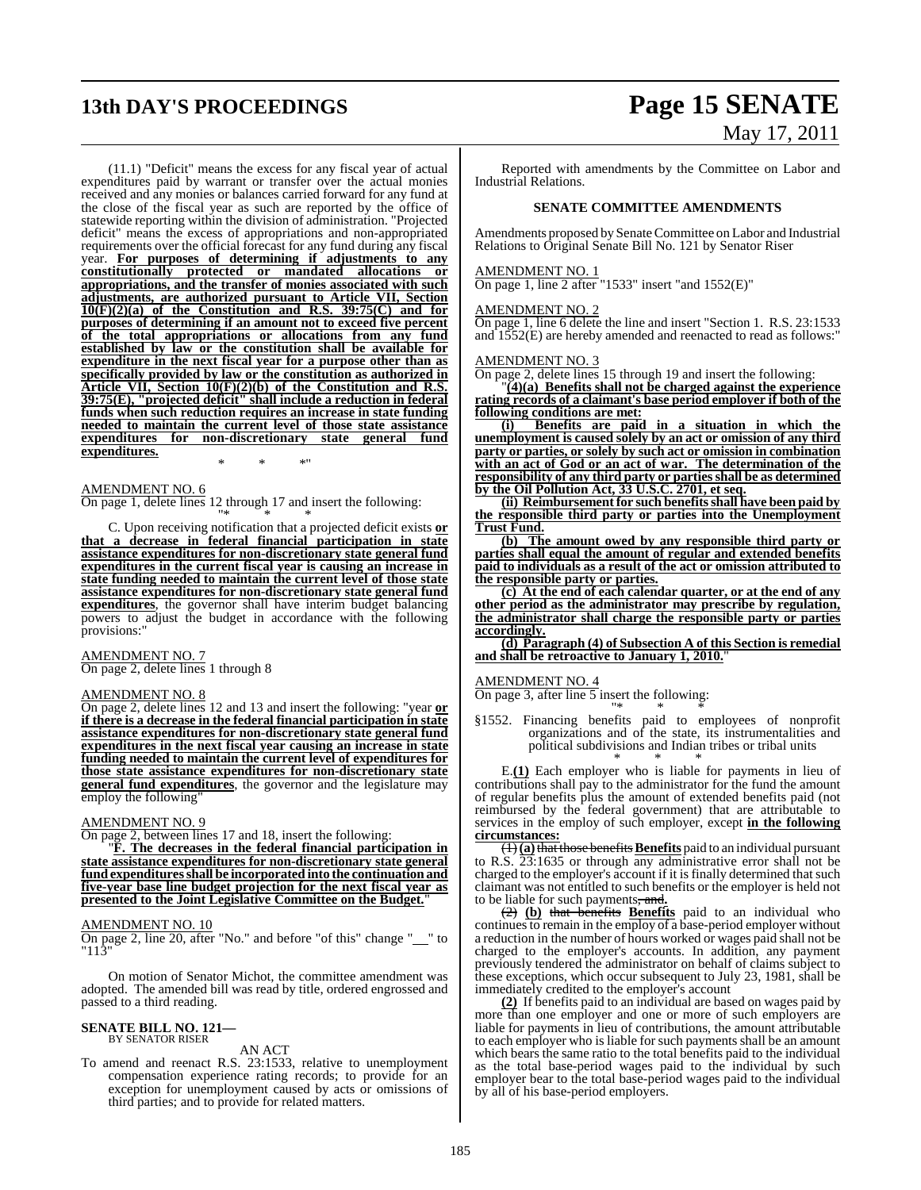(11.1) "Deficit" means the excess for any fiscal year of actual expenditures paid by warrant or transfer over the actual monies received and any monies or balances carried forward for any fund at the close of the fiscal year as such are reported by the office of statewide reporting within the division of administration. "Projected deficit" means the excess of appropriations and non-appropriated requirements over the official forecast for any fund during any fiscal year. **For purposes of determining if adjustments to any constitutionally protected or mandated allocations or appropriations, and the transfer of monies associated with such adjustments, are authorized pursuant to Article VII, Section 10(F)(2)(a) of the Constitution and R.S. 39:75(C) and for purposes of determining if an amount not to exceed five percent of the total appropriations or allocations from any fund established by law or the constitution shall be available for expenditure in the next fiscal year for a purpose other than as specifically provided by law or the constitution as authorized in Article VII, Section 10(F)(2)(b) of the Constitution and R.S. 39:75(E), "projected deficit" shall include a reduction in federal funds when such reduction requires an increase in state funding needed to maintain the current level of those state assistance expenditures for non-discretionary state general fund expenditures.**

\* \* \*"

AMENDMENT NO. 6

On page 1, delete lines 12 through 17 and insert the following:

"\* \* \*

C. Upon receiving notification that a projected deficit exists **or that a decrease in federal financial participation in state assistance expenditures for non-discretionary state general fund expenditures in the current fiscal year is causing an increase in state funding needed to maintain the current level of those state assistance expenditures for non-discretionary state general fund expenditures**, the governor shall have interim budget balancing powers to adjust the budget in accordance with the following provisions:"

AMENDMENT NO. 7

On page 2, delete lines 1 through 8

AMENDMENT NO. 8

On page 2, delete lines 12 and 13 and insert the following: "year **or if there is a decrease in the federal financial participation in state assistance expenditures for non-discretionary state general fund expenditures in the next fiscal year causing an increase in state funding needed to maintain the current level of expenditures for those state assistance expenditures for non-discretionary state general fund expenditures**, the governor and the legislature may employ the following"

AMENDMENT NO. 9

On page 2, between lines 17 and 18, insert the following:

"**F. The decreases in the federal financial participation in state assistance expenditures for non-discretionary state general fund expenditures shall be incorporated into the continuation and five-year base line budget projection for the next fiscal year as presented to the Joint Legislative Committee on the Budget.**"

AMENDMENT NO. 10

On page 2, line 20, after "No." and before "of this" change "\_\_" to "113"

On motion of Senator Michot, the committee amendment was adopted. The amended bill was read by title, ordered engrossed and passed to a third reading.

**SENATE BILL NO. 121—**
BY SENATOR RISER

AN ACT

To amend and reenact R.S. 23:1533, relative to unemployment compensation experience rating records; to provide for an exception for unemployment caused by acts or omissions of third parties; and to provide for related matters.

Reported with amendments by the Committee on Labor and Industrial Relations.

**SENATE COMMITTEE AMENDMENTS**

Amendments proposed by Senate Committee on Labor and Industrial Relations to Original Senate Bill No. 121 by Senator Riser

AMENDMENT NO. 1

On page 1, line 2 after "1533" insert "and 1552(E)"

AMENDMENT NO. 2

On page 1, line 6 delete the line and insert "Section 1. R.S. 23:1533 and 1552(E) are hereby amended and reenacted to read as follows:"

AMENDMENT NO. 3

On page 2, delete lines 15 through 19 and insert the following:

"**(4)(a) Benefits shall not be charged against the experience rating records of a claimant's base period employer if both of the following conditions are met:**

**(i) Benefits are paid in a situation in which the unemployment is caused solely by an act or omission of any third party or parties, or solely by such act or omission in combination with an act of God or an act of war. The determination of the responsibility of any third party or parties shall be as determined by the Oil Pollution Act, 33 U.S.C. 2701, et seq.**

**(ii) Reimbursement for such benefits shall have been paid by the responsible third party or parties into the Unemployment Trust Fund.**

**(b) The amount owed by any responsible third party or parties shall equal the amount of regular and extended benefits paid to individuals as a result of the act or omission attributed to the responsible party or parties.**

**(c) At the end of each calendar quarter, or at the end of any other period as the administrator may prescribe by regulation, the administrator shall charge the responsible party or parties accordingly.**

**(d) Paragraph (4) of Subsection A of this Section is remedial and shall be retroactive to January 1, 2010.**"

AMENDMENT NO. 4

On page 3, after line 5 insert the following:

"\* \* \*

§1552. Financing benefits paid to employees of nonprofit organizations and of the state, its instrumentalities and political subdivisions and Indian tribes or tribal units

\* \* \*

E.**(1)** Each employer who is liable for payments in lieu of contributions shall pay to the administrator for the fund the amount of regular benefits plus the amount of extended benefits paid (not reimbursed by the federal government) that are attributable to services in the employ of such employer, except **in the following circumstances:**

~~(1)~~ **(a)** ~~that those benefits~~ **Benefits** paid to an individual pursuant to R.S. 23:1635 or through any administrative error shall not be charged to the employer's account if it is finally determined that such claimant was not entitled to such benefits or the employer is held not to be liable for such payments~~, and~~**.**

~~(2)~~ **(b)** ~~that benefits~~ **Benefits** paid to an individual who continues to remain in the employ of a base-period employer without a reduction in the number of hours worked or wages paid shall not be charged to the employer's accounts. In addition, any payment previously tendered the administrator on behalf of claims subject to these exceptions, which occur subsequent to July 23, 1981, shall be immediately credited to the employer's account

**(2)** If benefits paid to an individual are based on wages paid by more than one employer and one or more of such employers are liable for payments in lieu of contributions, the amount attributable to each employer who is liable for such payments shall be an amount which bears the same ratio to the total benefits paid to the individual as the total base-period wages paid to the individual by such employer bear to the total base-period wages paid to the individual by all of his base-period employers.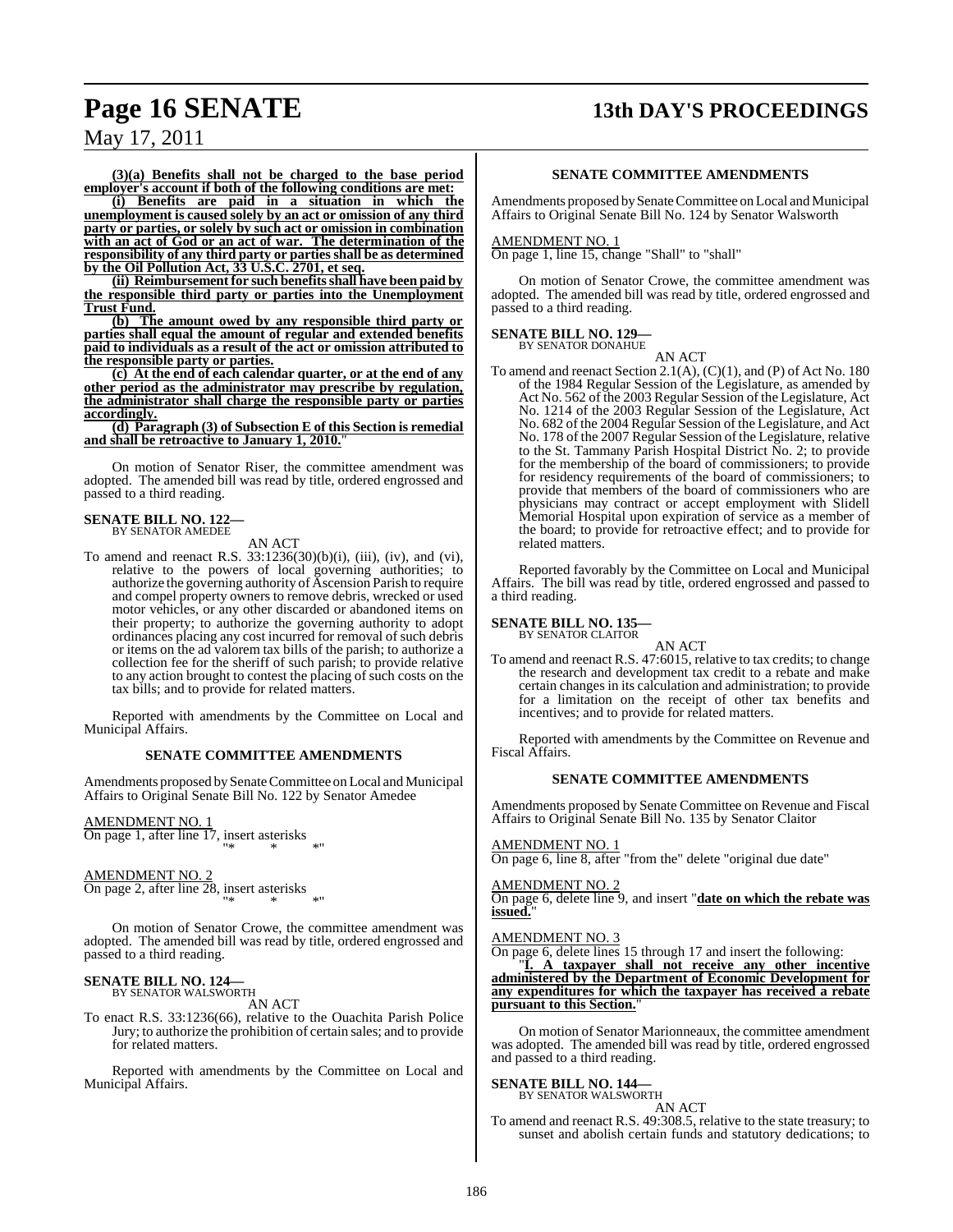**(3)(a) Benefits shall not be charged to the base period employer's account if both of the following conditions are met:**

**(i) Benefits are paid in a situation in which the unemployment is caused solely by an act or omission of any third party or parties, or solely by such act or omission in combination with an act of God or an act of war. The determination of the responsibility of any third party or parties shall be as determined by the Oil Pollution Act, 33 U.S.C. 2701, et seq.**

**(ii) Reimbursement for such benefits shall have been paid by the responsible third party or parties into the Unemployment Trust Fund.**

**(b) The amount owed by any responsible third party or parties shall equal the amount of regular and extended benefits paid to individuals as a result of the act or omission attributed to the responsible party or parties.**

**(c) At the end of each calendar quarter, or at the end of any other period as the administrator may prescribe by regulation, the administrator shall charge the responsible party or parties accordingly.**

**(d) Paragraph (3) of Subsection E of this Section is remedial and shall be retroactive to January 1, 2010.**"

On motion of Senator Riser, the committee amendment was adopted. The amended bill was read by title, ordered engrossed and passed to a third reading.

**SENATE BILL NO. 122—**
BY SENATOR AMEDEE

AN ACT

To amend and reenact R.S. 33:1236(30)(b)(i), (iii), (iv), and (vi), relative to the powers of local governing authorities; to authorize the governing authority of Ascension Parish to require and compel property owners to remove debris, wrecked or used motor vehicles, or any other discarded or abandoned items on their property; to authorize the governing authority to adopt ordinances placing any cost incurred for removal of such debris or items on the ad valorem tax bills of the parish; to authorize a collection fee for the sheriff of such parish; to provide relative to any action brought to contest the placing of such costs on the tax bills; and to provide for related matters.

Reported with amendments by the Committee on Local and Municipal Affairs.

**SENATE COMMITTEE AMENDMENTS**

Amendments proposed by Senate Committee on Local and Municipal Affairs to Original Senate Bill No. 122 by Senator Amedee

AMENDMENT NO. 1
On page 1, after line 17, insert asterisks
"* * *"

AMENDMENT NO. 2
On page 2, after line 28, insert asterisks
"* * *"

On motion of Senator Crowe, the committee amendment was adopted. The amended bill was read by title, ordered engrossed and passed to a third reading.

**SENATE BILL NO. 124—**
BY SENATOR WALSWORTH

AN ACT

To enact R.S. 33:1236(66), relative to the Ouachita Parish Police Jury; to authorize the prohibition of certain sales; and to provide for related matters.

Reported with amendments by the Committee on Local and Municipal Affairs.

**SENATE COMMITTEE AMENDMENTS**

Amendments proposed by Senate Committee on Local and Municipal Affairs to Original Senate Bill No. 124 by Senator Walsworth

AMENDMENT NO. 1
On page 1, line 15, change "Shall" to "shall"

On motion of Senator Crowe, the committee amendment was adopted. The amended bill was read by title, ordered engrossed and passed to a third reading.

**SENATE BILL NO. 129—**
BY SENATOR DONAHUE

AN ACT

To amend and reenact Section 2.1(A), (C)(1), and (P) of Act No. 180 of the 1984 Regular Session of the Legislature, as amended by Act No. 562 of the 2003 Regular Session of the Legislature, Act No. 1214 of the 2003 Regular Session of the Legislature, Act No. 682 of the 2004 Regular Session of the Legislature, and Act No. 178 of the 2007 Regular Session of the Legislature, relative to the St. Tammany Parish Hospital District No. 2; to provide for the membership of the board of commissioners; to provide for residency requirements of the board of commissioners; to provide that members of the board of commissioners who are physicians may contract or accept employment with Slidell Memorial Hospital upon expiration of service as a member of the board; to provide for retroactive effect; and to provide for related matters.

Reported favorably by the Committee on Local and Municipal Affairs. The bill was read by title, ordered engrossed and passed to a third reading.

**SENATE BILL NO. 135—**
BY SENATOR CLAITOR

AN ACT

To amend and reenact R.S. 47:6015, relative to tax credits; to change the research and development tax credit to a rebate and make certain changes in its calculation and administration; to provide for a limitation on the receipt of other tax benefits and incentives; and to provide for related matters.

Reported with amendments by the Committee on Revenue and Fiscal Affairs.

**SENATE COMMITTEE AMENDMENTS**

Amendments proposed by Senate Committee on Revenue and Fiscal Affairs to Original Senate Bill No. 135 by Senator Claitor

AMENDMENT NO. 1
On page 6, line 8, after "from the" delete "original due date"

AMENDMENT NO. 2
On page 6, delete line 9, and insert "**date on which the rebate was issued.**"

AMENDMENT NO. 3
On page 6, delete lines 15 through 17 and insert the following:

"**I. A taxpayer shall not receive any other incentive administered by the Department of Economic Development for any expenditures for which the taxpayer has received a rebate pursuant to this Section.**"

On motion of Senator Marionneaux, the committee amendment was adopted. The amended bill was read by title, ordered engrossed and passed to a third reading.

**SENATE BILL NO. 144—**
BY SENATOR WALSWORTH

AN ACT

To amend and reenact R.S. 49:308.5, relative to the state treasury; to sunset and abolish certain funds and statutory dedications; to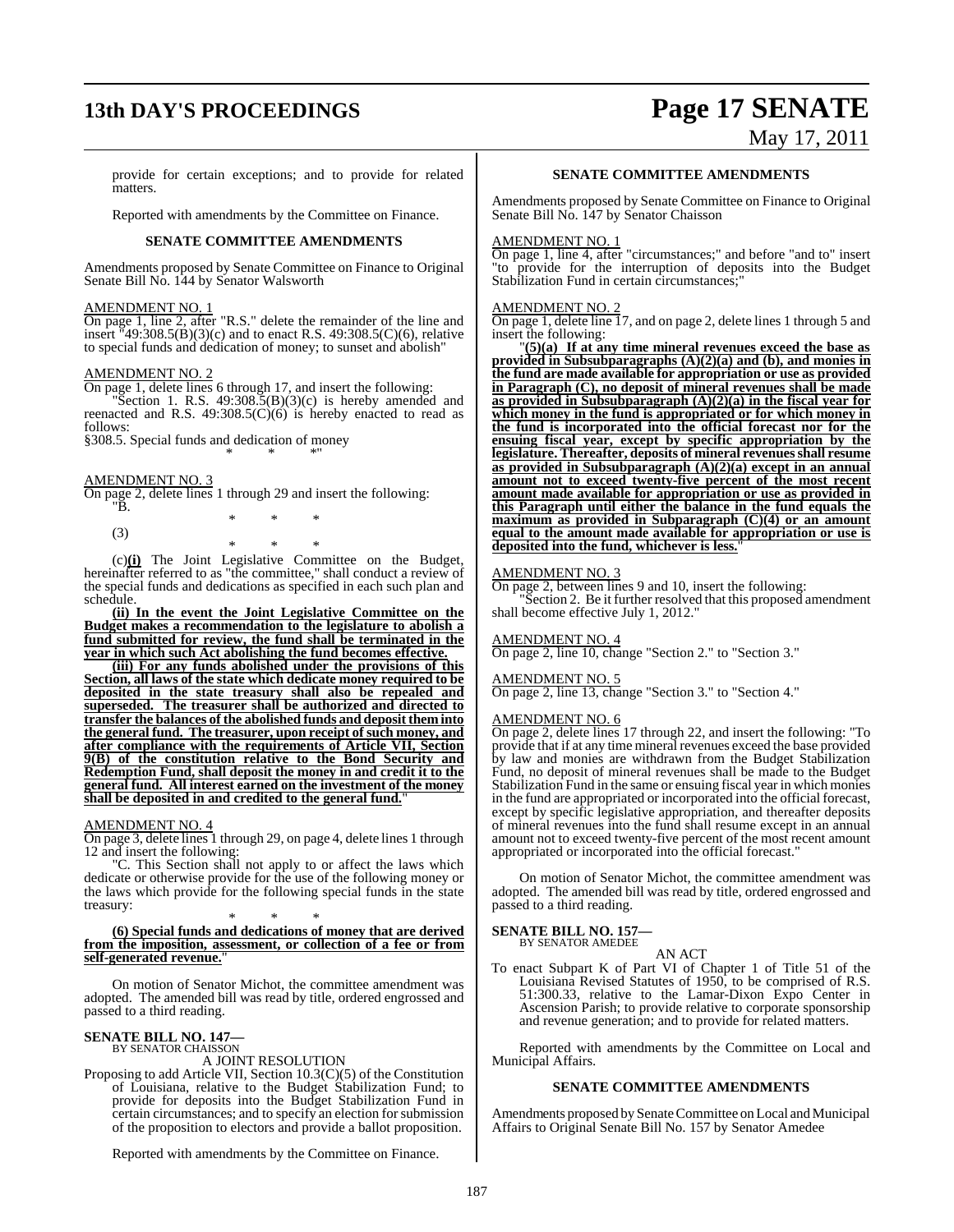provide for certain exceptions; and to provide for related matters.

Reported with amendments by the Committee on Finance.

**SENATE COMMITTEE AMENDMENTS**

Amendments proposed by Senate Committee on Finance to Original Senate Bill No. 144 by Senator Walsworth

AMENDMENT NO. 1

On page 1, line 2, after "R.S." delete the remainder of the line and insert "49:308.5(B)(3)(c) and to enact R.S. 49:308.5(C)(6), relative to special funds and dedication of money; to sunset and abolish"

AMENDMENT NO. 2

On page 1, delete lines 6 through 17, and insert the following:

"Section 1. R.S. 49:308.5(B)(3)(c) is hereby amended and reenacted and R.S. 49:308.5(C)(6) is hereby enacted to read as follows:

§308.5. Special funds and dedication of money

\* \* \*"

AMENDMENT NO. 3

On page 2, delete lines 1 through 29 and insert the following:

"B.

\* \* \*

(3)

\* \* \*

(c)__(i)__ The Joint Legislative Committee on the Budget, hereinafter referred to as "the committee," shall conduct a review of the special funds and dedications as specified in each such plan and schedule.

__**(ii) In the event the Joint Legislative Committee on the Budget makes a recommendation to the legislature to abolish a fund submitted for review, the fund shall be terminated in the year in which such Act abolishing the fund becomes effective.**__

__**(iii) For any funds abolished under the provisions of this Section, all laws of the state which dedicate money required to be deposited in the state treasury shall also be repealed and superseded. The treasurer shall be authorized and directed to transfer the balances of the abolished funds and deposit them into the general fund. The treasurer, upon receipt of such money, and after compliance with the requirements of Article VII, Section 9(B) of the constitution relative to the Bond Security and Redemption Fund, shall deposit the money in and credit it to the general fund. All interest earned on the investment of the money shall be deposited in and credited to the general fund.**__"

AMENDMENT NO. 4

On page 3, delete lines 1 through 29, on page 4, delete lines 1 through 12 and insert the following:

"C. This Section shall not apply to or affect the laws which dedicate or otherwise provide for the use of the following money or the laws which provide for the following special funds in the state treasury:

\* \* \*

__**(6) Special funds and dedications of money that are derived from the imposition, assessment, or collection of a fee or from self-generated revenue.**__"

On motion of Senator Michot, the committee amendment was adopted. The amended bill was read by title, ordered engrossed and passed to a third reading.

**SENATE BILL NO. 147—**
BY SENATOR CHAISSON

A JOINT RESOLUTION

Proposing to add Article VII, Section 10.3(C)(5) of the Constitution of Louisiana, relative to the Budget Stabilization Fund; to provide for deposits into the Budget Stabilization Fund in certain circumstances; and to specify an election for submission of the proposition to electors and provide a ballot proposition.

Reported with amendments by the Committee on Finance.

**SENATE COMMITTEE AMENDMENTS**

Amendments proposed by Senate Committee on Finance to Original Senate Bill No. 147 by Senator Chaisson

AMENDMENT NO. 1

On page 1, line 4, after "circumstances;" and before "and to" insert "to provide for the interruption of deposits into the Budget Stabilization Fund in certain circumstances;"

AMENDMENT NO. 2

On page 1, delete line 17, and on page 2, delete lines 1 through 5 and insert the following:

"__**(5)(a) If at any time mineral revenues exceed the base as provided in Subsubparagraphs (A)(2)(a) and (b), and monies in the fund are made available for appropriation or use as provided in Paragraph (C), no deposit of mineral revenues shall be made as provided in Subsubparagraph (A)(2)(a) in the fiscal year for which money in the fund is appropriated or for which money in the fund is incorporated into the official forecast nor for the ensuing fiscal year, except by specific appropriation by the legislature. Thereafter, deposits of mineral revenues shall resume as provided in Subsubparagraph (A)(2)(a) except in an annual amount not to exceed twenty-five percent of the most recent amount made available for appropriation or use as provided in this Paragraph until either the balance in the fund equals the maximum as provided in Subparagraph (C)(4) or an amount equal to the amount made available for appropriation or use is deposited into the fund, whichever is less.**__"

AMENDMENT NO. 3

On page 2, between lines 9 and 10, insert the following:

"Section 2. Be it further resolved that this proposed amendment shall become effective July 1, 2012."

AMENDMENT NO. 4

On page 2, line 10, change "Section 2." to "Section 3."

AMENDMENT NO. 5

On page 2, line 13, change "Section 3." to "Section 4."

AMENDMENT NO. 6

On page 2, delete lines 17 through 22, and insert the following: "To provide that if at any time mineral revenues exceed the base provided by law and monies are withdrawn from the Budget Stabilization Fund, no deposit of mineral revenues shall be made to the Budget Stabilization Fund in the same or ensuing fiscal year in which monies in the fund are appropriated or incorporated into the official forecast, except by specific legislative appropriation, and thereafter deposits of mineral revenues into the fund shall resume except in an annual amount not to exceed twenty-five percent of the most recent amount appropriated or incorporated into the official forecast."

On motion of Senator Michot, the committee amendment was adopted. The amended bill was read by title, ordered engrossed and passed to a third reading.

**SENATE BILL NO. 157—**
BY SENATOR AMEDEE

AN ACT

To enact Subpart K of Part VI of Chapter 1 of Title 51 of the Louisiana Revised Statutes of 1950, to be comprised of R.S. 51:300.33, relative to the Lamar-Dixon Expo Center in Ascension Parish; to provide relative to corporate sponsorship and revenue generation; and to provide for related matters.

Reported with amendments by the Committee on Local and Municipal Affairs.

**SENATE COMMITTEE AMENDMENTS**

Amendments proposed by Senate Committee on Local and Municipal Affairs to Original Senate Bill No. 157 by Senator Amedee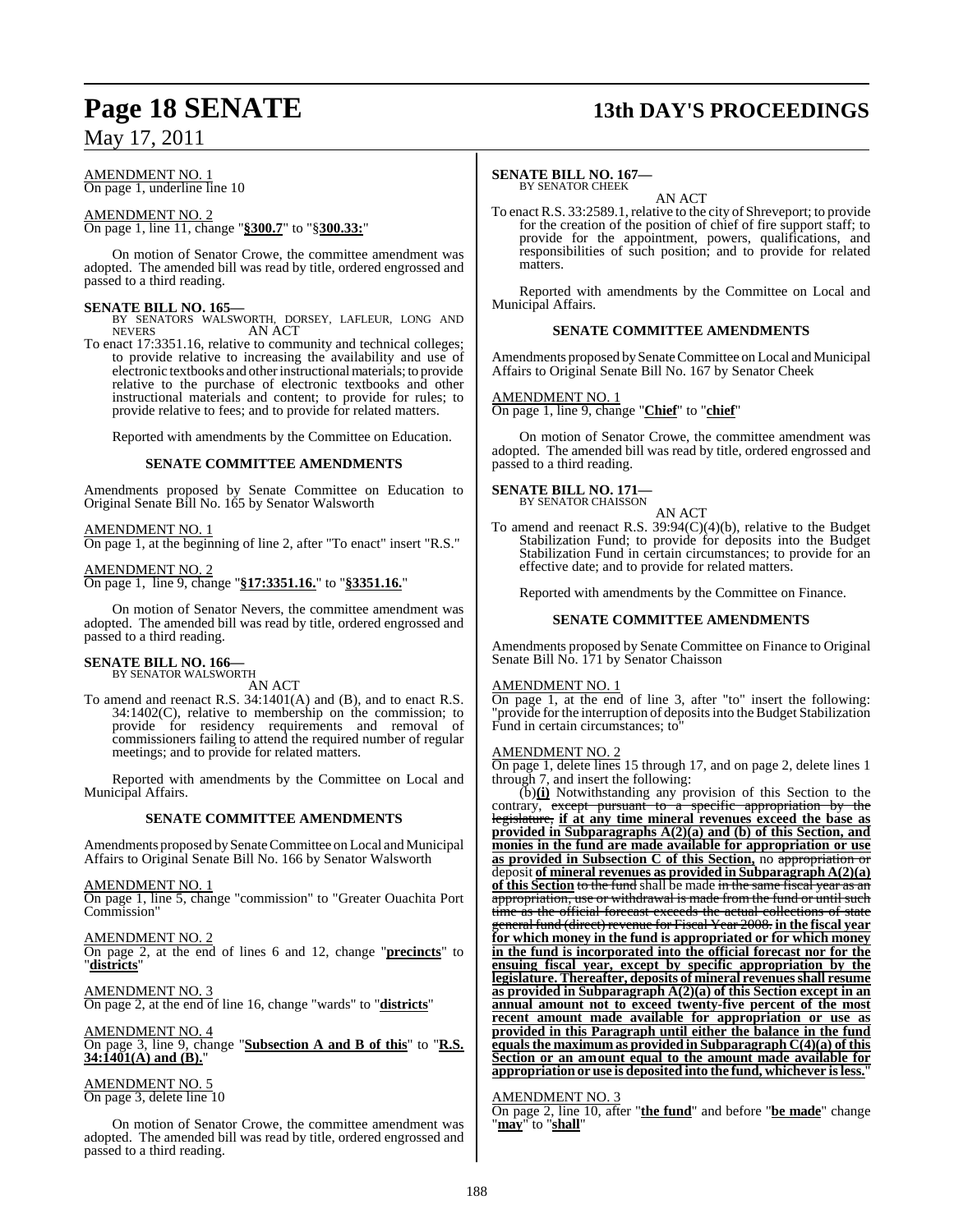AMENDMENT NO. 1
On page 1, underline line 10

AMENDMENT NO. 2
On page 1, line 11, change "**§300.7**" to "§**300.33:**"

On motion of Senator Crowe, the committee amendment was adopted. The amended bill was read by title, ordered engrossed and passed to a third reading.

**SENATE BILL NO. 165—**
BY SENATORS WALSWORTH, DORSEY, LAFLEUR, LONG AND NEVERS
AN ACT

To enact 17:3351.16, relative to community and technical colleges; to provide relative to increasing the availability and use of electronic textbooks and other instructional materials; to provide relative to the purchase of electronic textbooks and other instructional materials and content; to provide for rules; to provide relative to fees; and to provide for related matters.

Reported with amendments by the Committee on Education.

**SENATE COMMITTEE AMENDMENTS**

Amendments proposed by Senate Committee on Education to Original Senate Bill No. 165 by Senator Walsworth

AMENDMENT NO. 1
On page 1, at the beginning of line 2, after "To enact" insert "R.S."

AMENDMENT NO. 2
On page 1, line 9, change "**§17:3351.16.**" to "**§3351.16.**"

On motion of Senator Nevers, the committee amendment was adopted. The amended bill was read by title, ordered engrossed and passed to a third reading.

**SENATE BILL NO. 166—**
BY SENATOR WALSWORTH
AN ACT

To amend and reenact R.S. 34:1401(A) and (B), and to enact R.S. 34:1402(C), relative to membership on the commission; to provide for residency requirements and removal of commissioners failing to attend the required number of regular meetings; and to provide for related matters.

Reported with amendments by the Committee on Local and Municipal Affairs.

**SENATE COMMITTEE AMENDMENTS**

Amendments proposed by Senate Committee on Local and Municipal Affairs to Original Senate Bill No. 166 by Senator Walsworth

AMENDMENT NO. 1
On page 1, line 5, change "commission" to "Greater Ouachita Port Commission"

AMENDMENT NO. 2
On page 2, at the end of lines 6 and 12, change "**precincts**" to "**districts**"

AMENDMENT NO. 3
On page 2, at the end of line 16, change "wards" to "**districts**"

AMENDMENT NO. 4
On page 3, line 9, change "**Subsection A and B of this**" to "**R.S. 34:1401(A) and (B).**"

AMENDMENT NO. 5
On page 3, delete line 10

On motion of Senator Crowe, the committee amendment was adopted. The amended bill was read by title, ordered engrossed and passed to a third reading.

**SENATE BILL NO. 167—**
BY SENATOR CHEEK
AN ACT

To enact R.S. 33:2589.1, relative to the city of Shreveport; to provide for the creation of the position of chief of fire support staff; to provide for the appointment, powers, qualifications, and responsibilities of such position; and to provide for related matters.

Reported with amendments by the Committee on Local and Municipal Affairs.

**SENATE COMMITTEE AMENDMENTS**

Amendments proposed by Senate Committee on Local and Municipal Affairs to Original Senate Bill No. 167 by Senator Cheek

AMENDMENT NO. 1
On page 1, line 9, change "**Chief**" to "**chief**"

On motion of Senator Crowe, the committee amendment was adopted. The amended bill was read by title, ordered engrossed and passed to a third reading.

**SENATE BILL NO. 171—**
BY SENATOR CHAISSON
AN ACT

To amend and reenact R.S. 39:94(C)(4)(b), relative to the Budget Stabilization Fund; to provide for deposits into the Budget Stabilization Fund in certain circumstances; to provide for an effective date; and to provide for related matters.

Reported with amendments by the Committee on Finance.

**SENATE COMMITTEE AMENDMENTS**

Amendments proposed by Senate Committee on Finance to Original Senate Bill No. 171 by Senator Chaisson

AMENDMENT NO. 1
On page 1, at the end of line 3, after "to" insert the following: "provide for the interruption of deposits into the Budget Stabilization Fund in certain circumstances; to"

AMENDMENT NO. 2
On page 1, delete lines 15 through 17, and on page 2, delete lines 1 through 7, and insert the following:

(b)**(i)** Notwithstanding any provision of this Section to the contrary, ~~except pursuant to a specific appropriation by the legislature,~~ **if at any time mineral revenues exceed the base as provided in Subparagraphs A(2)(a) and (b) of this Section, and monies in the fund are made available for appropriation or use as provided in Subsection C of this Section,** no ~~appropriation or~~ deposit **of mineral revenues as provided in Subparagraph A(2)(a) of this Section** ~~to the fund~~ shall be made ~~in the same fiscal year as an appropriation, use or withdrawal is made from the fund or until such time as the official forecast exceeds the actual collections of state general fund (direct) revenue for Fiscal Year 2008.~~ **in the fiscal year for which money in the fund is appropriated or for which money in the fund is incorporated into the official forecast nor for the ensuing fiscal year, except by specific appropriation by the legislature. Thereafter, deposits of mineral revenues shall resume as provided in Subparagraph A(2)(a) of this Section except in an annual amount not to exceed twenty-five percent of the most recent amount made available for appropriation or use as provided in this Paragraph until either the balance in the fund equals the maximum as provided in Subparagraph C(4)(a) of this Section or an amount equal to the amount made available for appropriation or use is deposited into the fund, whichever is less.**"

AMENDMENT NO. 3
On page 2, line 10, after "**the fund**" and before "**be made**" change "**may**" to "**shall**"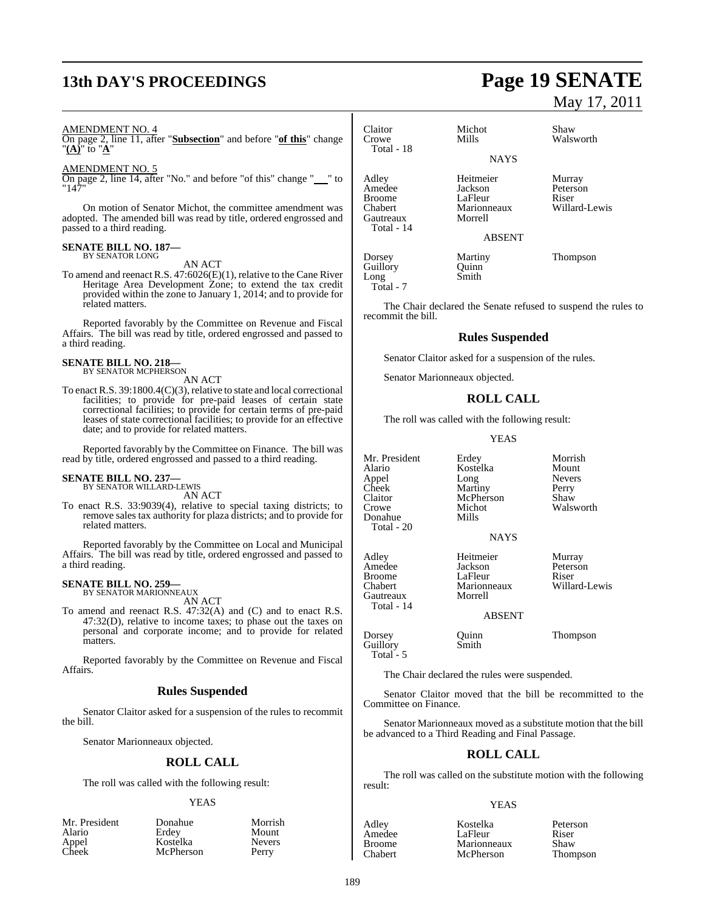AMENDMENT NO. 4

On page 2, line 11, after "**Subsection**" and before "**of this**" change "**(A)**" to "**A**"

AMENDMENT NO. 5

On page 2, line 14, after "No." and before "of this" change "___" to "147"

On motion of Senator Michot, the committee amendment was adopted. The amended bill was read by title, ordered engrossed and passed to a third reading.

**SENATE BILL NO. 187—**
BY SENATOR LONG

AN ACT

To amend and reenact R.S. 47:6026(E)(1), relative to the Cane River Heritage Area Development Zone; to extend the tax credit provided within the zone to January 1, 2014; and to provide for related matters.

Reported favorably by the Committee on Revenue and Fiscal Affairs. The bill was read by title, ordered engrossed and passed to a third reading.

**SENATE BILL NO. 218—**
BY SENATOR MCPHERSON

AN ACT

To enact R.S. 39:1800.4(C)(3), relative to state and local correctional facilities; to provide for pre-paid leases of certain state correctional facilities; to provide for certain terms of pre-paid leases of state correctional facilities; to provide for an effective date; and to provide for related matters.

Reported favorably by the Committee on Finance. The bill was read by title, ordered engrossed and passed to a third reading.

**SENATE BILL NO. 237—**
BY SENATOR WILLARD-LEWIS

AN ACT

To enact R.S. 33:9039(4), relative to special taxing districts; to remove sales tax authority for plaza districts; and to provide for related matters.

Reported favorably by the Committee on Local and Municipal Affairs. The bill was read by title, ordered engrossed and passed to a third reading.

**SENATE BILL NO. 259—**
BY SENATOR MARIONNEAUX

AN ACT

To amend and reenact R.S. 47:32(A) and (C) and to enact R.S. 47:32(D), relative to income taxes; to phase out the taxes on personal and corporate income; and to provide for related matters.

Reported favorably by the Committee on Revenue and Fiscal Affairs.

## Rules Suspended

Senator Claitor asked for a suspension of the rules to recommit the bill.

Senator Marionneaux objected.

## ROLL CALL

The roll was called with the following result:

YEAS

| | | |
|---|---|---|
| Mr. President | Donahue | Morrish |
| Alario | Erdey | Mount |
| Appel | Kostelka | Nevers |
| Cheek | McPherson | Perry |
| Claitor | Michot | Shaw |
| Crowe | Mills | Walsworth |
| Total - 18 | | |

NAYS

| | | |
|---|---|---|
| Adley | Heitmeier | Murray |
| Amedee | Jackson | Peterson |
| Broome | LaFleur | Riser |
| Chabert | Marionneaux | Willard-Lewis |
| Gautreaux | Morrell | |
| Total - 14 | | |

ABSENT

| | | |
|---|---|---|
| Dorsey | Martiny | Thompson |
| Guillory | Quinn | |
| Long | Smith | |
| Total - 7 | | |

The Chair declared the Senate refused to suspend the rules to recommit the bill.

## Rules Suspended

Senator Claitor asked for a suspension of the rules.

Senator Marionneaux objected.

## ROLL CALL

The roll was called with the following result:

YEAS

| | | |
|---|---|---|
| Mr. President | Erdey | Morrish |
| Alario | Kostelka | Mount |
| Appel | Long | Nevers |
| Cheek | Martiny | Perry |
| Claitor | McPherson | Shaw |
| Crowe | Michot | Walsworth |
| Donahue | Mills | |
| Total - 20 | | |

NAYS

| | | |
|---|---|---|
| Adley | Heitmeier | Murray |
| Amedee | Jackson | Peterson |
| Broome | LaFleur | Riser |
| Chabert | Marionneaux | Willard-Lewis |
| Gautreaux | Morrell | |
| Total - 14 | | |

ABSENT

| | | |
|---|---|---|
| Dorsey | Quinn | Thompson |
| Guillory | Smith | |
| Total - 5 | | |

The Chair declared the rules were suspended.

Senator Claitor moved that the bill be recommitted to the Committee on Finance.

Senator Marionneaux moved as a substitute motion that the bill be advanced to a Third Reading and Final Passage.

## ROLL CALL

The roll was called on the substitute motion with the following result:

YEAS

| | | |
|---|---|---|
| Adley | Kostelka | Peterson |
| Amedee | LaFleur | Riser |
| Broome | Marionneaux | Shaw |
| Chabert | McPherson | Thompson |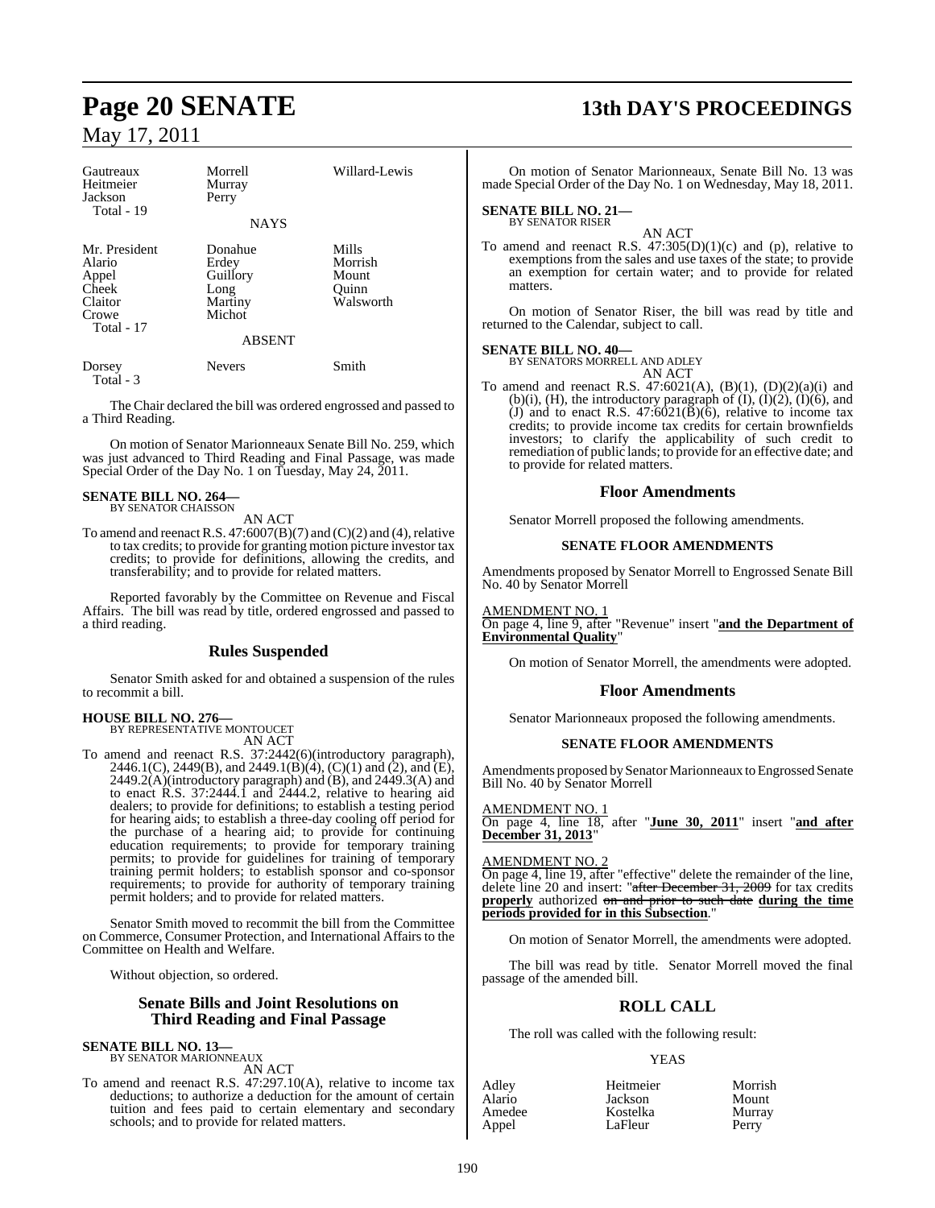| Gautreaux | Morrell | Willard-Lewis |
|---|---|---|
| Heitmeier | Murray | |
| Jackson | Perry | |
| Total - 19 | | |

NAYS

| Mr. President | Donahue | Mills |
|---|---|---|
| Alario | Erdey | Morrish |
| Appel | Guillory | Mount |
| Cheek | Long | Quinn |
| Claitor | Martiny | Walsworth |
| Crowe | Michot | |
| Total - 17 | | |

ABSENT

| Dorsey | Nevers | Smith |
|---|---|---|
| Total - 3 | | |

The Chair declared the bill was ordered engrossed and passed to a Third Reading.

On motion of Senator Marionneaux Senate Bill No. 259, which was just advanced to Third Reading and Final Passage, was made Special Order of the Day No. 1 on Tuesday, May 24, 2011.

**SENATE BILL NO. 264—**
BY SENATOR CHAISSON
AN ACT

To amend and reenact R.S. 47:6007(B)(7) and (C)(2) and (4), relative to tax credits; to provide for granting motion picture investor tax credits; to provide for definitions, allowing the credits, and transferability; and to provide for related matters.

Reported favorably by the Committee on Revenue and Fiscal Affairs. The bill was read by title, ordered engrossed and passed to a third reading.

## Rules Suspended

Senator Smith asked for and obtained a suspension of the rules to recommit a bill.

**HOUSE BILL NO. 276—**
BY REPRESENTATIVE MONTOUCET
AN ACT

To amend and reenact R.S. 37:2442(6)(introductory paragraph), 2446.1(C), 2449(B), and 2449.1(B)(4), (C)(1) and (2), and (E), 2449.2(A)(introductory paragraph) and (B), and 2449.3(A) and to enact R.S. 37:2444.1 and 2444.2, relative to hearing aid dealers; to provide for definitions; to establish a testing period for hearing aids; to establish a three-day cooling off period for the purchase of a hearing aid; to provide for continuing education requirements; to provide for temporary training permits; to provide for guidelines for training of temporary training permit holders; to establish sponsor and co-sponsor requirements; to provide for authority of temporary training permit holders; and to provide for related matters.

Senator Smith moved to recommit the bill from the Committee on Commerce, Consumer Protection, and International Affairs to the Committee on Health and Welfare.

Without objection, so ordered.

## Senate Bills and Joint Resolutions on Third Reading and Final Passage

**SENATE BILL NO. 13—**
BY SENATOR MARIONNEAUX
AN ACT

To amend and reenact R.S. 47:297.10(A), relative to income tax deductions; to authorize a deduction for the amount of certain tuition and fees paid to certain elementary and secondary schools; and to provide for related matters.

On motion of Senator Marionneaux, Senate Bill No. 13 was made Special Order of the Day No. 1 on Wednesday, May 18, 2011.

**SENATE BILL NO. 21—**
BY SENATOR RISER
AN ACT

To amend and reenact R.S. 47:305(D)(1)(c) and (p), relative to exemptions from the sales and use taxes of the state; to provide an exemption for certain water; and to provide for related matters.

On motion of Senator Riser, the bill was read by title and returned to the Calendar, subject to call.

**SENATE BILL NO. 40—**
BY SENATORS MORRELL AND ADLEY
AN ACT

To amend and reenact R.S. 47:6021(A), (B)(1), (D)(2)(a)(i) and (b)(i), (H), the introductory paragraph of (I), (I)(2), (I)(6), and (J) and to enact R.S. 47:6021(B)(6), relative to income tax credits; to provide income tax credits for certain brownfields investors; to clarify the applicability of such credit to remediation of public lands; to provide for an effective date; and to provide for related matters.

## Floor Amendments

Senator Morrell proposed the following amendments.

### SENATE FLOOR AMENDMENTS

Amendments proposed by Senator Morrell to Engrossed Senate Bill No. 40 by Senator Morrell

AMENDMENT NO. 1
On page 4, line 9, after "Revenue" insert "**and the Department of Environmental Quality**"

On motion of Senator Morrell, the amendments were adopted.

## Floor Amendments

Senator Marionneaux proposed the following amendments.

### SENATE FLOOR AMENDMENTS

Amendments proposed by Senator Marionneaux to Engrossed Senate Bill No. 40 by Senator Morrell

AMENDMENT NO. 1
On page 4, line 18, after "**June 30, 2011**" insert "**and after December 31, 2013**"

AMENDMENT NO. 2
On page 4, line 19, after "effective" delete the remainder of the line, delete line 20 and insert: "~~after December 31, 2009~~ for tax credits **properly** authorized ~~on and prior to such date~~ **during the time periods provided for in this Subsection**."

On motion of Senator Morrell, the amendments were adopted.

The bill was read by title. Senator Morrell moved the final passage of the amended bill.

## ROLL CALL

The roll was called with the following result:

YEAS

| Adley | Heitmeier | Morrish |
|---|---|---|
| Alario | Jackson | Mount |
| Amedee | Kostelka | Murray |
| Appel | LaFleur | Perry |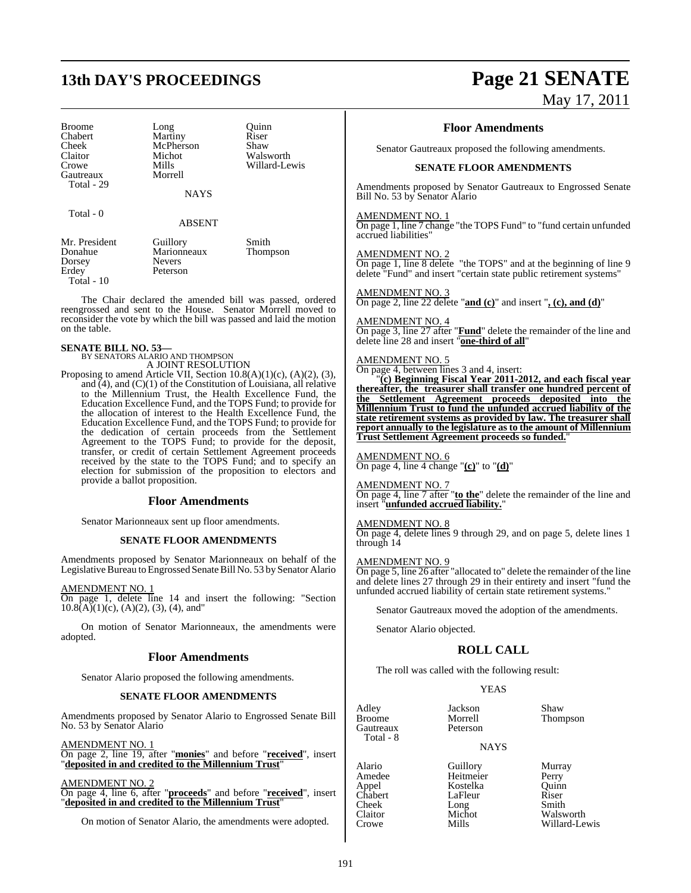| | | |
|---|---|---|
| Broome | Long | Quinn |
| Chabert | Martiny | Riser |
| Cheek | McPherson | Shaw |
| Claitor | Michot | Walsworth |
| Crowe | Mills | Willard-Lewis |
| Gautreaux | Morrell | |
| Total - 29 | | |

NAYS

Total - 0

ABSENT

| | | |
|---|---|---|
| Mr. President | Guillory | Smith |
| Donahue | Marionneaux | Thompson |
| Dorsey | Nevers | |
| Erdey | Peterson | |
| Total - 10 | | |

The Chair declared the amended bill was passed, ordered reengrossed and sent to the House. Senator Morrell moved to reconsider the vote by which the bill was passed and laid the motion on the table.

**SENATE BILL NO. 53—**
BY SENATORS ALARIO AND THOMPSON
A JOINT RESOLUTION

Proposing to amend Article VII, Section 10.8(A)(1)(c), (A)(2), (3), and (4), and (C)(1) of the Constitution of Louisiana, all relative to the Millennium Trust, the Health Excellence Fund, the Education Excellence Fund, and the TOPS Fund; to provide for the allocation of interest to the Health Excellence Fund, the Education Excellence Fund, and the TOPS Fund; to provide for the dedication of certain proceeds from the Settlement Agreement to the TOPS Fund; to provide for the deposit, transfer, or credit of certain Settlement Agreement proceeds received by the state to the TOPS Fund; and to specify an election for submission of the proposition to electors and provide a ballot proposition.

## Floor Amendments

Senator Marionneaux sent up floor amendments.

### SENATE FLOOR AMENDMENTS

Amendments proposed by Senator Marionneaux on behalf of the Legislative Bureau to Engrossed Senate Bill No. 53 by Senator Alario

AMENDMENT NO. 1
On page 1, delete line 14 and insert the following: "Section 10.8(A)(1)(c), (A)(2), (3), (4), and"

On motion of Senator Marionneaux, the amendments were adopted.

## Floor Amendments

Senator Alario proposed the following amendments.

### SENATE FLOOR AMENDMENTS

Amendments proposed by Senator Alario to Engrossed Senate Bill No. 53 by Senator Alario

AMENDMENT NO. 1
On page 2, line 19, after "**monies**" and before "**received**", insert "**deposited in and credited to the Millennium Trust**"

AMENDMENT NO. 2
On page 4, line 6, after "**proceeds**" and before "**received**", insert "**deposited in and credited to the Millennium Trust**"

On motion of Senator Alario, the amendments were adopted.

## Floor Amendments

Senator Gautreaux proposed the following amendments.

### SENATE FLOOR AMENDMENTS

Amendments proposed by Senator Gautreaux to Engrossed Senate Bill No. 53 by Senator Alario

AMENDMENT NO. 1
On page 1, line 7 change "the TOPS Fund" to "fund certain unfunded accrued liabilities"

AMENDMENT NO. 2
On page 1, line 8 delete "the TOPS" and at the beginning of line 9 delete "Fund" and insert "certain state public retirement systems"

AMENDMENT NO. 3
On page 2, line 22 delete "**and (c)**" and insert "**, (c), and (d)**"

AMENDMENT NO. 4
On page 3, line 27 after "**Fund**" delete the remainder of the line and delete line 28 and insert "**one-third of all**"

AMENDMENT NO. 5
On page 4, between lines 3 and 4, insert:

"**(c) Beginning Fiscal Year 2011-2012, and each fiscal year thereafter, the treasurer shall transfer one hundred percent of the Settlement Agreement proceeds deposited into the Millennium Trust to fund the unfunded accrued liability of the state retirement systems as provided by law. The treasurer shall report annually to the legislature as to the amount of Millennium Trust Settlement Agreement proceeds so funded.**"

AMENDMENT NO. 6
On page 4, line 4 change "**(c)**" to "**(d)**"

AMENDMENT NO. 7
On page 4, line 7 after "**to the**" delete the remainder of the line and insert "**unfunded accrued liability.**"

AMENDMENT NO. 8
On page 4, delete lines 9 through 29, and on page 5, delete lines 1 through 14

AMENDMENT NO. 9
On page 5, line 26 after "allocated to" delete the remainder of the line and delete lines 27 through 29 in their entirety and insert "fund the unfunded accrued liability of certain state retirement systems."

Senator Gautreaux moved the adoption of the amendments.

Senator Alario objected.

## ROLL CALL

The roll was called with the following result:

YEAS

| | | |
|---|---|---|
| Adley | Jackson | Shaw |
| Broome | Morrell | Thompson |
| Gautreaux | Peterson | |
| Total - 8 | | |

NAYS

| | | |
|---|---|---|
| Alario | Guillory | Murray |
| Amedee | Heitmeier | Perry |
| Appel | Kostelka | Quinn |
| Chabert | LaFleur | Riser |
| Cheek | Long | Smith |
| Claitor | Michot | Walsworth |
| Crowe | Mills | Willard-Lewis |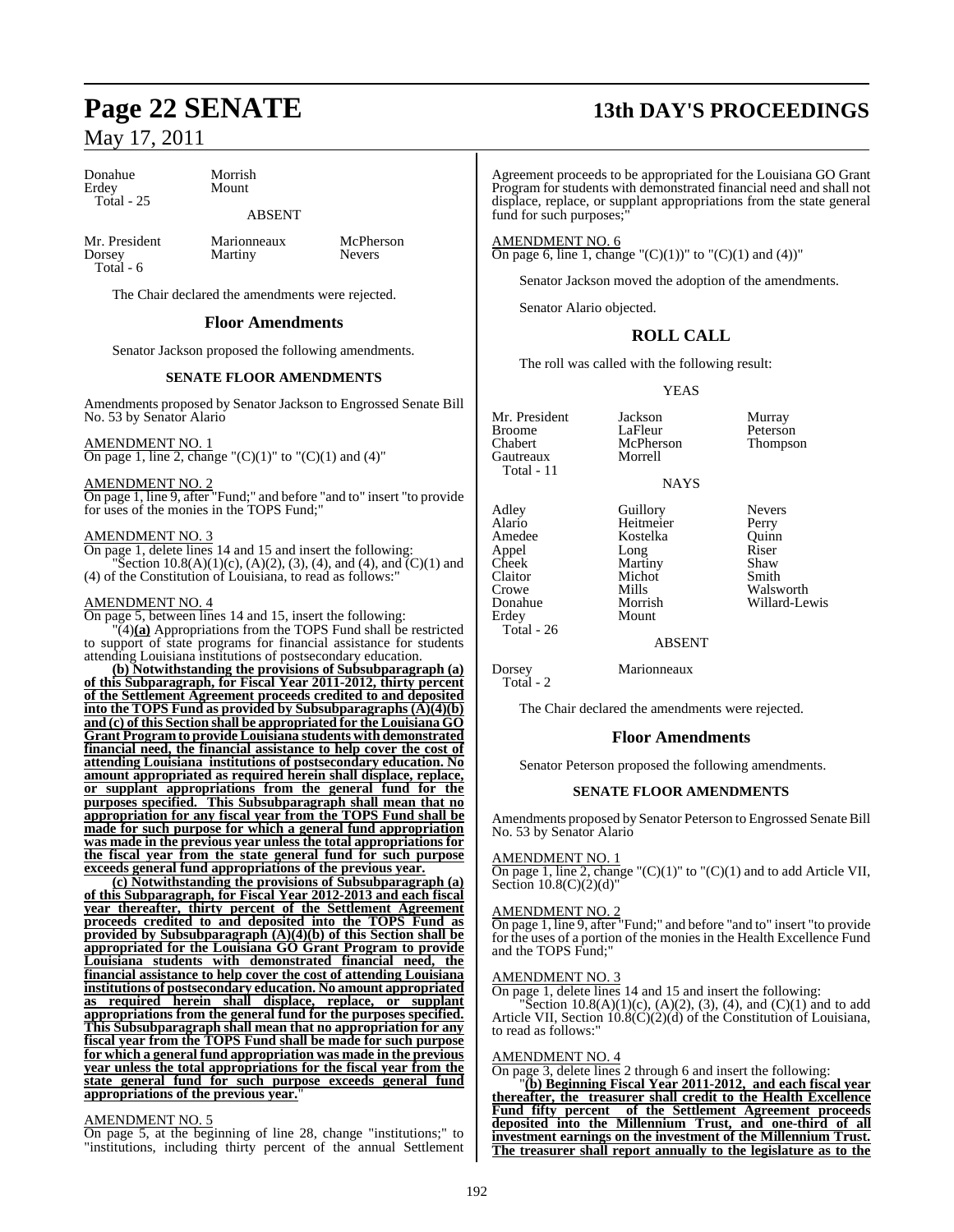| | | |
|---|---|---|
| Donahue | Morrish | |
| Erdey | Mount | |
| Total - 25 | | |

ABSENT

| | | |
|---|---|---|
| Mr. President | Marionneaux | McPherson |
| Dorsey | Martiny | Nevers |
| Total - 6 | | |

The Chair declared the amendments were rejected.

## Floor Amendments

Senator Jackson proposed the following amendments.

### SENATE FLOOR AMENDMENTS

Amendments proposed by Senator Jackson to Engrossed Senate Bill No. 53 by Senator Alario

AMENDMENT NO. 1
On page 1, line 2, change "(C)(1)" to "(C)(1) and (4)"

AMENDMENT NO. 2
On page 1, line 9, after "Fund;" and before "and to" insert "to provide for uses of the monies in the TOPS Fund;"

AMENDMENT NO. 3
On page 1, delete lines 14 and 15 and insert the following:
"Section 10.8(A)(1)(c), (A)(2), (3), (4), and (4), and (C)(1) and (4) of the Constitution of Louisiana, to read as follows:"

AMENDMENT NO. 4
On page 5, between lines 14 and 15, insert the following:
"(4)**(a)** Appropriations from the TOPS Fund shall be restricted to support of state programs for financial assistance for students attending Louisiana institutions of postsecondary education.

**(b) Notwithstanding the provisions of Subsubparagraph (a) of this Subparagraph, for Fiscal Year 2011-2012, thirty percent of the Settlement Agreement proceeds credited to and deposited into the TOPS Fund as provided by Subsubparagraphs (A)(4)(b) and (c) of this Section shall be appropriated for the Louisiana GO Grant Program to provide Louisiana students with demonstrated financial need, the financial assistance to help cover the cost of attending Louisiana institutions of postsecondary education. No amount appropriated as required herein shall displace, replace, or supplant appropriations from the general fund for the purposes specified. This Subsubparagraph shall mean that no appropriation for any fiscal year from the TOPS Fund shall be made for such purpose for which a general fund appropriation was made in the previous year unless the total appropriations for the fiscal year from the state general fund for such purpose exceeds general fund appropriations of the previous year.**

**(c) Notwithstanding the provisions of Subsubparagraph (a) of this Subparagraph, for Fiscal Year 2012-2013 and each fiscal year thereafter, thirty percent of the Settlement Agreement proceeds credited to and deposited into the TOPS Fund as provided by Subsubparagraph (A)(4)(b) of this Section shall be appropriated for the Louisiana GO Grant Program to provide Louisiana students with demonstrated financial need, the financial assistance to help cover the cost of attending Louisiana institutions of postsecondary education. No amount appropriated as required herein shall displace, replace, or supplant appropriations from the general fund for the purposes specified. This Subsubparagraph shall mean that no appropriation for any fiscal year from the TOPS Fund shall be made for such purpose for which a general fund appropriation was made in the previous year unless the total appropriations for the fiscal year from the state general fund for such purpose exceeds general fund appropriations of the previous year.**"

AMENDMENT NO. 5
On page 5, at the beginning of line 28, change "institutions;" to "institutions, including thirty percent of the annual Settlement Agreement proceeds to be appropriated for the Louisiana GO Grant Program for students with demonstrated financial need and shall not displace, replace, or supplant appropriations from the state general fund for such purposes;"

AMENDMENT NO. 6
On page 6, line 1, change "(C)(1))" to "(C)(1) and (4))"

Senator Jackson moved the adoption of the amendments.

Senator Alario objected.

## ROLL CALL

The roll was called with the following result:

YEAS

| | | |
|---|---|---|
| Mr. President | Jackson | Murray |
| Broome | LaFleur | Peterson |
| Chabert | McPherson | Thompson |
| Gautreaux | Morrell | |
| Total - 11 | | |

NAYS

| | | |
|---|---|---|
| Adley | Guillory | Nevers |
| Alario | Heitmeier | Perry |
| Amedee | Kostelka | Quinn |
| Appel | Long | Riser |
| Cheek | Martiny | Shaw |
| Claitor | Michot | Smith |
| Crowe | Mills | Walsworth |
| Donahue | Morrish | Willard-Lewis |
| Erdey | Mount | |
| Total - 26 | | |

ABSENT

| | |
|---|---|
| Dorsey | Marionneaux |
| Total - 2 | |

The Chair declared the amendments were rejected.

## Floor Amendments

Senator Peterson proposed the following amendments.

### SENATE FLOOR AMENDMENTS

Amendments proposed by Senator Peterson to Engrossed Senate Bill No. 53 by Senator Alario

AMENDMENT NO. 1
On page 1, line 2, change "(C)(1)" to "(C)(1) and to add Article VII, Section 10.8(C)(2)(d)"

AMENDMENT NO. 2
On page 1, line 9, after "Fund;" and before "and to" insert "to provide for the uses of a portion of the monies in the Health Excellence Fund and the TOPS Fund;"

AMENDMENT NO. 3
On page 1, delete lines 14 and 15 and insert the following:
"Section 10.8(A)(1)(c), (A)(2), (3), (4), and (C)(1) and to add Article VII, Section 10.8(C)(2)(d) of the Constitution of Louisiana, to read as follows:"

AMENDMENT NO. 4
On page 3, delete lines 2 through 6 and insert the following:
"**(b) Beginning Fiscal Year 2011-2012, and each fiscal year thereafter, the treasurer shall credit to the Health Excellence Fund fifty percent of the Settlement Agreement proceeds deposited into the Millennium Trust, and one-third of all investment earnings on the investment of the Millennium Trust. The treasurer shall report annually to the legislature as to the**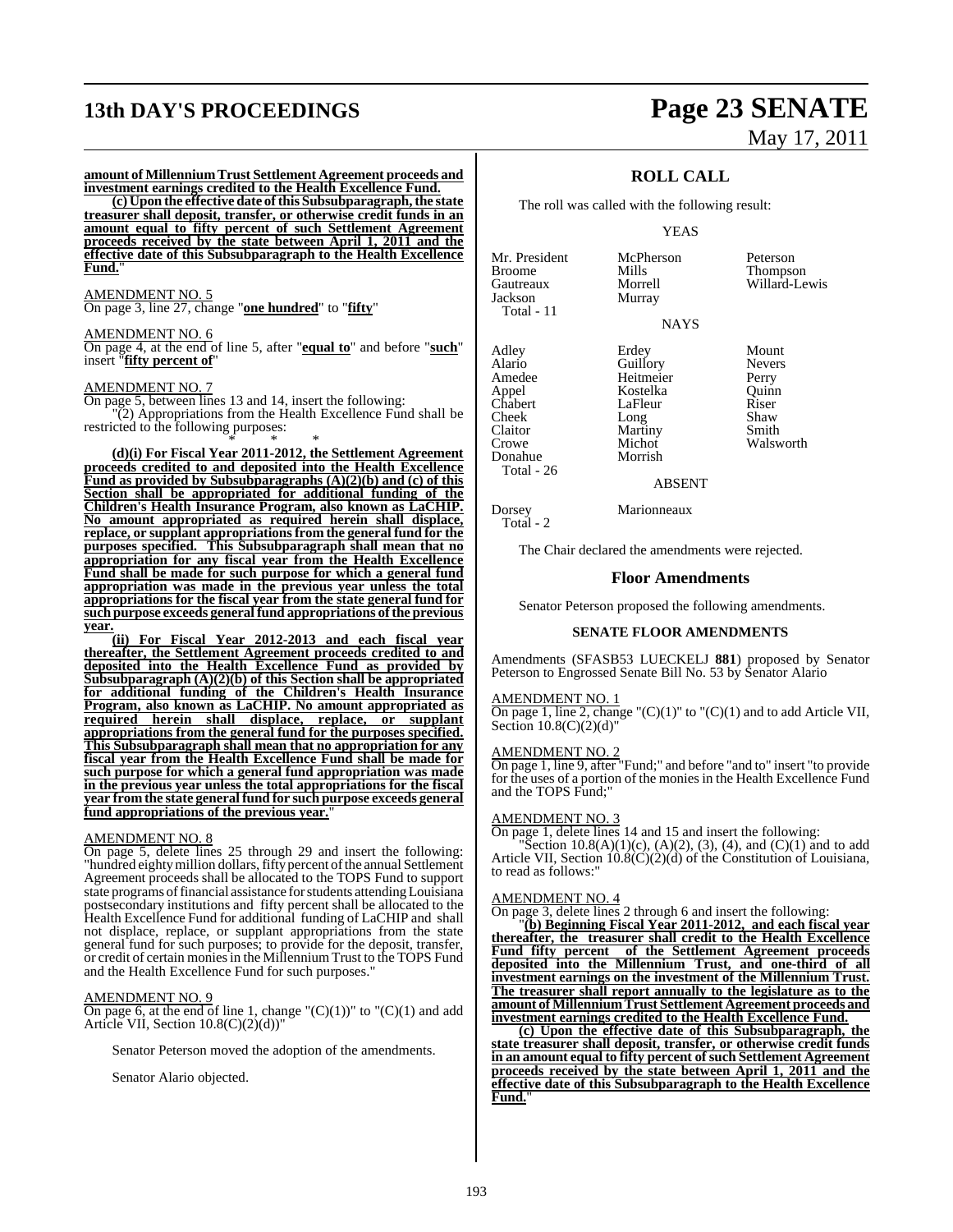**amount of Millennium Trust Settlement Agreement proceeds and investment earnings credited to the Health Excellence Fund.**

**(c) Upon the effective date of this Subsubparagraph, the state treasurer shall deposit, transfer, or otherwise credit funds in an amount equal to fifty percent of such Settlement Agreement proceeds received by the state between April 1, 2011 and the effective date of this Subsubparagraph to the Health Excellence Fund.**"

AMENDMENT NO. 5

On page 3, line 27, change "**one hundred**" to "**fifty**"

AMENDMENT NO. 6

On page 4, at the end of line 5, after "**equal to**" and before "**such**" insert "**fifty percent of**"

AMENDMENT NO. 7

On page 5, between lines 13 and 14, insert the following:

"(2) Appropriations from the Health Excellence Fund shall be restricted to the following purposes:

\* \* \*

**(d)(i) For Fiscal Year 2011-2012, the Settlement Agreement proceeds credited to and deposited into the Health Excellence Fund as provided by Subsubparagraphs (A)(2)(b) and (c) of this Section shall be appropriated for additional funding of the Children's Health Insurance Program, also known as LaCHIP. No amount appropriated as required herein shall displace, replace, or supplant appropriations from the general fund for the purposes specified. This Subsubparagraph shall mean that no appropriation for any fiscal year from the Health Excellence Fund shall be made for such purpose for which a general fund appropriation was made in the previous year unless the total appropriations for the fiscal year from the state general fund for such purpose exceeds general fund appropriations of the previous year.**

**(ii) For Fiscal Year 2012-2013 and each fiscal year thereafter, the Settlement Agreement proceeds credited to and deposited into the Health Excellence Fund as provided by Subsubparagraph (A)(2)(b) of this Section shall be appropriated for additional funding of the Children's Health Insurance Program, also known as LaCHIP. No amount appropriated as required herein shall displace, replace, or supplant appropriations from the general fund for the purposes specified. This Subsubparagraph shall mean that no appropriation for any fiscal year from the Health Excellence Fund shall be made for such purpose for which a general fund appropriation was made in the previous year unless the total appropriations for the fiscal year from the state general fund for such purpose exceeds general fund appropriations of the previous year.**"

AMENDMENT NO. 8

On page 5, delete lines 25 through 29 and insert the following: "hundred eighty million dollars, fifty percent of the annual Settlement Agreement proceeds shall be allocated to the TOPS Fund to support state programs of financial assistance for students attending Louisiana postsecondary institutions and fifty percent shall be allocated to the Health Excellence Fund for additional funding of LaCHIP and shall not displace, replace, or supplant appropriations from the state general fund for such purposes; to provide for the deposit, transfer, or credit of certain monies in the Millennium Trust to the TOPS Fund and the Health Excellence Fund for such purposes."

AMENDMENT NO. 9

On page 6, at the end of line 1, change "(C)(1))" to "(C)(1) and add Article VII, Section 10.8(C)(2)(d))"

Senator Peterson moved the adoption of the amendments.

Senator Alario objected.

## ROLL CALL

The roll was called with the following result:

YEAS

| | | |
|---|---|---|
| Mr. President | McPherson | Peterson |
| Broome | Mills | Thompson |
| Gautreaux | Morrell | Willard-Lewis |
| Jackson | Murray | |
| Total - 11 | | |

NAYS

| | | |
|---|---|---|
| Adley | Erdey | Mount |
| Alario | Guillory | Nevers |
| Amedee | Heitmeier | Perry |
| Appel | Kostelka | Quinn |
| Chabert | LaFleur | Riser |
| Cheek | Long | Shaw |
| Claitor | Martiny | Smith |
| Crowe | Michot | Walsworth |
| Donahue | Morrish | |
| Total - 26 | | |

ABSENT

| | |
|---|---|
| Dorsey | Marionneaux |
| Total - 2 | |

The Chair declared the amendments were rejected.

## Floor Amendments

Senator Peterson proposed the following amendments.

### SENATE FLOOR AMENDMENTS

Amendments (SFASB53 LUECKELJ **881**) proposed by Senator Peterson to Engrossed Senate Bill No. 53 by Senator Alario

AMENDMENT NO. 1

On page 1, line 2, change "(C)(1)" to "(C)(1) and to add Article VII, Section 10.8(C)(2)(d)"

AMENDMENT NO. 2

On page 1, line 9, after "Fund;" and before "and to" insert "to provide for the uses of a portion of the monies in the Health Excellence Fund and the TOPS Fund;"

AMENDMENT NO. 3

On page 1, delete lines 14 and 15 and insert the following:

"Section 10.8(A)(1)(c), (A)(2), (3), (4), and (C)(1) and to add Article VII, Section 10.8(C)(2)(d) of the Constitution of Louisiana, to read as follows:"

AMENDMENT NO. 4

On page 3, delete lines 2 through 6 and insert the following:

"**(b) Beginning Fiscal Year 2011-2012, and each fiscal year thereafter, the treasurer shall credit to the Health Excellence Fund fifty percent of the Settlement Agreement proceeds deposited into the Millennium Trust, and one-third of all investment earnings on the investment of the Millennium Trust. The treasurer shall report annually to the legislature as to the amount of Millennium Trust Settlement Agreement proceeds and investment earnings credited to the Health Excellence Fund.**

**(c) Upon the effective date of this Subsubparagraph, the state treasurer shall deposit, transfer, or otherwise credit funds in an amount equal to fifty percent of such Settlement Agreement proceeds received by the state between April 1, 2011 and the effective date of this Subsubparagraph to the Health Excellence Fund.**"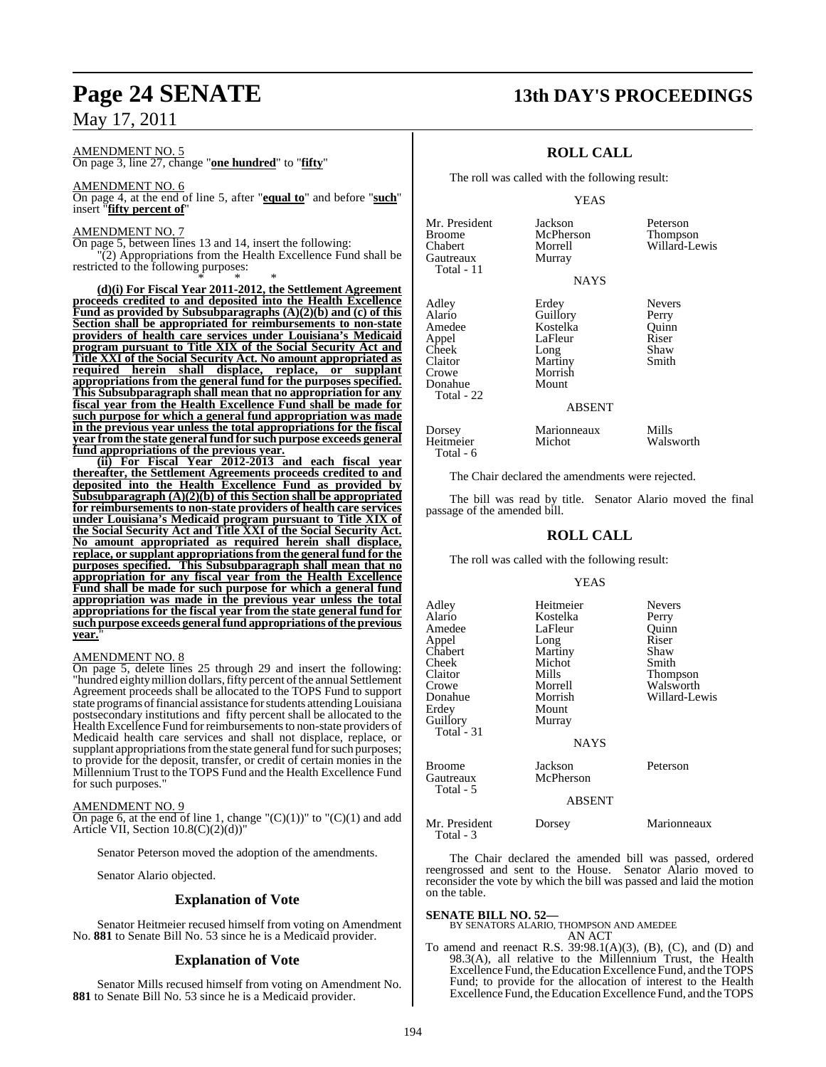AMENDMENT NO. 5

On page 3, line 27, change "**one hundred**" to "**fifty**"

AMENDMENT NO. 6

On page 4, at the end of line 5, after "**equal to**" and before "**such**" insert "**fifty percent of**"

AMENDMENT NO. 7

On page 5, between lines 13 and 14, insert the following:

"(2) Appropriations from the Health Excellence Fund shall be restricted to the following purposes:

\* \* \*

**(d)(i) For Fiscal Year 2011-2012, the Settlement Agreement proceeds credited to and deposited into the Health Excellence Fund as provided by Subsubparagraphs (A)(2)(b) and (c) of this Section shall be appropriated for reimbursements to non-state providers of health care services under Louisiana's Medicaid program pursuant to Title XIX of the Social Security Act and Title XXI of the Social Security Act. No amount appropriated as required herein shall displace, replace, or supplant appropriations from the general fund for the purposes specified. This Subsubparagraph shall mean that no appropriation for any fiscal year from the Health Excellence Fund shall be made for such purpose for which a general fund appropriation was made in the previous year unless the total appropriations for the fiscal year from the state general fund for such purpose exceeds general fund appropriations of the previous year.**

**(ii) For Fiscal Year 2012-2013 and each fiscal year thereafter, the Settlement Agreements proceeds credited to and deposited into the Health Excellence Fund as provided by Subsubparagraph (A)(2)(b) of this Section shall be appropriated for reimbursements to non-state providers of health care services under Louisiana's Medicaid program pursuant to Title XIX of the Social Security Act and Title XXI of the Social Security Act. No amount appropriated as required herein shall displace, replace, or supplant appropriations from the general fund for the purposes specified. This Subsubparagraph shall mean that no appropriation for any fiscal year from the Health Excellence Fund shall be made for such purpose for which a general fund appropriation was made in the previous year unless the total appropriations for the fiscal year from the state general fund for such purpose exceeds general fund appropriations of the previous year.**"

AMENDMENT NO. 8

On page 5, delete lines 25 through 29 and insert the following: "hundred eighty million dollars, fifty percent of the annual Settlement Agreement proceeds shall be allocated to the TOPS Fund to support state programs of financial assistance for students attending Louisiana postsecondary institutions and fifty percent shall be allocated to the Health Excellence Fund for reimbursements to non-state providers of Medicaid health care services and shall not displace, replace, or supplant appropriations from the state general fund for such purposes; to provide for the deposit, transfer, or credit of certain monies in the Millennium Trust to the TOPS Fund and the Health Excellence Fund for such purposes."

AMENDMENT NO. 9

On page 6, at the end of line 1, change "(C)(1))" to "(C)(1) and add Article VII, Section 10.8(C)(2)(d))"

Senator Peterson moved the adoption of the amendments.

Senator Alario objected.

## Explanation of Vote

Senator Heitmeier recused himself from voting on Amendment No. **881** to Senate Bill No. 53 since he is a Medicaid provider.

## Explanation of Vote

Senator Mills recused himself from voting on Amendment No. **881** to Senate Bill No. 53 since he is a Medicaid provider.

## ROLL CALL

The roll was called with the following result:

YEAS

| | | |
|---|---|---|
| Mr. President | Jackson | Peterson |
| Broome | McPherson | Thompson |
| Chabert | Morrell | Willard-Lewis |
| Gautreaux | Murray | |
| Total - 11 | | |

NAYS

| | | |
|---|---|---|
| Adley | Erdey | Nevers |
| Alario | Guillory | Perry |
| Amedee | Kostelka | Quinn |
| Appel | LaFleur | Riser |
| Cheek | Long | Shaw |
| Claitor | Martiny | Smith |
| Crowe | Morrish | |
| Donahue | Mount | |
| Total - 22 | | |

ABSENT

| | | |
|---|---|---|
| Dorsey | Marionneaux | Mills |
| Heitmeier | Michot | Walsworth |
| Total - 6 | | |

The Chair declared the amendments were rejected.

The bill was read by title. Senator Alario moved the final passage of the amended bill.

## ROLL CALL

The roll was called with the following result:

YEAS

| | | |
|---|---|---|
| Adley | Heitmeier | Nevers |
| Alario | Kostelka | Perry |
| Amedee | LaFleur | Quinn |
| Appel | Long | Riser |
| Chabert | Martiny | Shaw |
| Cheek | Michot | Smith |
| Claitor | Mills | Thompson |
| Crowe | Morrell | Walsworth |
| Donahue | Morrish | Willard-Lewis |
| Erdey | Mount | |
| Guillory | Murray | |
| Total - 31 | | |

NAYS

| | | |
|---|---|---|
| Broome | Jackson | Peterson |
| Gautreaux | McPherson | |
| Total - 5 | | |

ABSENT

| | | |
|---|---|---|
| Mr. President | Dorsey | Marionneaux |
| Total - 3 | | |

The Chair declared the amended bill was passed, ordered reengrossed and sent to the House. Senator Alario moved to reconsider the vote by which the bill was passed and laid the motion on the table.

**SENATE BILL NO. 52—**

BY SENATORS ALARIO, THOMPSON AND AMEDEE

AN ACT

To amend and reenact R.S. 39:98.1(A)(3), (B), (C), and (D) and 98.3(A), all relative to the Millennium Trust, the Health Excellence Fund, the Education Excellence Fund, and the TOPS Fund; to provide for the allocation of interest to the Health Excellence Fund, the Education Excellence Fund, and the TOPS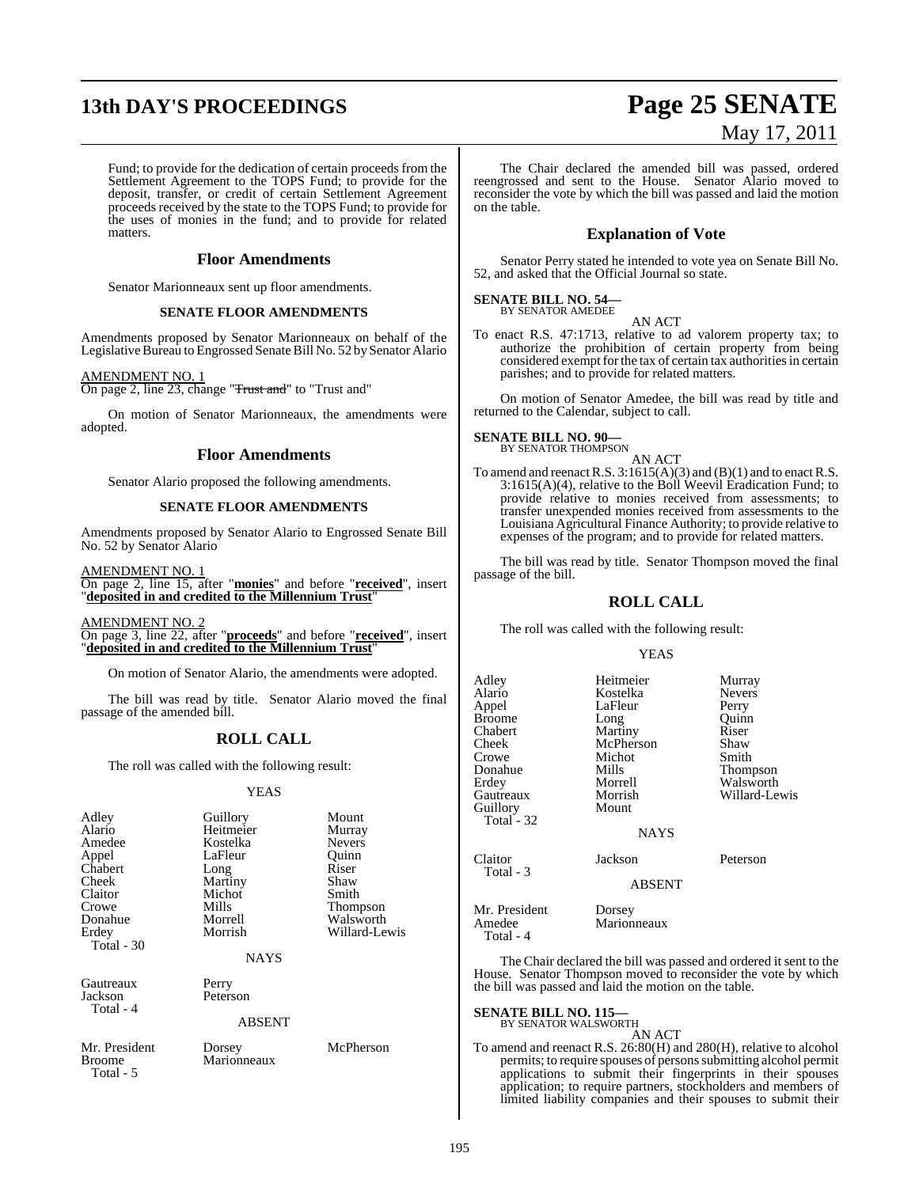Fund; to provide for the dedication of certain proceeds from the Settlement Agreement to the TOPS Fund; to provide for the deposit, transfer, or credit of certain Settlement Agreement proceeds received by the state to the TOPS Fund; to provide for the uses of monies in the fund; and to provide for related matters.

### Floor Amendments

Senator Marionneaux sent up floor amendments.

#### SENATE FLOOR AMENDMENTS

Amendments proposed by Senator Marionneaux on behalf of the Legislative Bureau to Engrossed Senate Bill No. 52 by Senator Alario

AMENDMENT NO. 1
On page 2, line 23, change "~~Trust and~~" to "Trust and"

On motion of Senator Marionneaux, the amendments were adopted.

### Floor Amendments

Senator Alario proposed the following amendments.

#### SENATE FLOOR AMENDMENTS

Amendments proposed by Senator Alario to Engrossed Senate Bill No. 52 by Senator Alario

AMENDMENT NO. 1
On page 2, line 15, after "**monies**" and before "**received**", insert "**deposited in and credited to the Millennium Trust**"

AMENDMENT NO. 2
On page 3, line 22, after "**proceeds**" and before "**received**", insert "**deposited in and credited to the Millennium Trust**"

On motion of Senator Alario, the amendments were adopted.

The bill was read by title. Senator Alario moved the final passage of the amended bill.

### ROLL CALL

The roll was called with the following result:

YEAS

| | | |
|---|---|---|
| Adley | Guillory | Mount |
| Alario | Heitmeier | Murray |
| Amedee | Kostelka | Nevers |
| Appel | LaFleur | Quinn |
| Chabert | Long | Riser |
| Cheek | Martiny | Shaw |
| Claitor | Michot | Smith |
| Crowe | Mills | Thompson |
| Donahue | Morrell | Walsworth |
| Erdey | Morrish | Willard-Lewis |
| Total - 30 | | |

NAYS

| | |
|---|---|
| Gautreaux | Perry |
| Jackson | Peterson |
| Total - 4 | |

ABSENT

| | | |
|---|---|---|
| Mr. President | Dorsey | McPherson |
| Broome | Marionneaux | |
| Total - 5 | | |

The Chair declared the amended bill was passed, ordered reengrossed and sent to the House. Senator Alario moved to reconsider the vote by which the bill was passed and laid the motion on the table.

### Explanation of Vote

Senator Perry stated he intended to vote yea on Senate Bill No. 52, and asked that the Official Journal so state.

**SENATE BILL NO. 54—**
BY SENATOR AMEDEE

AN ACT

To enact R.S. 47:1713, relative to ad valorem property tax; to authorize the prohibition of certain property from being considered exempt for the tax of certain tax authorities in certain parishes; and to provide for related matters.

On motion of Senator Amedee, the bill was read by title and returned to the Calendar, subject to call.

**SENATE BILL NO. 90—**
BY SENATOR THOMPSON

AN ACT

To amend and reenact R.S. 3:1615(A)(3) and (B)(1) and to enact R.S. 3:1615(A)(4), relative to the Boll Weevil Eradication Fund; to provide relative to monies received from assessments; to transfer unexpended monies received from assessments to the Louisiana Agricultural Finance Authority; to provide relative to expenses of the program; and to provide for related matters.

The bill was read by title. Senator Thompson moved the final passage of the bill.

### ROLL CALL

The roll was called with the following result:

YEAS

| | | |
|---|---|---|
| Adley | Heitmeier | Murray |
| Alario | Kostelka | Nevers |
| Appel | LaFleur | Perry |
| Broome | Long | Quinn |
| Chabert | Martiny | Riser |
| Cheek | McPherson | Shaw |
| Crowe | Michot | Smith |
| Donahue | Mills | Thompson |
| Erdey | Morrell | Walsworth |
| Gautreaux | Morrish | Willard-Lewis |
| Guillory | Mount | |
| Total - 32 | | |

NAYS

| | | |
|---|---|---|
| Claitor | Jackson | Peterson |
| Total - 3 | | |

ABSENT

| | |
|---|---|
| Mr. President | Dorsey |
| Amedee | Marionneaux |
| Total - 4 | |

The Chair declared the bill was passed and ordered it sent to the House. Senator Thompson moved to reconsider the vote by which the bill was passed and laid the motion on the table.

**SENATE BILL NO. 115—**
BY SENATOR WALSWORTH

AN ACT

To amend and reenact R.S. 26:80(H) and 280(H), relative to alcohol permits; to require spouses of persons submitting alcohol permit applications to submit their fingerprints in their spouses application; to require partners, stockholders and members of limited liability companies and their spouses to submit their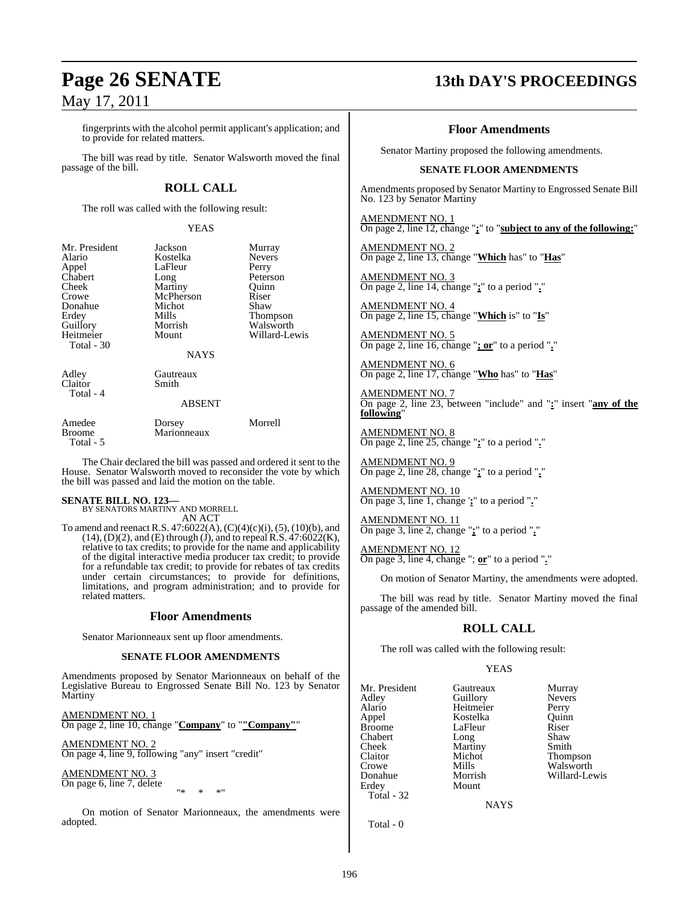fingerprints with the alcohol permit applicant's application; and to provide for related matters.

The bill was read by title. Senator Walsworth moved the final passage of the bill.

## ROLL CALL

The roll was called with the following result:

YEAS

| | | |
|---|---|---|
| Mr. President | Jackson | Murray |
| Alario | Kostelka | Nevers |
| Appel | LaFleur | Perry |
| Chabert | Long | Peterson |
| Cheek | Martiny | Quinn |
| Crowe | McPherson | Riser |
| Donahue | Michot | Shaw |
| Erdey | Mills | Thompson |
| Guillory | Morrish | Walsworth |
| Heitmeier | Mount | Willard-Lewis |
| Total - 30 | | |

NAYS

| | |
|---|---|
| Adley | Gautreaux |
| Claitor | Smith |
| Total - 4 | |

ABSENT

| | | |
|---|---|---|
| Amedee | Dorsey | Morrell |
| Broome | Marionneaux | |
| Total - 5 | | |

The Chair declared the bill was passed and ordered it sent to the House. Senator Walsworth moved to reconsider the vote by which the bill was passed and laid the motion on the table.

**SENATE BILL NO. 123—**
BY SENATORS MARTINY AND MORRELL
AN ACT

To amend and reenact R.S. 47:6022(A), (C)(4)(c)(i), (5), (10)(b), and (14), (D)(2), and (E) through (J), and to repeal R.S. 47:6022(K), relative to tax credits; to provide for the name and applicability of the digital interactive media producer tax credit; to provide for a refundable tax credit; to provide for rebates of tax credits under certain circumstances; to provide for definitions, limitations, and program administration; and to provide for related matters.

## Floor Amendments

Senator Marionneaux sent up floor amendments.

### SENATE FLOOR AMENDMENTS

Amendments proposed by Senator Marionneaux on behalf of the Legislative Bureau to Engrossed Senate Bill No. 123 by Senator Martiny

AMENDMENT NO. 1
On page 2, line 10, change "**Company**" to "**"Company"**"

AMENDMENT NO. 2
On page 4, line 9, following "any" insert "credit"

AMENDMENT NO. 3
On page 6, line 7, delete
"* * *"

On motion of Senator Marionneaux, the amendments were adopted.

## Floor Amendments

Senator Martiny proposed the following amendments.

### SENATE FLOOR AMENDMENTS

Amendments proposed by Senator Martiny to Engrossed Senate Bill No. 123 by Senator Martiny

AMENDMENT NO. 1
On page 2, line 12, change "**:**" to "**subject to any of the following:**"

AMENDMENT NO. 2
On page 2, line 13, change "**Which** has" to "**Has**"

AMENDMENT NO. 3
On page 2, line 14, change "**;**" to a period "**.**"

AMENDMENT NO. 4
On page 2, line 15, change "**Which** is" to "**Is**"

AMENDMENT NO. 5
On page 2, line 16, change "**; or**" to a period "**.**"

AMENDMENT NO. 6
On page 2, line 17, change "**Who** has" to "**Has**"

AMENDMENT NO. 7
On page 2, line 23, between "include" and "**:**" insert "**any of the following**"

AMENDMENT NO. 8
On page 2, line 25, change "**;**" to a period "**.**"

AMENDMENT NO. 9
On page 2, line 28, change "**;**" to a period "**.**"

AMENDMENT NO. 10
On page 3, line 1, change '**;**" to a period "**.**"

AMENDMENT NO. 11
On page 3, line 2, change "**;**" to a period "**.**"

AMENDMENT NO. 12
On page 3, line 4, change "; **or**" to a period "**.**"

On motion of Senator Martiny, the amendments were adopted.

The bill was read by title. Senator Martiny moved the final passage of the amended bill.

## ROLL CALL

The roll was called with the following result:

YEAS

| | | |
|---|---|---|
| Mr. President | Gautreaux | Murray |
| Adley | Guillory | Nevers |
| Alario | Heitmeier | Perry |
| Appel | Kostelka | Quinn |
| Broome | LaFleur | Riser |
| Chabert | Long | Shaw |
| Cheek | Martiny | Smith |
| Claitor | Michot | Thompson |
| Crowe | Mills | Walsworth |
| Donahue | Morrish | Willard-Lewis |
| Erdey | Mount | |
| Total - 32 | | |

NAYS

Total - 0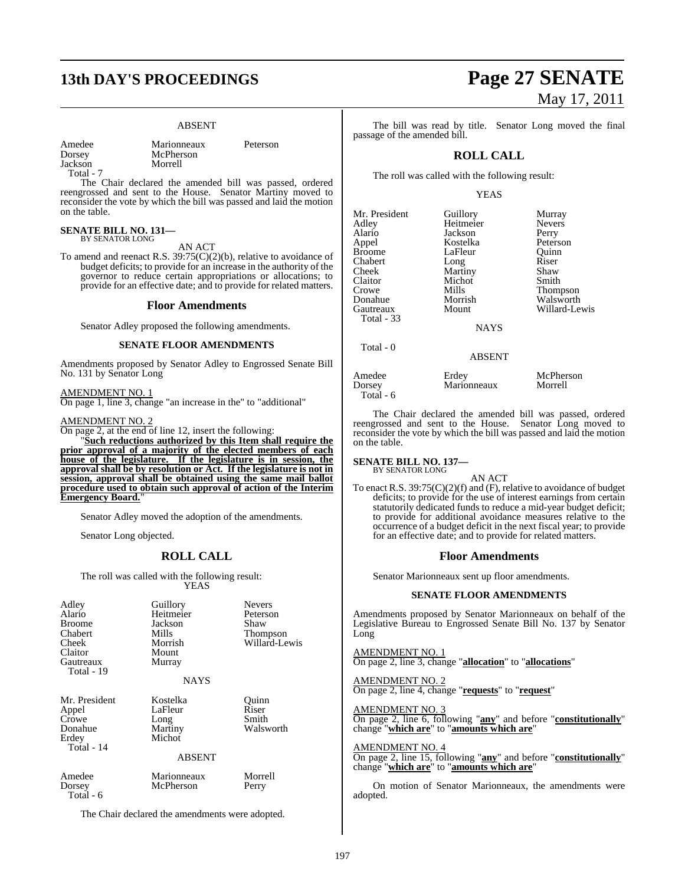### ABSENT

| | | |
|---|---|---|
| Amedee | Marionneaux | Peterson |
| Dorsey | McPherson | |
| Jackson | Morrell | |
| Total - 7 | | |

The Chair declared the amended bill was passed, ordered reengrossed and sent to the House. Senator Martiny moved to reconsider the vote by which the bill was passed and laid the motion on the table.

**SENATE BILL NO. 131—**
BY SENATOR LONG

AN ACT

To amend and reenact R.S. 39:75(C)(2)(b), relative to avoidance of budget deficits; to provide for an increase in the authority of the governor to reduce certain appropriations or allocations; to provide for an effective date; and to provide for related matters.

## Floor Amendments

Senator Adley proposed the following amendments.

### SENATE FLOOR AMENDMENTS

Amendments proposed by Senator Adley to Engrossed Senate Bill No. 131 by Senator Long

AMENDMENT NO. 1
On page 1, line 3, change "an increase in the" to "additional"

AMENDMENT NO. 2
On page 2, at the end of line 12, insert the following:

"**Such reductions authorized by this Item shall require the prior approval of a majority of the elected members of each house of the legislature. If the legislature is in session, the approval shall be by resolution or Act. If the legislature is not in session, approval shall be obtained using the same mail ballot procedure used to obtain such approval of action of the Interim Emergency Board.**"

Senator Adley moved the adoption of the amendments.

Senator Long objected.

## ROLL CALL

The roll was called with the following result:

### YEAS

| | | |
|---|---|---|
| Adley | Guillory | Nevers |
| Alario | Heitmeier | Peterson |
| Broome | Jackson | Shaw |
| Chabert | Mills | Thompson |
| Cheek | Morrish | Willard-Lewis |
| Claitor | Mount | |
| Gautreaux | Murray | |
| Total - 19 | | |

### NAYS

| | | |
|---|---|---|
| Mr. President | Kostelka | Quinn |
| Appel | LaFleur | Riser |
| Crowe | Long | Smith |
| Donahue | Martiny | Walsworth |
| Erdey | Michot | |
| Total - 14 | | |

### ABSENT

| | | |
|---|---|---|
| Amedee | Marionneaux | Morrell |
| Dorsey | McPherson | Perry |
| Total - 6 | | |

The Chair declared the amendments were adopted.

The bill was read by title. Senator Long moved the final passage of the amended bill.

## ROLL CALL

The roll was called with the following result:

### YEAS

| | | |
|---|---|---|
| Mr. President | Guillory | Murray |
| Adley | Heitmeier | Nevers |
| Alario | Jackson | Perry |
| Appel | Kostelka | Peterson |
| Broome | LaFleur | Quinn |
| Chabert | Long | Riser |
| Cheek | Martiny | Shaw |
| Claitor | Michot | Smith |
| Crowe | Mills | Thompson |
| Donahue | Morrish | Walsworth |
| Gautreaux | Mount | Willard-Lewis |
| Total - 33 | | |

### NAYS

Total - 0

### ABSENT

| | | |
|---|---|---|
| Amedee | Erdey | McPherson |
| Dorsey | Marionneaux | Morrell |
| Total - 6 | | |

The Chair declared the amended bill was passed, ordered reengrossed and sent to the House. Senator Long moved to reconsider the vote by which the bill was passed and laid the motion on the table.

**SENATE BILL NO. 137—**
BY SENATOR LONG

AN ACT

To enact R.S. 39:75(C)(2)(f) and (F), relative to avoidance of budget deficits; to provide for the use of interest earnings from certain statutorily dedicated funds to reduce a mid-year budget deficit; to provide for additional avoidance measures relative to the occurrence of a budget deficit in the next fiscal year; to provide for an effective date; and to provide for related matters.

## Floor Amendments

Senator Marionneaux sent up floor amendments.

### SENATE FLOOR AMENDMENTS

Amendments proposed by Senator Marionneaux on behalf of the Legislative Bureau to Engrossed Senate Bill No. 137 by Senator Long

AMENDMENT NO. 1
On page 2, line 3, change "**allocation**" to "**allocations**"

AMENDMENT NO. 2
On page 2, line 4, change "**requests**" to "**request**"

AMENDMENT NO. 3
On page 2, line 6, following "**any**" and before "**constitutionally**" change "**which are**" to "**amounts which are**"

AMENDMENT NO. 4
On page 2, line 15, following "**any**" and before "**constitutionally**" change "**which are**" to "**amounts which are**"

On motion of Senator Marionneaux, the amendments were adopted.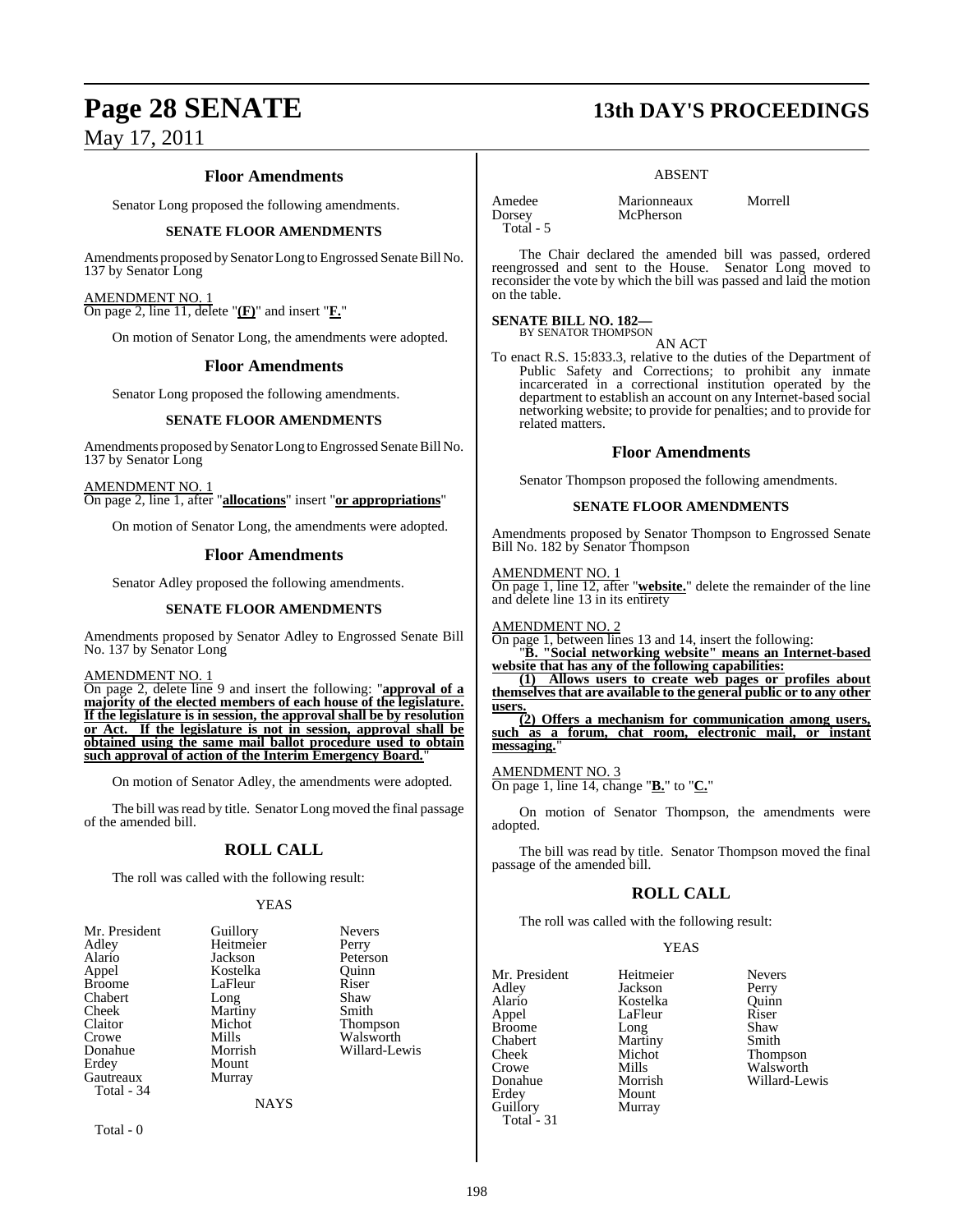## Floor Amendments

Senator Long proposed the following amendments.

### SENATE FLOOR AMENDMENTS

Amendments proposed by Senator Long to Engrossed Senate Bill No. 137 by Senator Long

AMENDMENT NO. 1
On page 2, line 11, delete "**(F)**" and insert "**F.**"

On motion of Senator Long, the amendments were adopted.

## Floor Amendments

Senator Long proposed the following amendments.

### SENATE FLOOR AMENDMENTS

Amendments proposed by Senator Long to Engrossed Senate Bill No. 137 by Senator Long

AMENDMENT NO. 1
On page 2, line 1, after "**allocations**" insert "**or appropriations**"

On motion of Senator Long, the amendments were adopted.

## Floor Amendments

Senator Adley proposed the following amendments.

### SENATE FLOOR AMENDMENTS

Amendments proposed by Senator Adley to Engrossed Senate Bill No. 137 by Senator Long

AMENDMENT NO. 1
On page 2, delete line 9 and insert the following: "**approval of a majority of the elected members of each house of the legislature. If the legislature is in session, the approval shall be by resolution or Act. If the legislature is not in session, approval shall be obtained using the same mail ballot procedure used to obtain such approval of action of the Interim Emergency Board.**"

On motion of Senator Adley, the amendments were adopted.

The bill was read by title. Senator Long moved the final passage of the amended bill.

## ROLL CALL

The roll was called with the following result:

YEAS

| | | |
|---|---|---|
| Mr. President | Guillory | Nevers |
| Adley | Heitmeier | Perry |
| Alario | Jackson | Peterson |
| Appel | Kostelka | Quinn |
| Broome | LaFleur | Riser |
| Chabert | Long | Shaw |
| Cheek | Martiny | Smith |
| Claitor | Michot | Thompson |
| Crowe | Mills | Walsworth |
| Donahue | Morrish | Willard-Lewis |
| Erdey | Mount | |
| Gautreaux | Murray | |

Total - 34

NAYS

Total - 0

ABSENT

| | | |
|---|---|---|
| Amedee | Marionneaux | Morrell |
| Dorsey | McPherson | |

Total - 5

The Chair declared the amended bill was passed, ordered reengrossed and sent to the House. Senator Long moved to reconsider the vote by which the bill was passed and laid the motion on the table.

**SENATE BILL NO. 182—**
BY SENATOR THOMPSON

AN ACT

To enact R.S. 15:833.3, relative to the duties of the Department of Public Safety and Corrections; to prohibit any inmate incarcerated in a correctional institution operated by the department to establish an account on any Internet-based social networking website; to provide for penalties; and to provide for related matters.

## Floor Amendments

Senator Thompson proposed the following amendments.

### SENATE FLOOR AMENDMENTS

Amendments proposed by Senator Thompson to Engrossed Senate Bill No. 182 by Senator Thompson

AMENDMENT NO. 1
On page 1, line 12, after "**website.**" delete the remainder of the line and delete line 13 in its entirety

AMENDMENT NO. 2
On page 1, between lines 13 and 14, insert the following:

"**B. "Social networking website" means an Internet-based website that has any of the following capabilities:**

**(1) Allows users to create web pages or profiles about themselves that are available to the general public or to any other users.**

**(2) Offers a mechanism for communication among users, such as a forum, chat room, electronic mail, or instant messaging.**"

AMENDMENT NO. 3
On page 1, line 14, change "**B.**" to "**C.**"

On motion of Senator Thompson, the amendments were adopted.

The bill was read by title. Senator Thompson moved the final passage of the amended bill.

## ROLL CALL

The roll was called with the following result:

YEAS

| | | |
|---|---|---|
| Mr. President | Heitmeier | Nevers |
| Adley | Jackson | Perry |
| Alario | Kostelka | Quinn |
| Appel | LaFleur | Riser |
| Broome | Long | Shaw |
| Chabert | Martiny | Smith |
| Cheek | Michot | Thompson |
| Crowe | Mills | Walsworth |
| Donahue | Morrish | Willard-Lewis |
| Erdey | Mount | |
| Guillory | Murray | |

Total - 31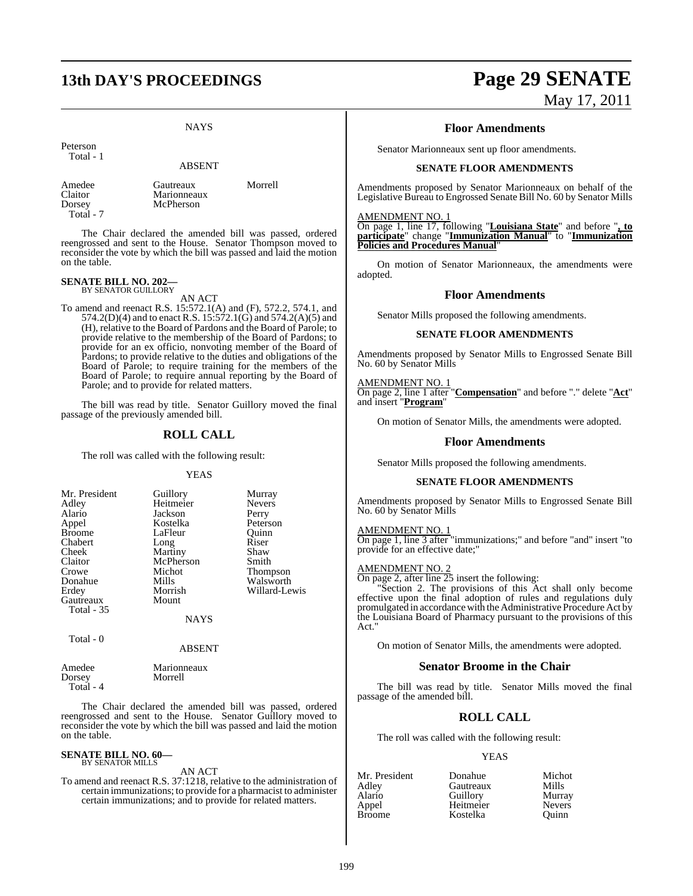NAYS

Peterson
Total - 1

ABSENT

| | | |
|---|---|---|
| Amedee | Gautreaux | Morrell |
| Claitor | Marionneaux | |
| Dorsey | McPherson | |
| Total - 7 | | |

The Chair declared the amended bill was passed, ordered reengrossed and sent to the House. Senator Thompson moved to reconsider the vote by which the bill was passed and laid the motion on the table.

**SENATE BILL NO. 202—**
BY SENATOR GUILLORY

AN ACT

To amend and reenact R.S. 15:572.1(A) and (F), 572.2, 574.1, and 574.2(D)(4) and to enact R.S. 15:572.1(G) and 574.2(A)(5) and (H), relative to the Board of Pardons and the Board of Parole; to provide relative to the membership of the Board of Pardons; to provide for an ex officio, nonvoting member of the Board of Pardons; to provide relative to the duties and obligations of the Board of Parole; to require training for the members of the Board of Parole; to require annual reporting by the Board of Parole; and to provide for related matters.

The bill was read by title. Senator Guillory moved the final passage of the previously amended bill.

## ROLL CALL

The roll was called with the following result:

YEAS

| | | |
|---|---|---|
| Mr. President | Guillory | Murray |
| Adley | Heitmeier | Nevers |
| Alario | Jackson | Perry |
| Appel | Kostelka | Peterson |
| Broome | LaFleur | Quinn |
| Chabert | Long | Riser |
| Cheek | Martiny | Shaw |
| Claitor | McPherson | Smith |
| Crowe | Michot | Thompson |
| Donahue | Mills | Walsworth |
| Erdey | Morrish | Willard-Lewis |
| Gautreaux | Mount | |
| Total - 35 | | |

NAYS

Total - 0

ABSENT

| | |
|---|---|
| Amedee | Marionneaux |
| Dorsey | Morrell |
| Total - 4 | |

The Chair declared the amended bill was passed, ordered reengrossed and sent to the House. Senator Guillory moved to reconsider the vote by which the bill was passed and laid the motion on the table.

**SENATE BILL NO. 60—**
BY SENATOR MILLS

AN ACT

To amend and reenact R.S. 37:1218, relative to the administration of certain immunizations; to provide for a pharmacist to administer certain immunizations; and to provide for related matters.

## Floor Amendments

Senator Marionneaux sent up floor amendments.

### SENATE FLOOR AMENDMENTS

Amendments proposed by Senator Marionneaux on behalf of the Legislative Bureau to Engrossed Senate Bill No. 60 by Senator Mills

AMENDMENT NO. 1
On page 1, line 17, following "**Louisiana State**" and before "**, to participate**" change "**Immunization Manual**" to "**Immunization Policies and Procedures Manual**"

On motion of Senator Marionneaux, the amendments were adopted.

## Floor Amendments

Senator Mills proposed the following amendments.

### SENATE FLOOR AMENDMENTS

Amendments proposed by Senator Mills to Engrossed Senate Bill No. 60 by Senator Mills

AMENDMENT NO. 1
On page 2, line 1 after "**Compensation**" and before "." delete "**Act**" and insert "**Program**"

On motion of Senator Mills, the amendments were adopted.

## Floor Amendments

Senator Mills proposed the following amendments.

### SENATE FLOOR AMENDMENTS

Amendments proposed by Senator Mills to Engrossed Senate Bill No. 60 by Senator Mills

AMENDMENT NO. 1
On page 1, line 3 after "immunizations;" and before "and" insert "to provide for an effective date;"

AMENDMENT NO. 2
On page 2, after line 25 insert the following:

"Section 2. The provisions of this Act shall only become effective upon the final adoption of rules and regulations duly promulgated in accordance with the Administrative Procedure Act by the Louisiana Board of Pharmacy pursuant to the provisions of this Act."

On motion of Senator Mills, the amendments were adopted.

## Senator Broome in the Chair

The bill was read by title. Senator Mills moved the final passage of the amended bill.

## ROLL CALL

The roll was called with the following result:

YEAS

| | | |
|---|---|---|
| Mr. President | Donahue | Michot |
| Adley | Gautreaux | Mills |
| Alario | Guillory | Murray |
| Appel | Heitmeier | Nevers |
| Broome | Kostelka | Quinn |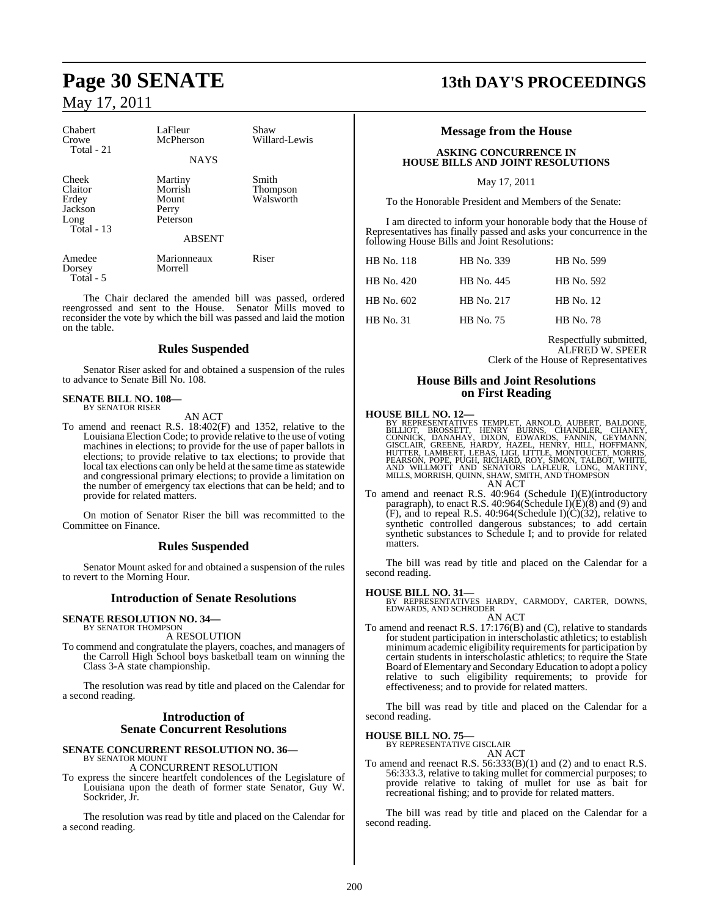| | | |
|---|---|---|
| Chabert | LaFleur | Shaw |
| Crowe | McPherson | Willard-Lewis |
| Total - 21 | | |

NAYS

| | | |
|---|---|---|
| Cheek | Martiny | Smith |
| Claitor | Morrish | Thompson |
| Erdey | Mount | Walsworth |
| Jackson | Perry | |
| Long | Peterson | |
| Total - 13 | | |

ABSENT

| | | |
|---|---|---|
| Amedee | Marionneaux | Riser |
| Dorsey | Morrell | |
| Total - 5 | | |

The Chair declared the amended bill was passed, ordered reengrossed and sent to the House. Senator Mills moved to reconsider the vote by which the bill was passed and laid the motion on the table.

## Rules Suspended

Senator Riser asked for and obtained a suspension of the rules to advance to Senate Bill No. 108.

**SENATE BILL NO. 108—**
BY SENATOR RISER

AN ACT

To amend and reenact R.S. 18:402(F) and 1352, relative to the Louisiana Election Code; to provide relative to the use of voting machines in elections; to provide for the use of paper ballots in elections; to provide relative to tax elections; to provide that local tax elections can only be held at the same time as statewide and congressional primary elections; to provide a limitation on the number of emergency tax elections that can be held; and to provide for related matters.

On motion of Senator Riser the bill was recommitted to the Committee on Finance.

## Rules Suspended

Senator Mount asked for and obtained a suspension of the rules to revert to the Morning Hour.

## Introduction of Senate Resolutions

**SENATE RESOLUTION NO. 34—**
BY SENATOR THOMPSON

A RESOLUTION

To commend and congratulate the players, coaches, and managers of the Carroll High School boys basketball team on winning the Class 3-A state championship.

The resolution was read by title and placed on the Calendar for a second reading.

## Introduction of Senate Concurrent Resolutions

**SENATE CONCURRENT RESOLUTION NO. 36—**
BY SENATOR MOUNT

A CONCURRENT RESOLUTION

To express the sincere heartfelt condolences of the Legislature of Louisiana upon the death of former state Senator, Guy W. Sockrider, Jr.

The resolution was read by title and placed on the Calendar for a second reading.

## Message from the House

### ASKING CONCURRENCE IN HOUSE BILLS AND JOINT RESOLUTIONS

May 17, 2011

To the Honorable President and Members of the Senate:

I am directed to inform your honorable body that the House of Representatives has finally passed and asks your concurrence in the following House Bills and Joint Resolutions:

| | | |
|---|---|---|
| HB No. 118 | HB No. 339 | HB No. 599 |
| HB No. 420 | HB No. 445 | HB No. 592 |
| HB No. 602 | HB No. 217 | HB No. 12 |
| HB No. 31 | HB No. 75 | HB No. 78 |

Respectfully submitted,
ALFRED W. SPEER
Clerk of the House of Representatives

## House Bills and Joint Resolutions on First Reading

**HOUSE BILL NO. 12—**
BY REPRESENTATIVES TEMPLET, ARNOLD, AUBERT, BALDONE, BILLIOT, BROSSETT, HENRY BURNS, CHANDLER, CHANEY, CONNICK, DANAHAY, DIXON, EDWARDS, FANNIN, GEYMANN, GISCLAIR, GREENE, HARDY, HAZEL, HENRY, HILL, HOFFMANN, HUTTER, LAMBERT, LEBAS, LIGI, LITTLE, MONTOUCET, MORRIS, PEARSON, POPE, PUGH, RICHARD, ROY, SIMON, TALBOT, WHITE, AND WILLMOTT AND SENATORS LAFLEUR, LONG, MARTINY, MILLS, MORRISH, QUINN, SHAW, SMITH, AND THOMPSON

AN ACT

To amend and reenact R.S. 40:964 (Schedule I)(E)(introductory paragraph), to enact R.S. 40:964(Schedule I)(E)(8) and (9) and (F), and to repeal R.S. 40:964(Schedule I)(C)(32), relative to synthetic controlled dangerous substances; to add certain synthetic substances to Schedule I; and to provide for related matters.

The bill was read by title and placed on the Calendar for a second reading.

**HOUSE BILL NO. 31—**
BY REPRESENTATIVES HARDY, CARMODY, CARTER, DOWNS, EDWARDS, AND SCHRODER

AN ACT

To amend and reenact R.S. 17:176(B) and (C), relative to standards for student participation in interscholastic athletics; to establish minimum academic eligibility requirements for participation by certain students in interscholastic athletics; to require the State Board of Elementary and Secondary Education to adopt a policy relative to such eligibility requirements; to provide for effectiveness; and to provide for related matters.

The bill was read by title and placed on the Calendar for a second reading.

**HOUSE BILL NO. 75—**
BY REPRESENTATIVE GISCLAIR

AN ACT

To amend and reenact R.S. 56:333(B)(1) and (2) and to enact R.S. 56:333.3, relative to taking mullet for commercial purposes; to provide relative to taking of mullet for use as bait for recreational fishing; and to provide for related matters.

The bill was read by title and placed on the Calendar for a second reading.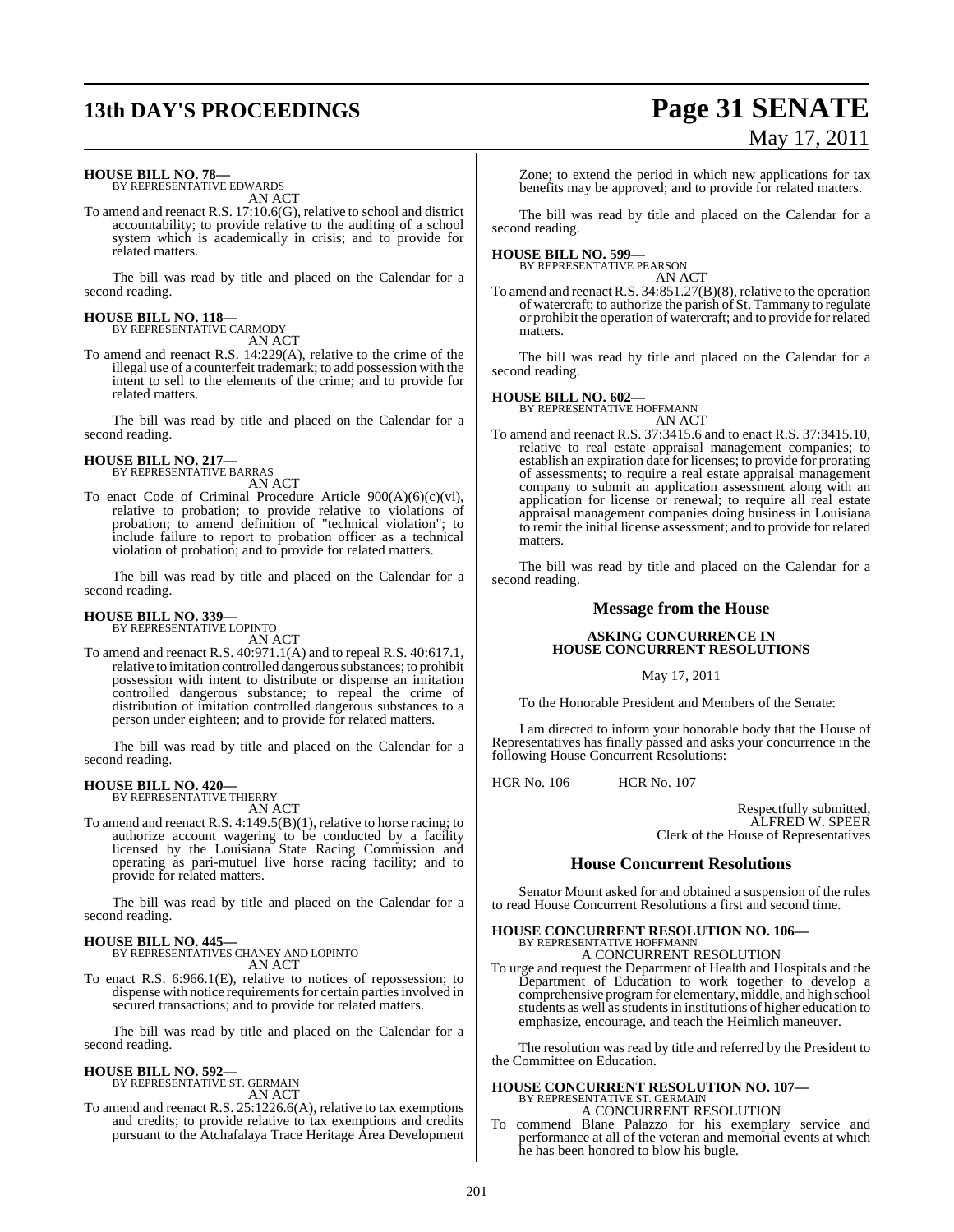**HOUSE BILL NO. 78—**
BY REPRESENTATIVE EDWARDS
AN ACT

To amend and reenact R.S. 17:10.6(G), relative to school and district accountability; to provide relative to the auditing of a school system which is academically in crisis; and to provide for related matters.

The bill was read by title and placed on the Calendar for a second reading.

**HOUSE BILL NO. 118—**
BY REPRESENTATIVE CARMODY
AN ACT

To amend and reenact R.S. 14:229(A), relative to the crime of the illegal use of a counterfeit trademark; to add possession with the intent to sell to the elements of the crime; and to provide for related matters.

The bill was read by title and placed on the Calendar for a second reading.

**HOUSE BILL NO. 217—**
BY REPRESENTATIVE BARRAS
AN ACT

To enact Code of Criminal Procedure Article 900(A)(6)(c)(vi), relative to probation; to provide relative to violations of probation; to amend definition of "technical violation"; to include failure to report to probation officer as a technical violation of probation; and to provide for related matters.

The bill was read by title and placed on the Calendar for a second reading.

**HOUSE BILL NO. 339—**
BY REPRESENTATIVE LOPINTO
AN ACT

To amend and reenact R.S. 40:971.1(A) and to repeal R.S. 40:617.1, relative to imitation controlled dangerous substances; to prohibit possession with intent to distribute or dispense an imitation controlled dangerous substance; to repeal the crime of distribution of imitation controlled dangerous substances to a person under eighteen; and to provide for related matters.

The bill was read by title and placed on the Calendar for a second reading.

**HOUSE BILL NO. 420—**
BY REPRESENTATIVE THIERRY
AN ACT

To amend and reenact R.S. 4:149.5(B)(1), relative to horse racing; to authorize account wagering to be conducted by a facility licensed by the Louisiana State Racing Commission and operating as pari-mutuel live horse racing facility; and to provide for related matters.

The bill was read by title and placed on the Calendar for a second reading.

**HOUSE BILL NO. 445—**
BY REPRESENTATIVES CHANEY AND LOPINTO
AN ACT

To enact R.S. 6:966.1(E), relative to notices of repossession; to dispense with notice requirements for certain parties involved in secured transactions; and to provide for related matters.

The bill was read by title and placed on the Calendar for a second reading.

**HOUSE BILL NO. 592—**
BY REPRESENTATIVE ST. GERMAIN
AN ACT

To amend and reenact R.S. 25:1226.6(A), relative to tax exemptions and credits; to provide relative to tax exemptions and credits pursuant to the Atchafalaya Trace Heritage Area Development Zone; to extend the period in which new applications for tax benefits may be approved; and to provide for related matters.

The bill was read by title and placed on the Calendar for a second reading.

**HOUSE BILL NO. 599—**
BY REPRESENTATIVE PEARSON
AN ACT

To amend and reenact R.S. 34:851.27(B)(8), relative to the operation of watercraft; to authorize the parish of St. Tammany to regulate or prohibit the operation of watercraft; and to provide for related matters.

The bill was read by title and placed on the Calendar for a second reading.

**HOUSE BILL NO. 602—**
BY REPRESENTATIVE HOFFMANN
AN ACT

To amend and reenact R.S. 37:3415.6 and to enact R.S. 37:3415.10, relative to real estate appraisal management companies; to establish an expiration date for licenses; to provide for prorating of assessments; to require a real estate appraisal management company to submit an application assessment along with an application for license or renewal; to require all real estate appraisal management companies doing business in Louisiana to remit the initial license assessment; and to provide for related matters.

The bill was read by title and placed on the Calendar for a second reading.

## Message from the House

**ASKING CONCURRENCE IN HOUSE CONCURRENT RESOLUTIONS**

May 17, 2011

To the Honorable President and Members of the Senate:

I am directed to inform your honorable body that the House of Representatives has finally passed and asks your concurrence in the following House Concurrent Resolutions:

HCR No. 106 HCR No. 107

Respectfully submitted,
ALFRED W. SPEER
Clerk of the House of Representatives

## House Concurrent Resolutions

Senator Mount asked for and obtained a suspension of the rules to read House Concurrent Resolutions a first and second time.

**HOUSE CONCURRENT RESOLUTION NO. 106—**
BY REPRESENTATIVE HOFFMANN
A CONCURRENT RESOLUTION

To urge and request the Department of Health and Hospitals and the Department of Education to work together to develop a comprehensive program for elementary, middle, and high school students as well as students in institutions of higher education to emphasize, encourage, and teach the Heimlich maneuver.

The resolution was read by title and referred by the President to the Committee on Education.

**HOUSE CONCURRENT RESOLUTION NO. 107—**
BY REPRESENTATIVE ST. GERMAIN
A CONCURRENT RESOLUTION

To commend Blane Palazzo for his exemplary service and performance at all of the veteran and memorial events at which he has been honored to blow his bugle.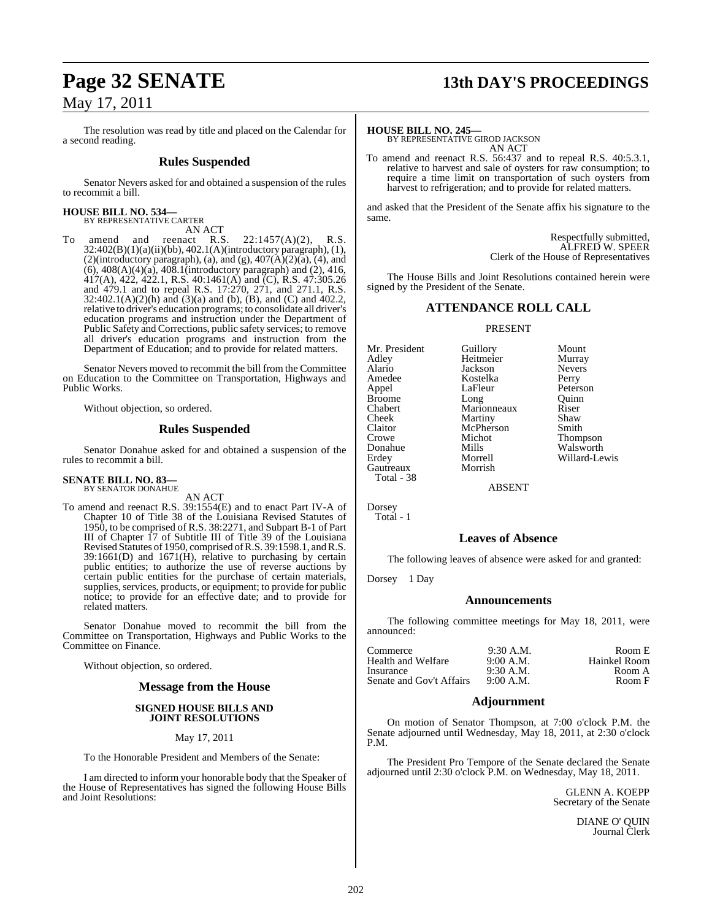The resolution was read by title and placed on the Calendar for a second reading.

## Rules Suspended

Senator Nevers asked for and obtained a suspension of the rules to recommit a bill.

**HOUSE BILL NO. 534—**
BY REPRESENTATIVE CARTER

AN ACT

To amend and reenact R.S. 22:1457(A)(2), R.S. 32:402(B)(1)(a)(ii)(bb), 402.1(A)(introductory paragraph), (1), (2)(introductory paragraph), (a), and (g), 407(A)(2)(a), (4), and (6), 408(A)(4)(a), 408.1(introductory paragraph) and (2), 416, 417(A), 422, 422.1, R.S. 40:1461(A) and (C), R.S. 47:305.26 and 479.1 and to repeal R.S. 17:270, 271, and 271.1, R.S. 32:402.1(A)(2)(h) and (3)(a) and (b), (B), and (C) and 402.2, relative to driver's education programs; to consolidate all driver's education programs and instruction under the Department of Public Safety and Corrections, public safety services; to remove all driver's education programs and instruction from the Department of Education; and to provide for related matters.

Senator Nevers moved to recommit the bill from the Committee on Education to the Committee on Transportation, Highways and Public Works.

Without objection, so ordered.

## Rules Suspended

Senator Donahue asked for and obtained a suspension of the rules to recommit a bill.

**SENATE BILL NO. 83—**
BY SENATOR DONAHUE

AN ACT

To amend and reenact R.S. 39:1554(E) and to enact Part IV-A of Chapter 10 of Title 38 of the Louisiana Revised Statutes of 1950, to be comprised of R.S. 38:2271, and Subpart B-1 of Part III of Chapter 17 of Subtitle III of Title 39 of the Louisiana Revised Statutes of 1950, comprised of R.S. 39:1598.1, and R.S. 39:1661(D) and 1671(H), relative to purchasing by certain public entities; to authorize the use of reverse auctions by certain public entities for the purchase of certain materials, supplies, services, products, or equipment; to provide for public notice; to provide for an effective date; and to provide for related matters.

Senator Donahue moved to recommit the bill from the Committee on Transportation, Highways and Public Works to the Committee on Finance.

Without objection, so ordered.

## Message from the House

### SIGNED HOUSE BILLS AND JOINT RESOLUTIONS

May 17, 2011

To the Honorable President and Members of the Senate:

I am directed to inform your honorable body that the Speaker of the House of Representatives has signed the following House Bills and Joint Resolutions:

**HOUSE BILL NO. 245—**
BY REPRESENTATIVE GIROD JACKSON

AN ACT

To amend and reenact R.S. 56:437 and to repeal R.S. 40:5.3.1, relative to harvest and sale of oysters for raw consumption; to require a time limit on transportation of such oysters from harvest to refrigeration; and to provide for related matters.

and asked that the President of the Senate affix his signature to the same.

Respectfully submitted,
ALFRED W. SPEER
Clerk of the House of Representatives

The House Bills and Joint Resolutions contained herein were signed by the President of the Senate.

## ATTENDANCE ROLL CALL

PRESENT

| | | |
|---|---|---|
| Mr. President | Guillory | Mount |
| Adley | Heitmeier | Murray |
| Alario | Jackson | Nevers |
| Amedee | Kostelka | Perry |
| Appel | LaFleur | Peterson |
| Broome | Long | Quinn |
| Chabert | Marionneaux | Riser |
| Cheek | Martiny | Shaw |
| Claitor | McPherson | Smith |
| Crowe | Michot | Thompson |
| Donahue | Mills | Walsworth |
| Erdey | Morrell | Willard-Lewis |
| Gautreaux | Morrish | |
| Total - 38 | | |

ABSENT

Dorsey
Total - 1

## Leaves of Absence

The following leaves of absence were asked for and granted:

Dorsey 1 Day

## Announcements

The following committee meetings for May 18, 2011, were announced:

| | | |
|---|---|---|
| Commerce | 9:30 A.M. | Room E |
| Health and Welfare | 9:00 A.M. | Hainkel Room |
| Insurance | 9:30 A.M. | Room A |
| Senate and Gov't Affairs | 9:00 A.M. | Room F |

## Adjournment

On motion of Senator Thompson, at 7:00 o'clock P.M. the Senate adjourned until Wednesday, May 18, 2011, at 2:30 o'clock P.M.

The President Pro Tempore of the Senate declared the Senate adjourned until 2:30 o'clock P.M. on Wednesday, May 18, 2011.

GLENN A. KOEPP
Secretary of the Senate

DIANE O' QUIN
Journal Clerk